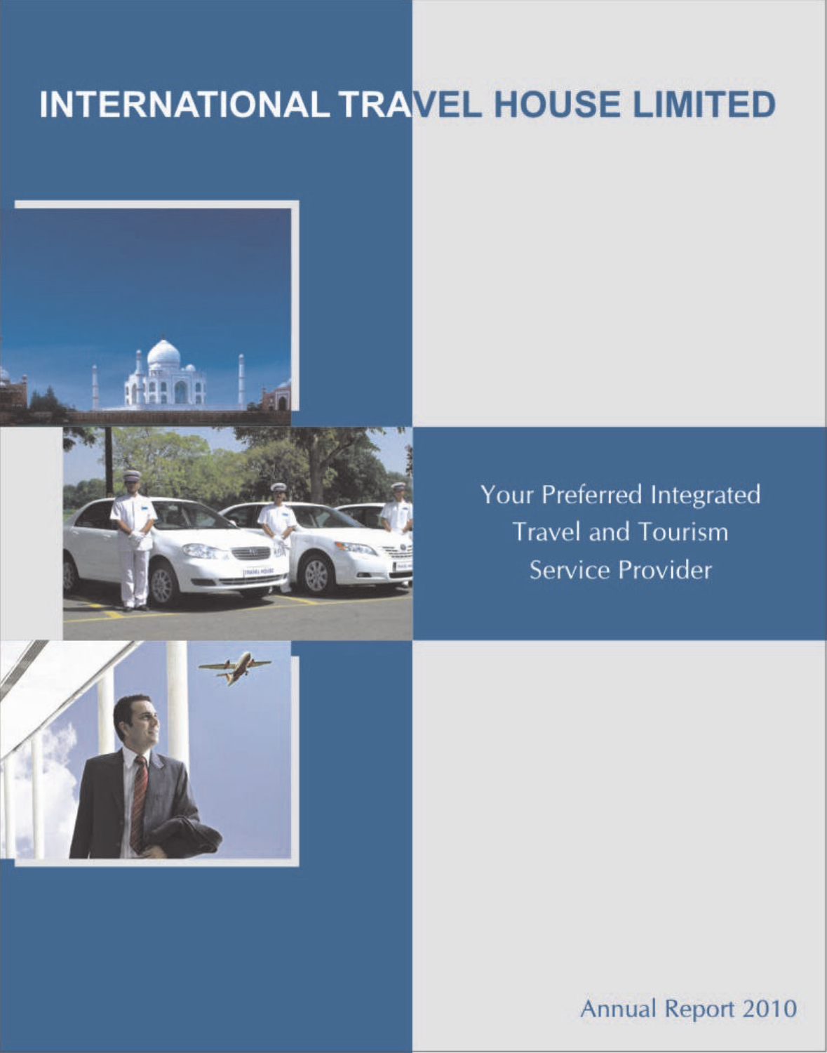# INTERNATIONAL TRAVEL HOUSE LIMITED

Your Preferred Integrated Travel and Tourism Service Provider

Annual Report 2010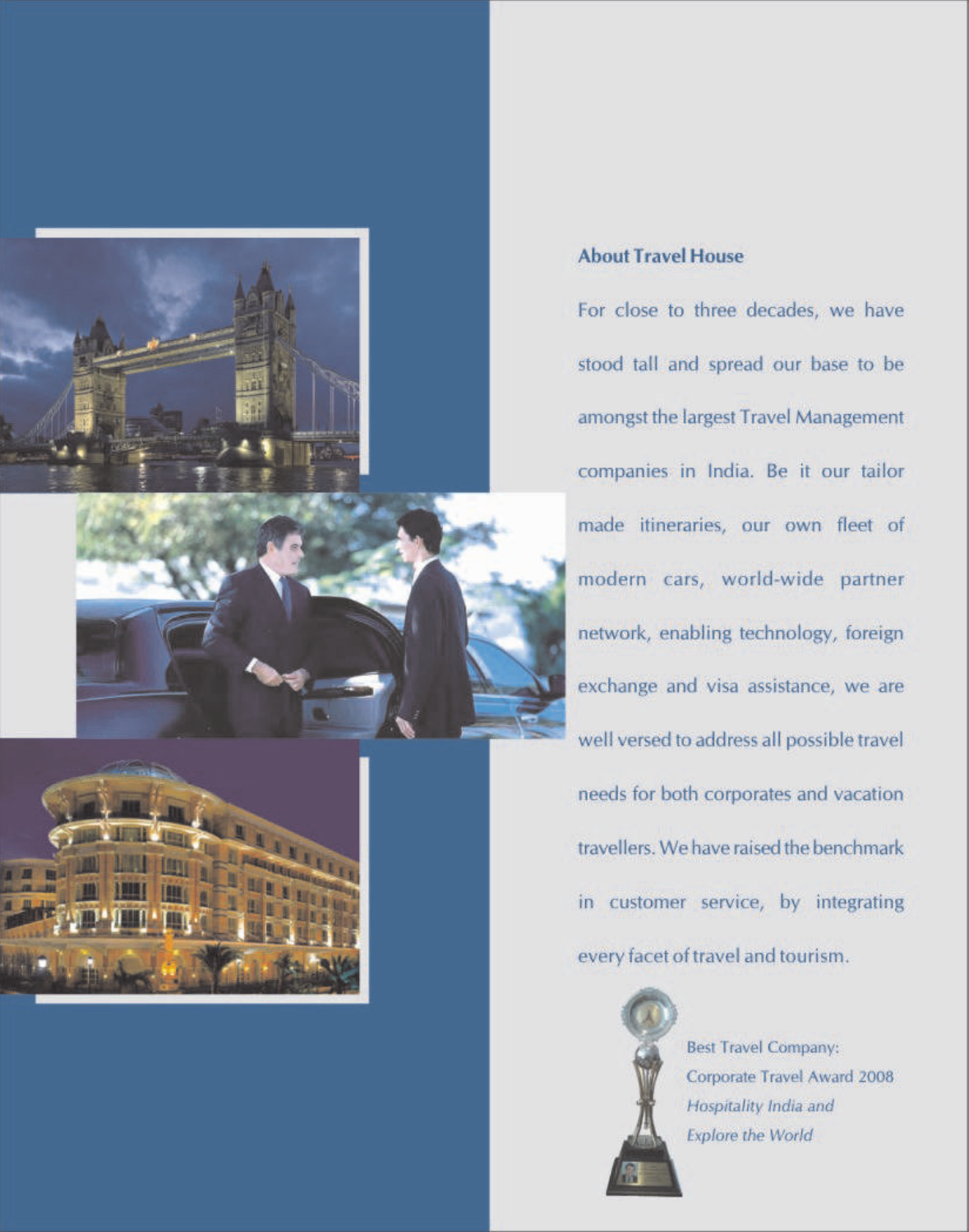## About Travel House

For close to three decades, we have stood tall and spread our base to be amongst the largest Travel Management companies in India. Be it our tailor made itineraries, our own fleet of modern cars, world-wide partner network, enabling technology, foreign exchange and visa assistance, we are well versed to address all possible travel needs for both corporates and vacation travellers. We have raised the benchmark in customer service, by integrating every facet of travel and tourism.

Best Travel Company:
Corporate Travel Award 2008
*Hospitality India and Explore the World*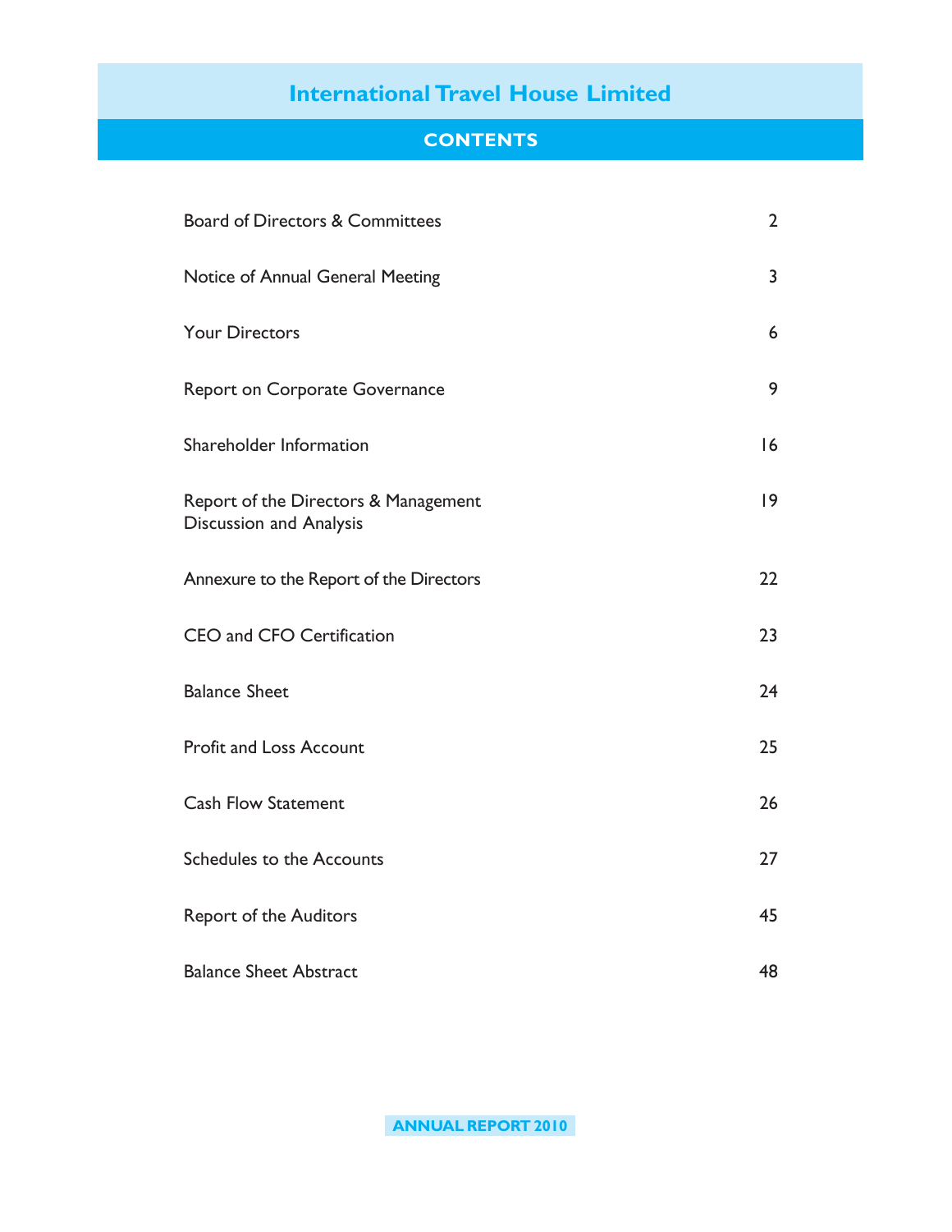# International Travel House Limited

## CONTENTS

| | |
|---|---|
| Board of Directors & Committees | 2 |
| Notice of Annual General Meeting | 3 |
| Your Directors | 6 |
| Report on Corporate Governance | 9 |
| Shareholder Information | 16 |
| Report of the Directors & Management Discussion and Analysis | 19 |
| Annexure to the Report of the Directors | 22 |
| CEO and CFO Certification | 23 |
| Balance Sheet | 24 |
| Profit and Loss Account | 25 |
| Cash Flow Statement | 26 |
| Schedules to the Accounts | 27 |
| Report of the Auditors | 45 |
| Balance Sheet Abstract | 48 |

**ANNUAL REPORT 2010**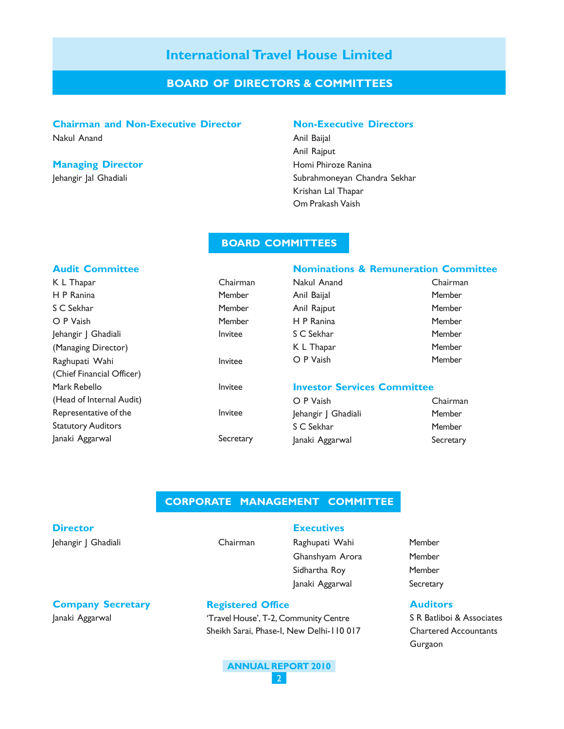# International Travel House Limited

## BOARD OF DIRECTORS & COMMITTEES

### Chairman and Non-Executive Director

Nakul Anand

### Managing Director

Jehangir Jal Ghadiali

### Non-Executive Directors

Anil Baijal
Anil Rajput
Homi Phiroze Ranina
Subrahmoneyan Chandra Sekhar
Krishan Lal Thapar
Om Prakash Vaish

## BOARD COMMITTEES

### Audit Committee

| | |
|---|---|
| K L Thapar | Chairman |
| H P Ranina | Member |
| S C Sekhar | Member |
| O P Vaish | Member |
| Jehangir J Ghadiali (Managing Director) | Invitee |
| Raghupati Wahi (Chief Financial Officer) | Invitee |
| Mark Rebello (Head of Internal Audit) | Invitee |
| Representative of the Statutory Auditors | Invitee |
| Janaki Aggarwal | Secretary |

### Nominations & Remuneration Committee

| | |
|---|---|
| Nakul Anand | Chairman |
| Anil Baijal | Member |
| Anil Rajput | Member |
| H P Ranina | Member |
| S C Sekhar | Member |
| K L Thapar | Member |
| O P Vaish | Member |

### Investor Services Committee

| | |
|---|---|
| O P Vaish | Chairman |
| Jehangir J Ghadiali | Member |
| S C Sekhar | Member |
| Janaki Aggarwal | Secretary |

## CORPORATE MANAGEMENT COMMITTEE

### Director

| | |
|---|---|
| Jehangir J Ghadiali | Chairman |

### Executives

| | |
|---|---|
| Raghupati Wahi | Member |
| Ghanshyam Arora | Member |
| Sidhartha Roy | Member |
| Janaki Aggarwal | Secretary |

### Company Secretary

Janaki Aggarwal

### Registered Office

'Travel House', T-2, Community Centre
Sheikh Sarai, Phase-I, New Delhi-110 017

### Auditors

S R Batliboi & Associates
Chartered Accountants
Gurgaon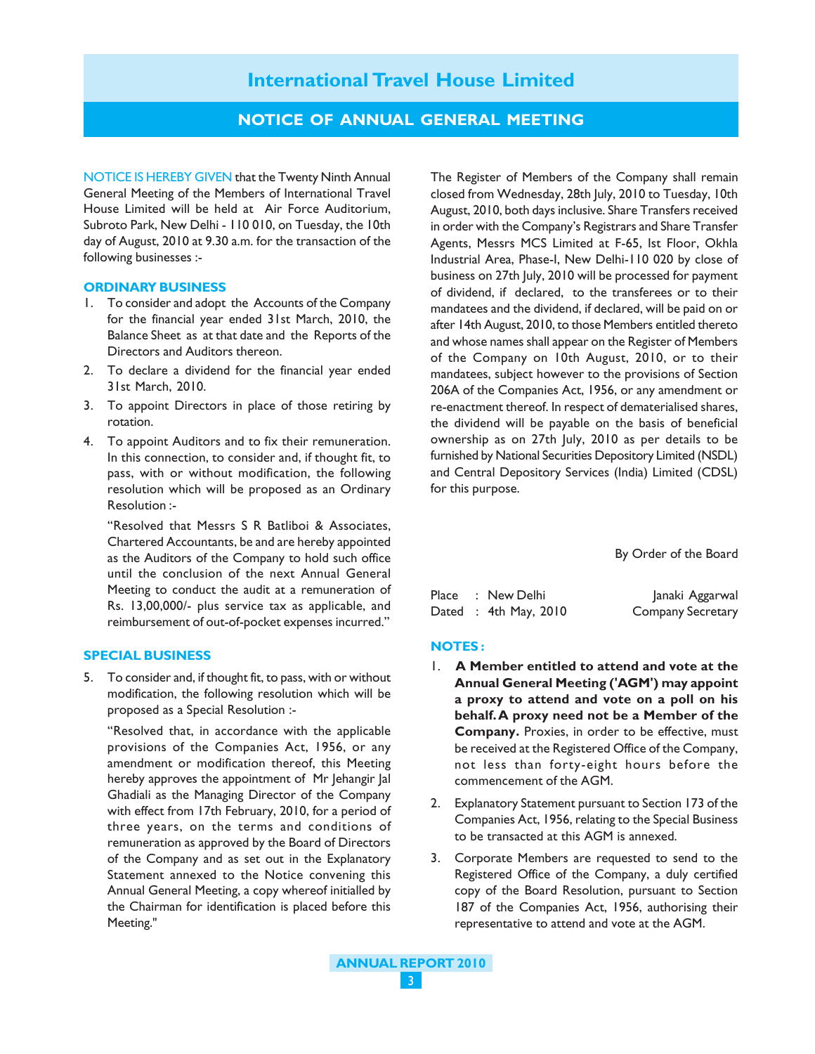# International Travel House Limited

## NOTICE OF ANNUAL GENERAL MEETING

NOTICE IS HEREBY GIVEN that the Twenty Ninth Annual General Meeting of the Members of International Travel House Limited will be held at Air Force Auditorium, Subroto Park, New Delhi - 110 010, on Tuesday, the 10th day of August, 2010 at 9.30 a.m. for the transaction of the following businesses :-

### ORDINARY BUSINESS

1. To consider and adopt the Accounts of the Company for the financial year ended 31st March, 2010, the Balance Sheet as at that date and the Reports of the Directors and Auditors thereon.
2. To declare a dividend for the financial year ended 31st March, 2010.
3. To appoint Directors in place of those retiring by rotation.
4. To appoint Auditors and to fix their remuneration. In this connection, to consider and, if thought fit, to pass, with or without modification, the following resolution which will be proposed as an Ordinary Resolution :-

   "Resolved that Messrs S R Batliboi & Associates, Chartered Accountants, be and are hereby appointed as the Auditors of the Company to hold such office until the conclusion of the next Annual General Meeting to conduct the audit at a remuneration of Rs. 13,00,000/- plus service tax as applicable, and reimbursement of out-of-pocket expenses incurred."

### SPECIAL BUSINESS

5. To consider and, if thought fit, to pass, with or without modification, the following resolution which will be proposed as a Special Resolution :-

   "Resolved that, in accordance with the applicable provisions of the Companies Act, 1956, or any amendment or modification thereof, this Meeting hereby approves the appointment of Mr Jehangir Jal Ghadiali as the Managing Director of the Company with effect from 17th February, 2010, for a period of three years, on the terms and conditions of remuneration as approved by the Board of Directors of the Company and as set out in the Explanatory Statement annexed to the Notice convening this Annual General Meeting, a copy whereof initialled by the Chairman for identification is placed before this Meeting."

The Register of Members of the Company shall remain closed from Wednesday, 28th July, 2010 to Tuesday, 10th August, 2010, both days inclusive. Share Transfers received in order with the Company's Registrars and Share Transfer Agents, Messrs MCS Limited at F-65, Ist Floor, Okhla Industrial Area, Phase-I, New Delhi-110 020 by close of business on 27th July, 2010 will be processed for payment of dividend, if declared, to the transferees or to their mandatees and the dividend, if declared, will be paid on or after 14th August, 2010, to those Members entitled thereto and whose names shall appear on the Register of Members of the Company on 10th August, 2010, or to their mandatees, subject however to the provisions of Section 206A of the Companies Act, 1956, or any amendment or re-enactment thereof. In respect of dematerialised shares, the dividend will be payable on the basis of beneficial ownership as on 27th July, 2010 as per details to be furnished by National Securities Depository Limited (NSDL) and Central Depository Services (India) Limited (CDSL) for this purpose.

By Order of the Board

Place : New Delhi
Dated : 4th May, 2010

Janaki Aggarwal
Company Secretary

### NOTES :

1. **A Member entitled to attend and vote at the Annual General Meeting ('AGM') may appoint a proxy to attend and vote on a poll on his behalf. A proxy need not be a Member of the Company.** Proxies, in order to be effective, must be received at the Registered Office of the Company, not less than forty-eight hours before the commencement of the AGM.
2. Explanatory Statement pursuant to Section 173 of the Companies Act, 1956, relating to the Special Business to be transacted at this AGM is annexed.
3. Corporate Members are requested to send to the Registered Office of the Company, a duly certified copy of the Board Resolution, pursuant to Section 187 of the Companies Act, 1956, authorising their representative to attend and vote at the AGM.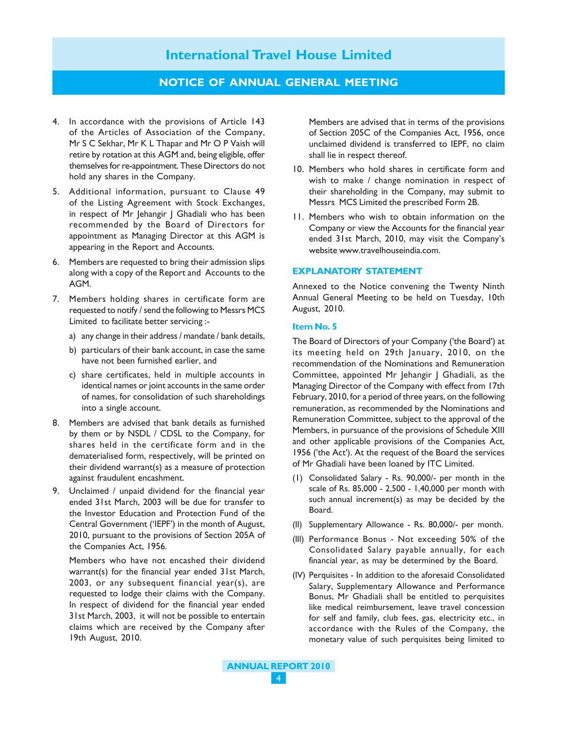4. In accordance with the provisions of Article 143 of the Articles of Association of the Company, Mr S C Sekhar, Mr K L Thapar and Mr O P Vaish will retire by rotation at this AGM and, being eligible, offer themselves for re-appointment. These Directors do not hold any shares in the Company.

5. Additional information, pursuant to Clause 49 of the Listing Agreement with Stock Exchanges, in respect of Mr Jehangir J Ghadiali who has been recommended by the Board of Directors for appointment as Managing Director at this AGM is appearing in the Report and Accounts.

6. Members are requested to bring their admission slips along with a copy of the Report and Accounts to the AGM.

7. Members holding shares in certificate form are requested to notify / send the following to Messrs MCS Limited to facilitate better servicing :-

   a) any change in their address / mandate / bank details,

   b) particulars of their bank account, in case the same have not been furnished earlier, and

   c) share certificates, held in multiple accounts in identical names or joint accounts in the same order of names, for consolidation of such shareholdings into a single account.

8. Members are advised that bank details as furnished by them or by NSDL / CDSL to the Company, for shares held in the certificate form and in the dematerialised form, respectively, will be printed on their dividend warrant(s) as a measure of protection against fraudulent encashment.

9. Unclaimed / unpaid dividend for the financial year ended 31st March, 2003 will be due for transfer to the Investor Education and Protection Fund of the Central Government ('IEPF') in the month of August, 2010, pursuant to the provisions of Section 205A of the Companies Act, 1956.

   Members who have not encashed their dividend warrant(s) for the financial year ended 31st March, 2003, or any subsequent financial year(s), are requested to lodge their claims with the Company. In respect of dividend for the financial year ended 31st March, 2003, it will not be possible to entertain claims which are received by the Company after 19th August, 2010.

   Members are advised that in terms of the provisions of Section 205C of the Companies Act, 1956, once unclaimed dividend is transferred to IEPF, no claim shall lie in respect thereof.

10. Members who hold shares in certificate form and wish to make / change nomination in respect of their shareholding in the Company, may submit to Messrs MCS Limited the prescribed Form 2B.

11. Members who wish to obtain information on the Company or view the Accounts for the financial year ended 31st March, 2010, may visit the Company's website www.travelhouseindia.com.

## EXPLANATORY STATEMENT

Annexed to the Notice convening the Twenty Ninth Annual General Meeting to be held on Tuesday, 10th August, 2010.

### Item No. 5

The Board of Directors of your Company ('the Board') at its meeting held on 29th January, 2010, on the recommendation of the Nominations and Remuneration Committee, appointed Mr Jehangir J Ghadiali, as the Managing Director of the Company with effect from 17th February, 2010, for a period of three years, on the following remuneration, as recommended by the Nominations and Remuneration Committee, subject to the approval of the Members, in pursuance of the provisions of Schedule XIII and other applicable provisions of the Companies Act, 1956 ('the Act'). At the request of the Board the services of Mr Ghadiali have been loaned by ITC Limited.

(I) Consolidated Salary - Rs. 90,000/- per month in the scale of Rs. 85,000 - 2,500 - 1,40,000 per month with such annual increment(s) as may be decided by the Board.

(II) Supplementary Allowance - Rs. 80,000/- per month.

(III) Performance Bonus - Not exceeding 50% of the Consolidated Salary payable annually, for each financial year, as may be determined by the Board.

(IV) Perquisites - In addition to the aforesaid Consolidated Salary, Supplementary Allowance and Performance Bonus, Mr Ghadiali shall be entitled to perquisites like medical reimbursement, leave travel concession for self and family, club fees, gas, electricity etc., in accordance with the Rules of the Company, the monetary value of such perquisites being limited to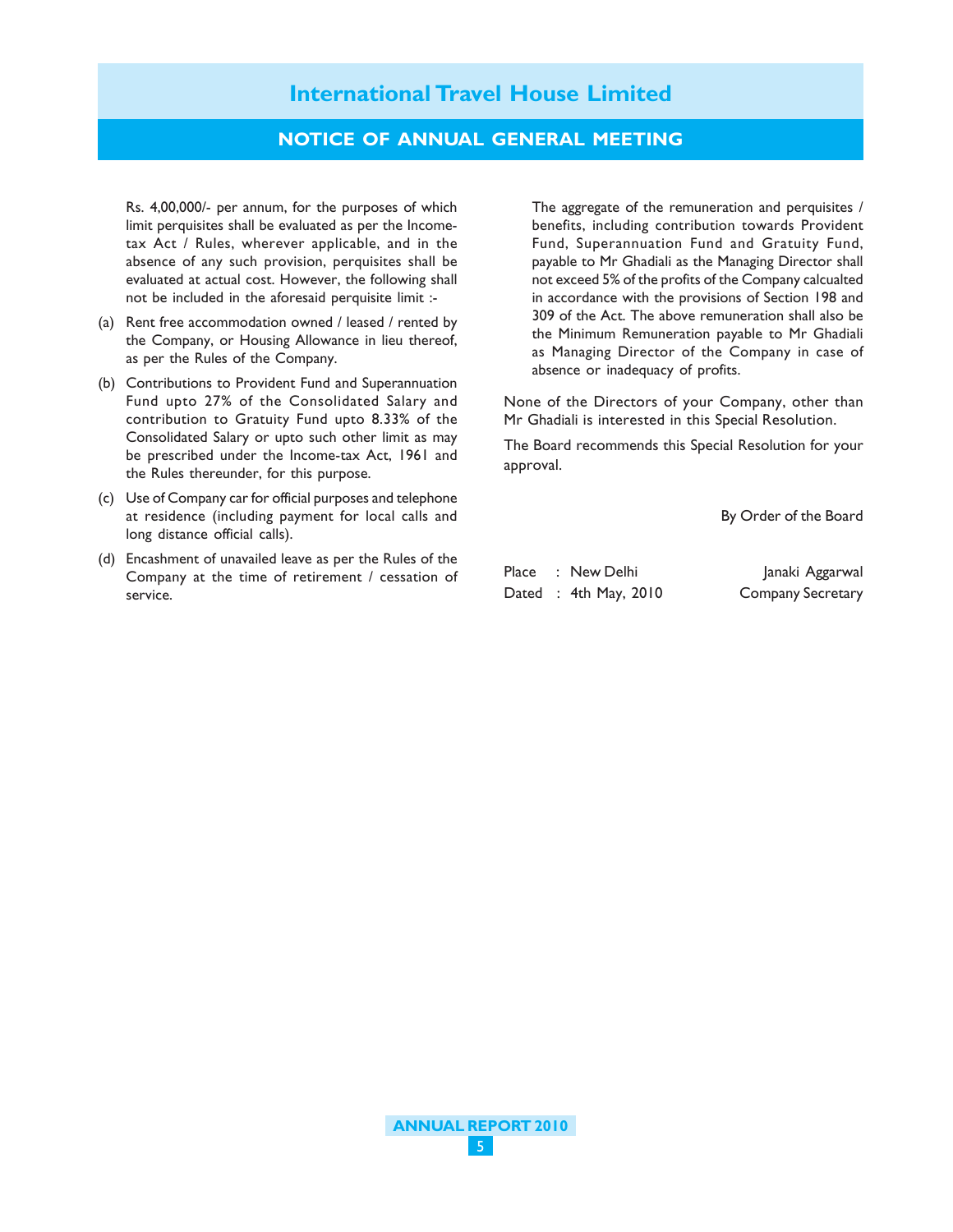Rs. 4,00,000/- per annum, for the purposes of which limit perquisites shall be evaluated as per the Income-tax Act / Rules, wherever applicable, and in the absence of any such provision, perquisites shall be evaluated at actual cost. However, the following shall not be included in the aforesaid perquisite limit :-

(a) Rent free accommodation owned / leased / rented by the Company, or Housing Allowance in lieu thereof, as per the Rules of the Company.

(b) Contributions to Provident Fund and Superannuation Fund upto 27% of the Consolidated Salary and contribution to Gratuity Fund upto 8.33% of the Consolidated Salary or upto such other limit as may be prescribed under the Income-tax Act, 1961 and the Rules thereunder, for this purpose.

(c) Use of Company car for official purposes and telephone at residence (including payment for local calls and long distance official calls).

(d) Encashment of unavailed leave as per the Rules of the Company at the time of retirement / cessation of service.

The aggregate of the remuneration and perquisites / benefits, including contribution towards Provident Fund, Superannuation Fund and Gratuity Fund, payable to Mr Ghadiali as the Managing Director shall not exceed 5% of the profits of the Company calcualted in accordance with the provisions of Section 198 and 309 of the Act. The above remuneration shall also be the Minimum Remuneration payable to Mr Ghadiali as Managing Director of the Company in case of absence or inadequacy of profits.

None of the Directors of your Company, other than Mr Ghadiali is interested in this Special Resolution.

The Board recommends this Special Resolution for your approval.

By Order of the Board

Place : New Delhi
Dated : 4th May, 2010

Janaki Aggarwal
Company Secretary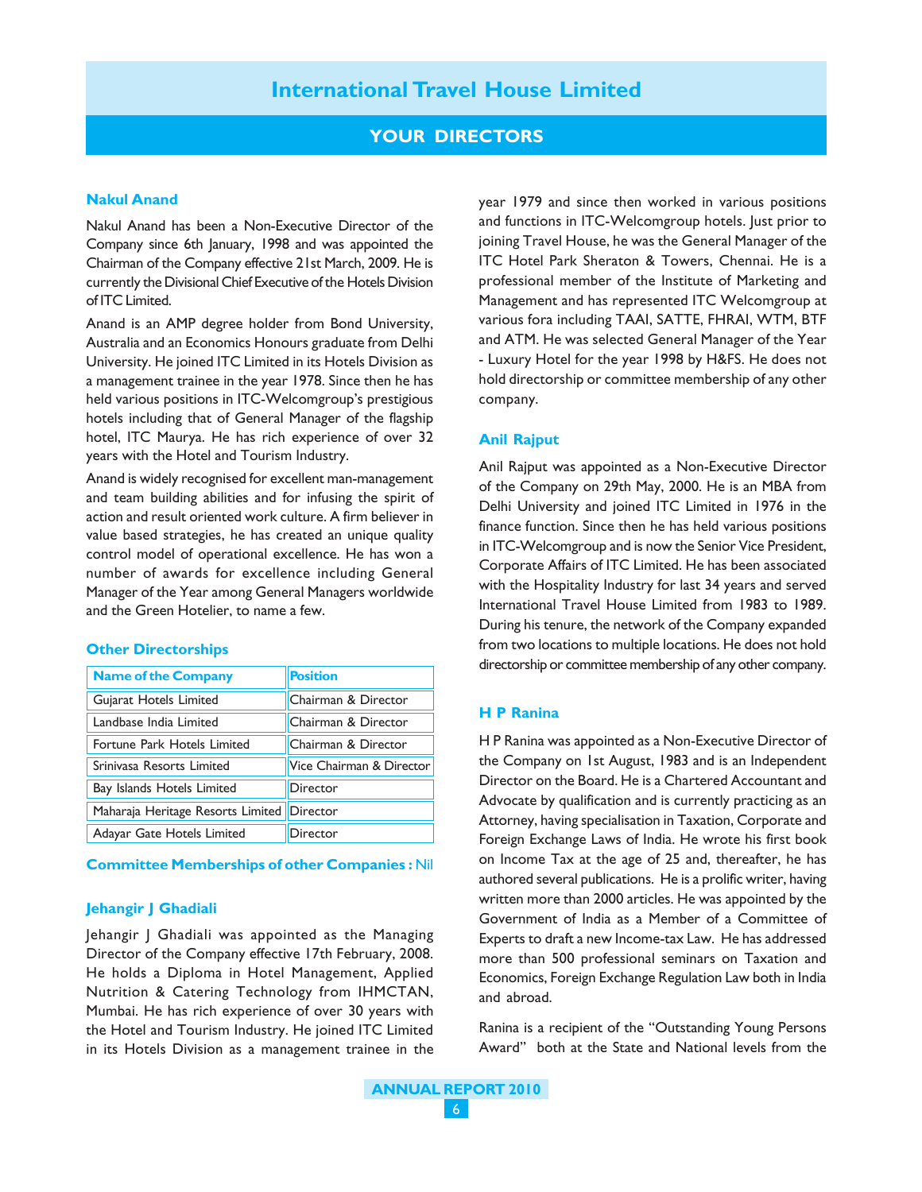## YOUR DIRECTORS

### Nakul Anand

Nakul Anand has been a Non-Executive Director of the Company since 6th January, 1998 and was appointed the Chairman of the Company effective 21st March, 2009. He is currently the Divisional Chief Executive of the Hotels Division of ITC Limited.

Anand is an AMP degree holder from Bond University, Australia and an Economics Honours graduate from Delhi University. He joined ITC Limited in its Hotels Division as a management trainee in the year 1978. Since then he has held various positions in ITC-Welcomgroup's prestigious hotels including that of General Manager of the flagship hotel, ITC Maurya. He has rich experience of over 32 years with the Hotel and Tourism Industry.

Anand is widely recognised for excellent man-management and team building abilities and for infusing the spirit of action and result oriented work culture. A firm believer in value based strategies, he has created an unique quality control model of operational excellence. He has won a number of awards for excellence including General Manager of the Year among General Managers worldwide and the Green Hotelier, to name a few.

**Other Directorships**

| Name of the Company | Position |
|---|---|
| Gujarat Hotels Limited | Chairman & Director |
| Landbase India Limited | Chairman & Director |
| Fortune Park Hotels Limited | Chairman & Director |
| Srinivasa Resorts Limited | Vice Chairman & Director |
| Bay Islands Hotels Limited | Director |
| Maharaja Heritage Resorts Limited | Director |
| Adayar Gate Hotels Limited | Director |

**Committee Memberships of other Companies :** Nil

### Jehangir J Ghadiali

Jehangir J Ghadiali was appointed as the Managing Director of the Company effective 17th February, 2008. He holds a Diploma in Hotel Management, Applied Nutrition & Catering Technology from IHMCTAN, Mumbai. He has rich experience of over 30 years with the Hotel and Tourism Industry. He joined ITC Limited in its Hotels Division as a management trainee in the year 1979 and since then worked in various positions and functions in ITC-Welcomgroup hotels. Just prior to joining Travel House, he was the General Manager of the ITC Hotel Park Sheraton & Towers, Chennai. He is a professional member of the Institute of Marketing and Management and has represented ITC Welcomgroup at various fora including TAAI, SATTE, FHRAI, WTM, BTF and ATM. He was selected General Manager of the Year - Luxury Hotel for the year 1998 by H&FS. He does not hold directorship or committee membership of any other company.

### Anil Rajput

Anil Rajput was appointed as a Non-Executive Director of the Company on 29th May, 2000. He is an MBA from Delhi University and joined ITC Limited in 1976 in the finance function. Since then he has held various positions in ITC-Welcomgroup and is now the Senior Vice President, Corporate Affairs of ITC Limited. He has been associated with the Hospitality Industry for last 34 years and served International Travel House Limited from 1983 to 1989. During his tenure, the network of the Company expanded from two locations to multiple locations. He does not hold directorship or committee membership of any other company.

### H P Ranina

H P Ranina was appointed as a Non-Executive Director of the Company on 1st August, 1983 and is an Independent Director on the Board. He is a Chartered Accountant and Advocate by qualification and is currently practicing as an Attorney, having specialisation in Taxation, Corporate and Foreign Exchange Laws of India. He wrote his first book on Income Tax at the age of 25 and, thereafter, he has authored several publications. He is a prolific writer, having written more than 2000 articles. He was appointed by the Government of India as a Member of a Committee of Experts to draft a new Income-tax Law. He has addressed more than 500 professional seminars on Taxation and Economics, Foreign Exchange Regulation Law both in India and abroad.

Ranina is a recipient of the "Outstanding Young Persons Award" both at the State and National levels from the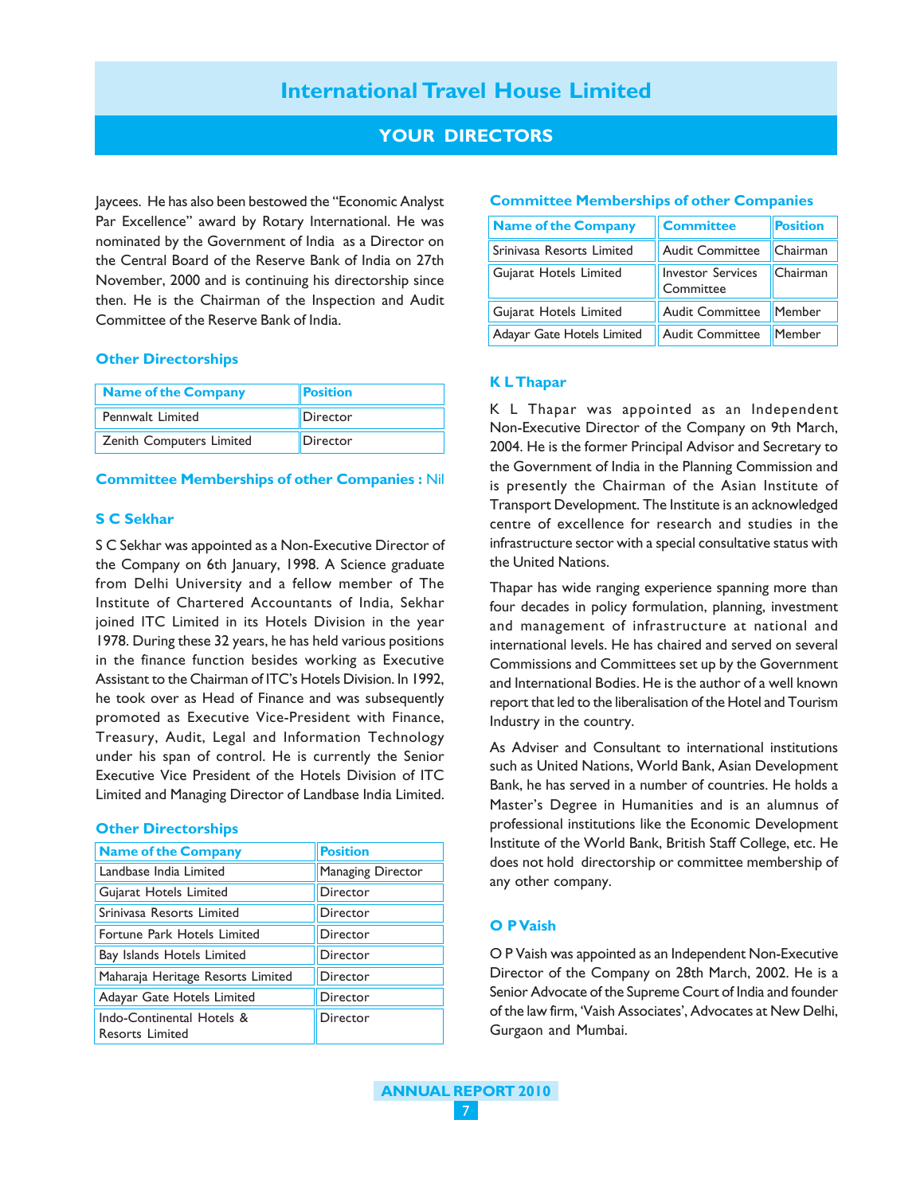Jaycees. He has also been bestowed the "Economic Analyst Par Excellence" award by Rotary International. He was nominated by the Government of India as a Director on the Central Board of the Reserve Bank of India on 27th November, 2000 and is continuing his directorship since then. He is the Chairman of the Inspection and Audit Committee of the Reserve Bank of India.

### Other Directorships

| Name of the Company | Position |
|---|---|
| Pennwalt Limited | Director |
| Zenith Computers Limited | Director |

### Committee Memberships of other Companies : Nil

## S C Sekhar

S C Sekhar was appointed as a Non-Executive Director of the Company on 6th January, 1998. A Science graduate from Delhi University and a fellow member of The Institute of Chartered Accountants of India, Sekhar joined ITC Limited in its Hotels Division in the year 1978. During these 32 years, he has held various positions in the finance function besides working as Executive Assistant to the Chairman of ITC's Hotels Division. In 1992, he took over as Head of Finance and was subsequently promoted as Executive Vice-President with Finance, Treasury, Audit, Legal and Information Technology under his span of control. He is currently the Senior Executive Vice President of the Hotels Division of ITC Limited and Managing Director of Landbase India Limited.

### Other Directorships

| Name of the Company | Position |
|---|---|
| Landbase India Limited | Managing Director |
| Gujarat Hotels Limited | Director |
| Srinivasa Resorts Limited | Director |
| Fortune Park Hotels Limited | Director |
| Bay Islands Hotels Limited | Director |
| Maharaja Heritage Resorts Limited | Director |
| Adayar Gate Hotels Limited | Director |
| Indo-Continental Hotels & Resorts Limited | Director |

### Committee Memberships of other Companies

| Name of the Company | Committee | Position |
|---|---|---|
| Srinivasa Resorts Limited | Audit Committee | Chairman |
| Gujarat Hotels Limited | Investor Services Committee | Chairman |
| Gujarat Hotels Limited | Audit Committee | Member |
| Adayar Gate Hotels Limited | Audit Committee | Member |

## K L Thapar

K L Thapar was appointed as an Independent Non-Executive Director of the Company on 9th March, 2004. He is the former Principal Advisor and Secretary to the Government of India in the Planning Commission and is presently the Chairman of the Asian Institute of Transport Development. The Institute is an acknowledged centre of excellence for research and studies in the infrastructure sector with a special consultative status with the United Nations.

Thapar has wide ranging experience spanning more than four decades in policy formulation, planning, investment and management of infrastructure at national and international levels. He has chaired and served on several Commissions and Committees set up by the Government and International Bodies. He is the author of a well known report that led to the liberalisation of the Hotel and Tourism Industry in the country.

As Adviser and Consultant to international institutions such as United Nations, World Bank, Asian Development Bank, he has served in a number of countries. He holds a Master's Degree in Humanities and is an alumnus of professional institutions like the Economic Development Institute of the World Bank, British Staff College, etc. He does not hold directorship or committee membership of any other company.

## O P Vaish

O P Vaish was appointed as an Independent Non-Executive Director of the Company on 28th March, 2002. He is a Senior Advocate of the Supreme Court of India and founder of the law firm, 'Vaish Associates', Advocates at New Delhi, Gurgaon and Mumbai.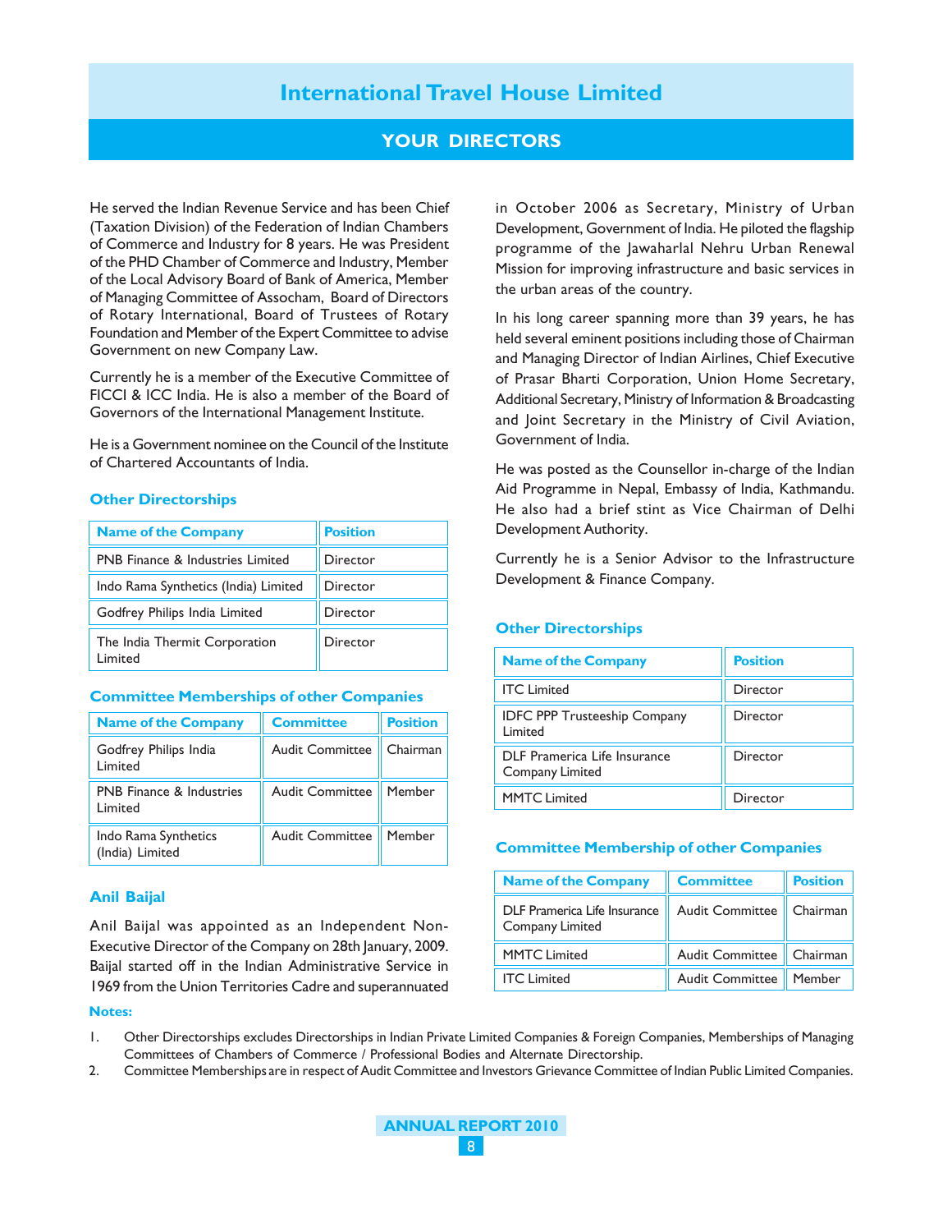# International Travel House Limited

## YOUR DIRECTORS

He served the Indian Revenue Service and has been Chief (Taxation Division) of the Federation of Indian Chambers of Commerce and Industry for 8 years. He was President of the PHD Chamber of Commerce and Industry, Member of the Local Advisory Board of Bank of America, Member of Managing Committee of Assocham, Board of Directors of Rotary International, Board of Trustees of Rotary Foundation and Member of the Expert Committee to advise Government on new Company Law.

Currently he is a member of the Executive Committee of FICCI & ICC India. He is also a member of the Board of Governors of the International Management Institute.

He is a Government nominee on the Council of the Institute of Chartered Accountants of India.

### Other Directorships

| Name of the Company | Position |
|---|---|
| PNB Finance & Industries Limited | Director |
| Indo Rama Synthetics (India) Limited | Director |
| Godfrey Philips India Limited | Director |
| The India Thermit Corporation Limited | Director |

### Committee Memberships of other Companies

| Name of the Company | Committee | Position |
|---|---|---|
| Godfrey Philips India Limited | Audit Committee | Chairman |
| PNB Finance & Industries Limited | Audit Committee | Member |
| Indo Rama Synthetics (India) Limited | Audit Committee | Member |

### Anil Baijal

Anil Baijal was appointed as an Independent Non-Executive Director of the Company on 28th January, 2009. Baijal started off in the Indian Administrative Service in 1969 from the Union Territories Cadre and superannuated in October 2006 as Secretary, Ministry of Urban Development, Government of India. He piloted the flagship programme of the Jawaharlal Nehru Urban Renewal Mission for improving infrastructure and basic services in the urban areas of the country.

In his long career spanning more than 39 years, he has held several eminent positions including those of Chairman and Managing Director of Indian Airlines, Chief Executive of Prasar Bharti Corporation, Union Home Secretary, Additional Secretary, Ministry of Information & Broadcasting and Joint Secretary in the Ministry of Civil Aviation, Government of India.

He was posted as the Counsellor in-charge of the Indian Aid Programme in Nepal, Embassy of India, Kathmandu. He also had a brief stint as Vice Chairman of Delhi Development Authority.

Currently he is a Senior Advisor to the Infrastructure Development & Finance Company.

### Other Directorships

| Name of the Company | Position |
|---|---|
| ITC Limited | Director |
| IDFC PPP Trusteeship Company Limited | Director |
| DLF Pramerica Life Insurance Company Limited | Director |
| MMTC Limited | Director |

### Committee Membership of other Companies

| Name of the Company | Committee | Position |
|---|---|---|
| DLF Pramerica Life Insurance Company Limited | Audit Committee | Chairman |
| MMTC Limited | Audit Committee | Chairman |
| ITC Limited | Audit Committee | Member |

**Notes:**

1. Other Directorships excludes Directorships in Indian Private Limited Companies & Foreign Companies, Memberships of Managing Committees of Chambers of Commerce / Professional Bodies and Alternate Directorship.
2. Committee Memberships are in respect of Audit Committee and Investors Grievance Committee of Indian Public Limited Companies.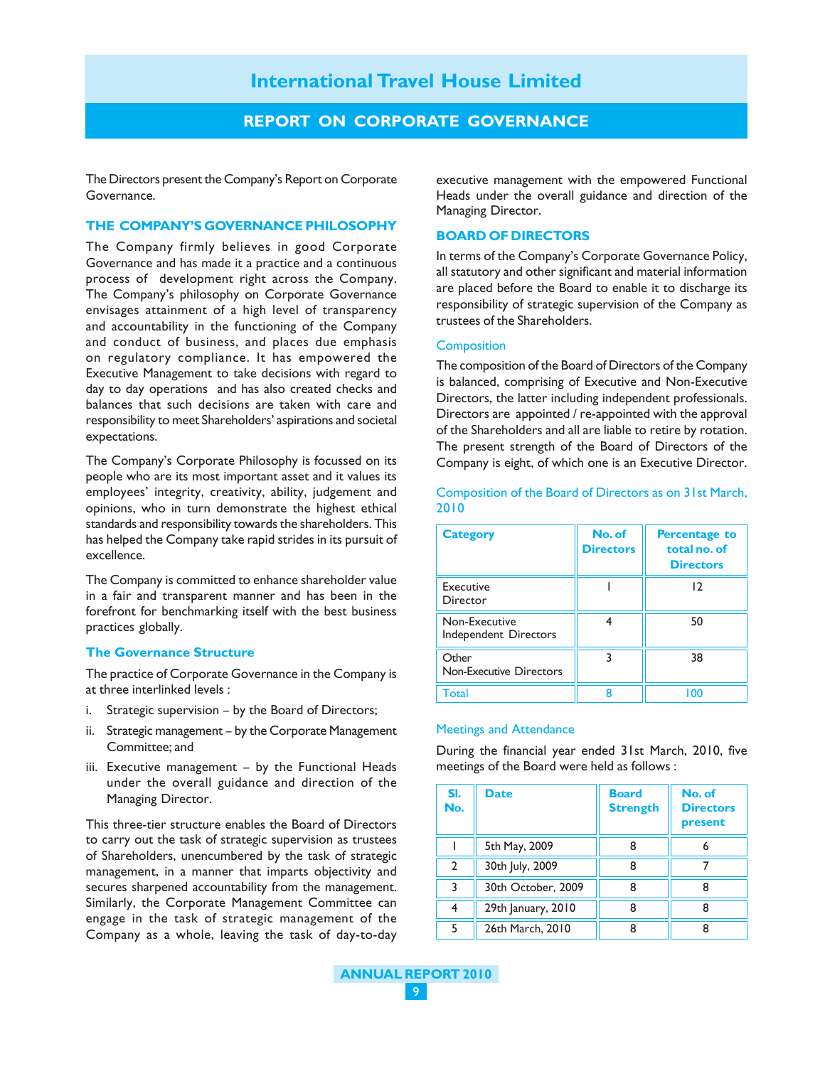# International Travel House Limited

## REPORT ON CORPORATE GOVERNANCE

The Directors present the Company's Report on Corporate Governance.

### THE COMPANY'S GOVERNANCE PHILOSOPHY

The Company firmly believes in good Corporate Governance and has made it a practice and a continuous process of development right across the Company. The Company's philosophy on Corporate Governance envisages attainment of a high level of transparency and accountability in the functioning of the Company and conduct of business, and places due emphasis on regulatory compliance. It has empowered the Executive Management to take decisions with regard to day to day operations and has also created checks and balances that such decisions are taken with care and responsibility to meet Shareholders' aspirations and societal expectations.

The Company's Corporate Philosophy is focussed on its people who are its most important asset and it values its employees' integrity, creativity, ability, judgement and opinions, who in turn demonstrate the highest ethical standards and responsibility towards the shareholders. This has helped the Company take rapid strides in its pursuit of excellence.

The Company is committed to enhance shareholder value in a fair and transparent manner and has been in the forefront for benchmarking itself with the best business practices globally.

#### The Governance Structure

The practice of Corporate Governance in the Company is at three interlinked levels :

i. Strategic supervision – by the Board of Directors;

ii. Strategic management – by the Corporate Management Committee; and

iii. Executive management – by the Functional Heads under the overall guidance and direction of the Managing Director.

This three-tier structure enables the Board of Directors to carry out the task of strategic supervision as trustees of Shareholders, unencumbered by the task of strategic management, in a manner that imparts objectivity and secures sharpened accountability from the management. Similarly, the Corporate Management Committee can engage in the task of strategic management of the Company as a whole, leaving the task of day-to-day executive management with the empowered Functional Heads under the overall guidance and direction of the Managing Director.

### BOARD OF DIRECTORS

In terms of the Company's Corporate Governance Policy, all statutory and other significant and material information are placed before the Board to enable it to discharge its responsibility of strategic supervision of the Company as trustees of the Shareholders.

#### Composition

The composition of the Board of Directors of the Company is balanced, comprising of Executive and Non-Executive Directors, the latter including independent professionals. Directors are appointed / re-appointed with the approval of the Shareholders and all are liable to retire by rotation. The present strength of the Board of Directors of the Company is eight, of which one is an Executive Director.

#### Composition of the Board of Directors as on 31st March, 2010

| Category | No. of Directors | Percentage to total no. of Directors |
|---|---|---|
| Executive Director | 1 | 12 |
| Non-Executive Independent Directors | 4 | 50 |
| Other Non-Executive Directors | 3 | 38 |
| Total | 8 | 100 |

#### Meetings and Attendance

During the financial year ended 31st March, 2010, five meetings of the Board were held as follows :

| Sl. No. | Date | Board Strength | No. of Directors present |
|---|---|---|---|
| 1 | 5th May, 2009 | 8 | 6 |
| 2 | 30th July, 2009 | 8 | 7 |
| 3 | 30th October, 2009 | 8 | 8 |
| 4 | 29th January, 2010 | 8 | 8 |
| 5 | 26th March, 2010 | 8 | 8 |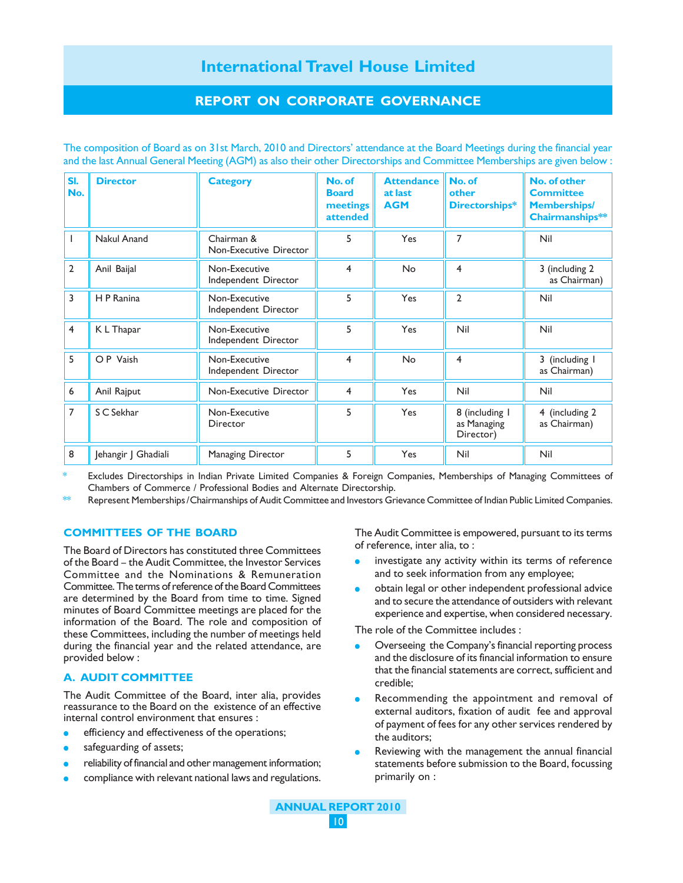The composition of Board as on 31st March, 2010 and Directors' attendance at the Board Meetings during the financial year and the last Annual General Meeting (AGM) as also their other Directorships and Committee Memberships are given below :

| Sl. No. | Director | Category | No. of Board meetings attended | Attendance at last AGM | No. of other Directorships* | No. of other Committee Memberships/ Chairmanships** |
|---|---|---|---|---|---|---|
| 1 | Nakul Anand | Chairman & Non-Executive Director | 5 | Yes | 7 | Nil |
| 2 | Anil Baijal | Non-Executive Independent Director | 4 | No | 4 | 3 (including 2 as Chairman) |
| 3 | H P Ranina | Non-Executive Independent Director | 5 | Yes | 2 | Nil |
| 4 | K L Thapar | Non-Executive Independent Director | 5 | Yes | Nil | Nil |
| 5 | O P Vaish | Non-Executive Independent Director | 4 | No | 4 | 3 (including 1 as Chairman) |
| 6 | Anil Rajput | Non-Executive Director | 4 | Yes | Nil | Nil |
| 7 | S C Sekhar | Non-Executive Director | 5 | Yes | 8 (including 1 as Managing Director) | 4 (including 2 as Chairman) |
| 8 | Jehangir J Ghadiali | Managing Director | 5 | Yes | Nil | Nil |

\* Excludes Directorships in Indian Private Limited Companies & Foreign Companies, Memberships of Managing Committees of Chambers of Commerce / Professional Bodies and Alternate Directorship.

\*\* Represent Memberships / Chairmanships of Audit Committee and Investors Grievance Committee of Indian Public Limited Companies.

## COMMITTEES OF THE BOARD

The Board of Directors has constituted three Committees of the Board – the Audit Committee, the Investor Services Committee and the Nominations & Remuneration Committee. The terms of reference of the Board Committees are determined by the Board from time to time. Signed minutes of Board Committee meetings are placed for the information of the Board. The role and composition of these Committees, including the number of meetings held during the financial year and the related attendance, are provided below :

### A. AUDIT COMMITTEE

The Audit Committee of the Board, inter alia, provides reassurance to the Board on the existence of an effective internal control environment that ensures :

- efficiency and effectiveness of the operations;
- safeguarding of assets;
- reliability of financial and other management information;
- compliance with relevant national laws and regulations.

The Audit Committee is empowered, pursuant to its terms of reference, inter alia, to :

- investigate any activity within its terms of reference and to seek information from any employee;
- obtain legal or other independent professional advice and to secure the attendance of outsiders with relevant experience and expertise, when considered necessary.

The role of the Committee includes :

- Overseeing the Company's financial reporting process and the disclosure of its financial information to ensure that the financial statements are correct, sufficient and credible;
- Recommending the appointment and removal of external auditors, fixation of audit fee and approval of payment of fees for any other services rendered by the auditors;
- Reviewing with the management the annual financial statements before submission to the Board, focussing primarily on :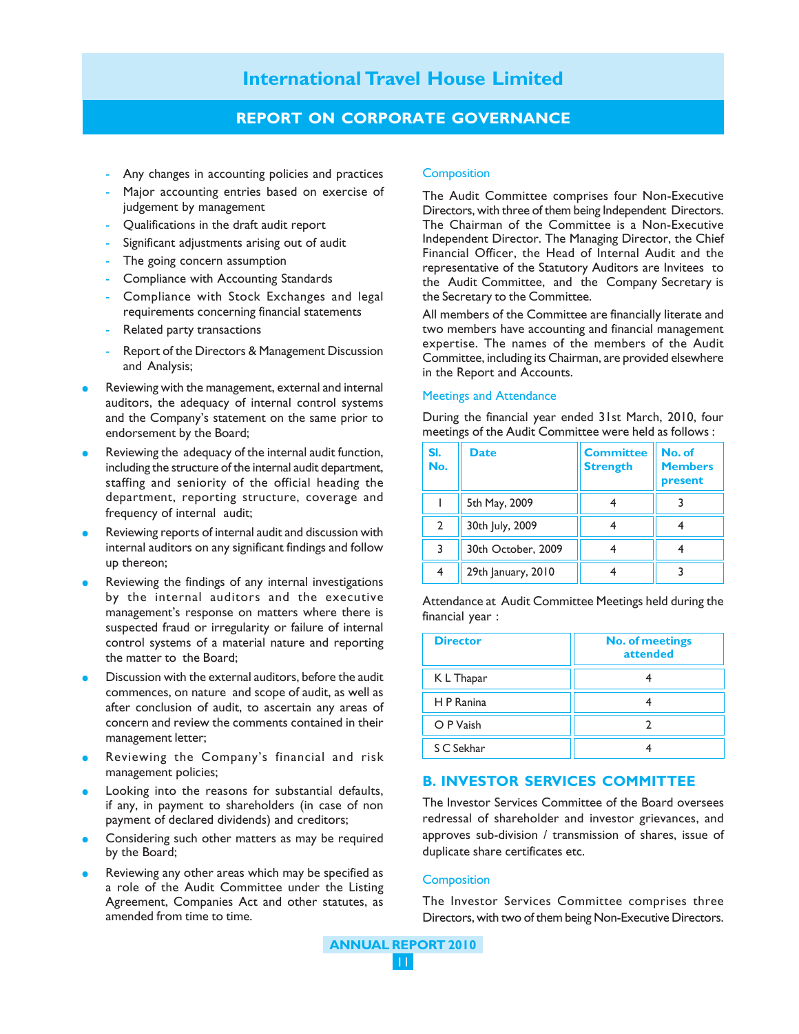- Any changes in accounting policies and practices
- Major accounting entries based on exercise of judgement by management
- Qualifications in the draft audit report
- Significant adjustments arising out of audit
- The going concern assumption
- Compliance with Accounting Standards
- Compliance with Stock Exchanges and legal requirements concerning financial statements
- Related party transactions
- Report of the Directors & Management Discussion and Analysis;

- Reviewing with the management, external and internal auditors, the adequacy of internal control systems and the Company's statement on the same prior to endorsement by the Board;
- Reviewing the adequacy of the internal audit function, including the structure of the internal audit department, staffing and seniority of the official heading the department, reporting structure, coverage and frequency of internal audit;
- Reviewing reports of internal audit and discussion with internal auditors on any significant findings and follow up thereon;
- Reviewing the findings of any internal investigations by the internal auditors and the executive management's response on matters where there is suspected fraud or irregularity or failure of internal control systems of a material nature and reporting the matter to the Board;
- Discussion with the external auditors, before the audit commences, on nature and scope of audit, as well as after conclusion of audit, to ascertain any areas of concern and review the comments contained in their management letter;
- Reviewing the Company's financial and risk management policies;
- Looking into the reasons for substantial defaults, if any, in payment to shareholders (in case of non payment of declared dividends) and creditors;
- Considering such other matters as may be required by the Board;
- Reviewing any other areas which may be specified as a role of the Audit Committee under the Listing Agreement, Companies Act and other statutes, as amended from time to time.

### Composition

The Audit Committee comprises four Non-Executive Directors, with three of them being Independent Directors. The Chairman of the Committee is a Non-Executive Independent Director. The Managing Director, the Chief Financial Officer, the Head of Internal Audit and the representative of the Statutory Auditors are Invitees to the Audit Committee, and the Company Secretary is the Secretary to the Committee.

All members of the Committee are financially literate and two members have accounting and financial management expertise. The names of the members of the Audit Committee, including its Chairman, are provided elsewhere in the Report and Accounts.

### Meetings and Attendance

During the financial year ended 31st March, 2010, four meetings of the Audit Committee were held as follows :

| Sl. No. | Date | Committee Strength | No. of Members present |
|---|---|---|---|
| 1 | 5th May, 2009 | 4 | 3 |
| 2 | 30th July, 2009 | 4 | 4 |
| 3 | 30th October, 2009 | 4 | 4 |
| 4 | 29th January, 2010 | 4 | 3 |

Attendance at Audit Committee Meetings held during the financial year :

| Director | No. of meetings attended |
|---|---|
| K L Thapar | 4 |
| H P Ranina | 4 |
| O P Vaish | 2 |
| S C Sekhar | 4 |

## B. INVESTOR SERVICES COMMITTEE

The Investor Services Committee of the Board oversees redressal of shareholder and investor grievances, and approves sub-division / transmission of shares, issue of duplicate share certificates etc.

### Composition

The Investor Services Committee comprises three Directors, with two of them being Non-Executive Directors.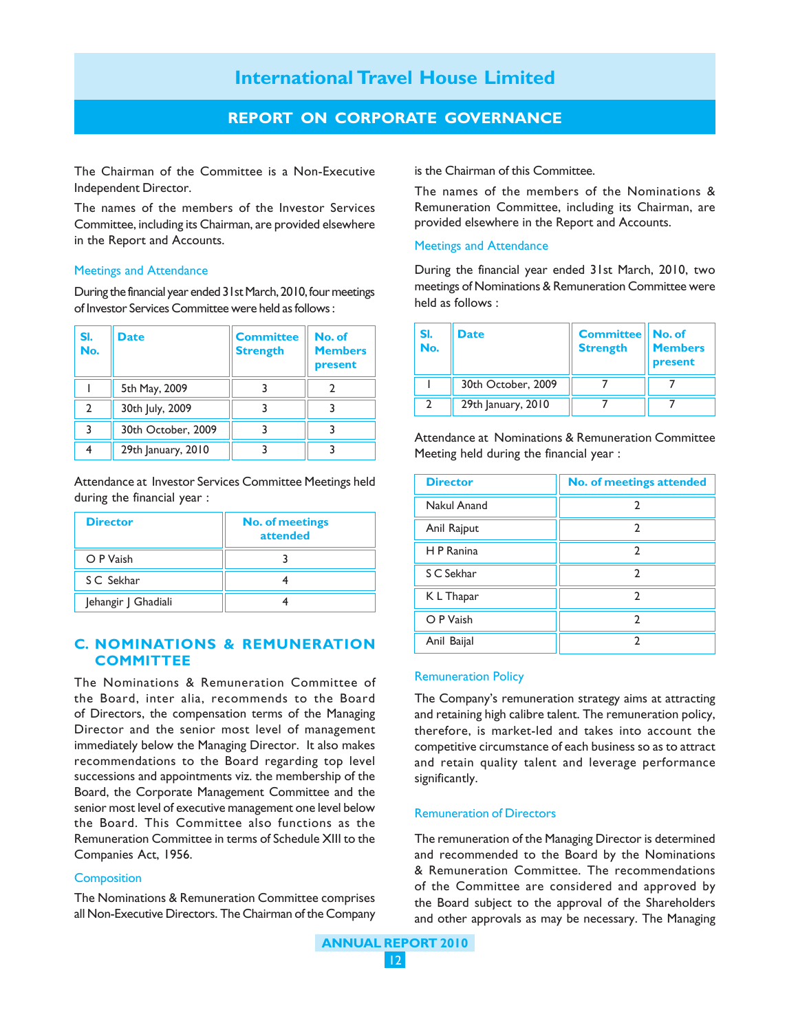The Chairman of the Committee is a Non-Executive Independent Director.

The names of the members of the Investor Services Committee, including its Chairman, are provided elsewhere in the Report and Accounts.

### Meetings and Attendance

During the financial year ended 31st March, 2010, four meetings of Investor Services Committee were held as follows :

| Sl. No. | Date | Committee Strength | No. of Members present |
|---|---|---|---|
| 1 | 5th May, 2009 | 3 | 2 |
| 2 | 30th July, 2009 | 3 | 3 |
| 3 | 30th October, 2009 | 3 | 3 |
| 4 | 29th January, 2010 | 3 | 3 |

Attendance at Investor Services Committee Meetings held during the financial year :

| Director | No. of meetings attended |
|---|---|
| O P Vaish | 3 |
| S C Sekhar | 4 |
| Jehangir J Ghadiali | 4 |

## C. NOMINATIONS & REMUNERATION COMMITTEE

The Nominations & Remuneration Committee of the Board, inter alia, recommends to the Board of Directors, the compensation terms of the Managing Director and the senior most level of management immediately below the Managing Director. It also makes recommendations to the Board regarding top level successions and appointments viz. the membership of the Board, the Corporate Management Committee and the senior most level of executive management one level below the Board. This Committee also functions as the Remuneration Committee in terms of Schedule XIII to the Companies Act, 1956.

### Composition

The Nominations & Remuneration Committee comprises all Non-Executive Directors. The Chairman of the Company is the Chairman of this Committee.

The names of the members of the Nominations & Remuneration Committee, including its Chairman, are provided elsewhere in the Report and Accounts.

### Meetings and Attendance

During the financial year ended 31st March, 2010, two meetings of Nominations & Remuneration Committee were held as follows :

| Sl. No. | Date | Committee Strength | No. of Members present |
|---|---|---|---|
| 1 | 30th October, 2009 | 7 | 7 |
| 2 | 29th January, 2010 | 7 | 7 |

Attendance at Nominations & Remuneration Committee Meeting held during the financial year :

| Director | No. of meetings attended |
|---|---|
| Nakul Anand | 2 |
| Anil Rajput | 2 |
| H P Ranina | 2 |
| S C Sekhar | 2 |
| K L Thapar | 2 |
| O P Vaish | 2 |
| Anil Baijal | 2 |

### Remuneration Policy

The Company's remuneration strategy aims at attracting and retaining high calibre talent. The remuneration policy, therefore, is market-led and takes into account the competitive circumstance of each business so as to attract and retain quality talent and leverage performance significantly.

### Remuneration of Directors

The remuneration of the Managing Director is determined and recommended to the Board by the Nominations & Remuneration Committee. The recommendations of the Committee are considered and approved by the Board subject to the approval of the Shareholders and other approvals as may be necessary. The Managing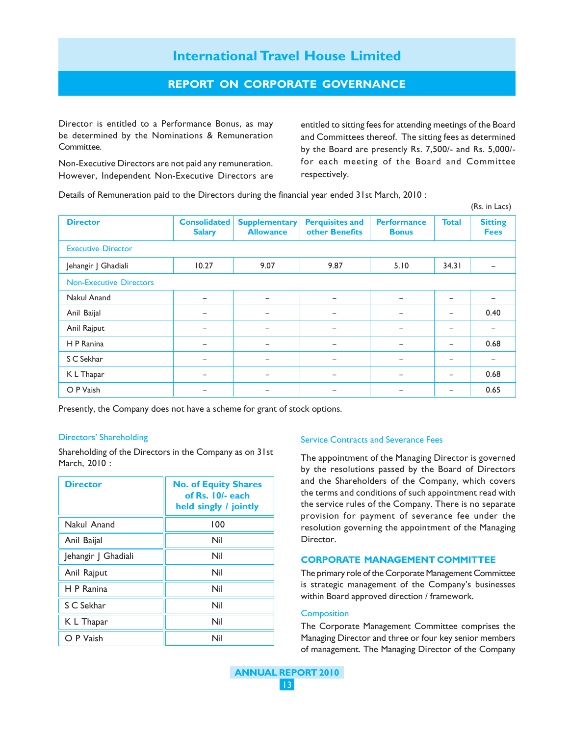Director is entitled to a Performance Bonus, as may be determined by the Nominations & Remuneration Committee.

Non-Executive Directors are not paid any remuneration. However, Independent Non-Executive Directors are entitled to sitting fees for attending meetings of the Board and Committees thereof. The sitting fees as determined by the Board are presently Rs. 7,500/- and Rs. 5,000/- for each meeting of the Board and Committee respectively.

Details of Remuneration paid to the Directors during the financial year ended 31st March, 2010 :

(Rs. in Lacs)

| Director | Consolidated Salary | Supplementary Allowance | Perquisites and other Benefits | Performance Bonus | Total | Sitting Fees |
|---|---|---|---|---|---|---|
| Executive Director | | | | | | |
| Jehangir J Ghadiali | 10.27 | 9.07 | 9.87 | 5.10 | 34.31 | – |
| Non-Executive Directors | | | | | | |
| Nakul Anand | – | – | – | – | – | – |
| Anil Baijal | – | – | – | – | – | 0.40 |
| Anil Rajput | – | – | – | – | – | – |
| H P Ranina | – | – | – | – | – | 0.68 |
| S C Sekhar | – | – | – | – | – | – |
| K L Thapar | – | – | – | – | – | 0.68 |
| O P Vaish | – | – | – | – | – | 0.65 |

Presently, the Company does not have a scheme for grant of stock options.

### Directors' Shareholding

Shareholding of the Directors in the Company as on 31st March, 2010 :

| Director | No. of Equity Shares of Rs. 10/- each held singly / jointly |
|---|---|
| Nakul Anand | 100 |
| Anil Baijal | Nil |
| Jehangir J Ghadiali | Nil |
| Anil Rajput | Nil |
| H P Ranina | Nil |
| S C Sekhar | Nil |
| K L Thapar | Nil |
| O P Vaish | Nil |

### Service Contracts and Severance Fees

The appointment of the Managing Director is governed by the resolutions passed by the Board of Directors and the Shareholders of the Company, which covers the terms and conditions of such appointment read with the service rules of the Company. There is no separate provision for payment of severance fee under the resolution governing the appointment of the Managing Director.

## CORPORATE MANAGEMENT COMMITTEE

The primary role of the Corporate Management Committee is strategic management of the Company's businesses within Board approved direction / framework.

### Composition

The Corporate Management Committee comprises the Managing Director and three or four key senior members of management. The Managing Director of the Company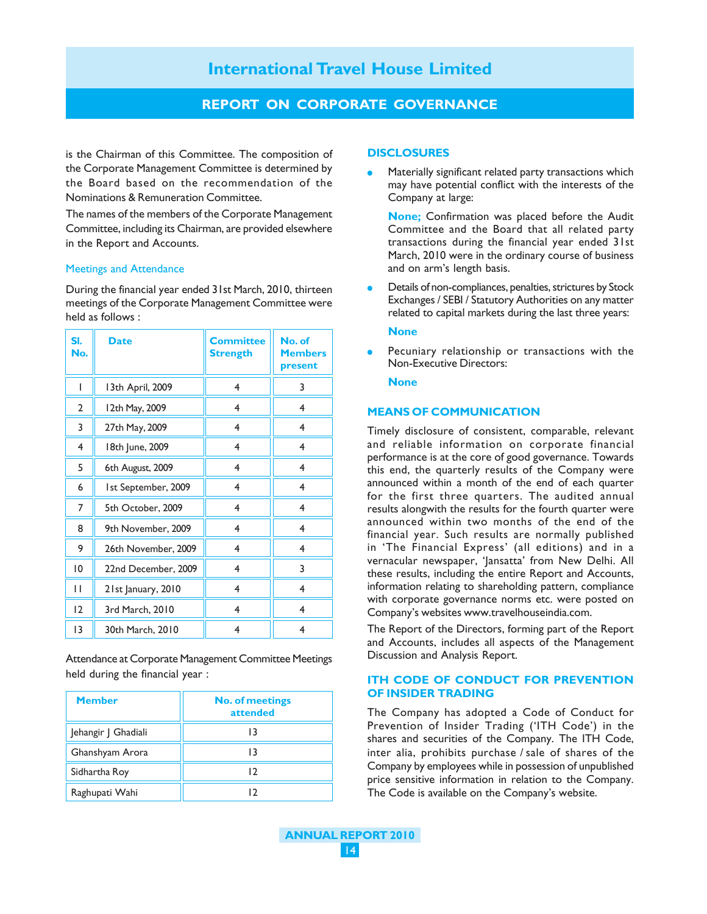is the Chairman of this Committee. The composition of the Corporate Management Committee is determined by the Board based on the recommendation of the Nominations & Remuneration Committee.

The names of the members of the Corporate Management Committee, including its Chairman, are provided elsewhere in the Report and Accounts.

### Meetings and Attendance

During the financial year ended 31st March, 2010, thirteen meetings of the Corporate Management Committee were held as follows :

| Sl. No. | Date | Committee Strength | No. of Members present |
|---|---|---|---|
| 1 | 13th April, 2009 | 4 | 3 |
| 2 | 12th May, 2009 | 4 | 4 |
| 3 | 27th May, 2009 | 4 | 4 |
| 4 | 18th June, 2009 | 4 | 4 |
| 5 | 6th August, 2009 | 4 | 4 |
| 6 | 1st September, 2009 | 4 | 4 |
| 7 | 5th October, 2009 | 4 | 4 |
| 8 | 9th November, 2009 | 4 | 4 |
| 9 | 26th November, 2009 | 4 | 4 |
| 10 | 22nd December, 2009 | 4 | 3 |
| 11 | 21st January, 2010 | 4 | 4 |
| 12 | 3rd March, 2010 | 4 | 4 |
| 13 | 30th March, 2010 | 4 | 4 |

Attendance at Corporate Management Committee Meetings held during the financial year :

| Member | No. of meetings attended |
|---|---|
| Jehangir J Ghadiali | 13 |
| Ghanshyam Arora | 13 |
| Sidhartha Roy | 12 |
| Raghupati Wahi | 12 |

## DISCLOSURES

- Materially significant related party transactions which may have potential conflict with the interests of the Company at large:

  **None;** Confirmation was placed before the Audit Committee and the Board that all related party transactions during the financial year ended 31st March, 2010 were in the ordinary course of business and on arm's length basis.

- Details of non-compliances, penalties, strictures by Stock Exchanges / SEBI / Statutory Authorities on any matter related to capital markets during the last three years:

  **None**

- Pecuniary relationship or transactions with the Non-Executive Directors:

  **None**

## MEANS OF COMMUNICATION

Timely disclosure of consistent, comparable, relevant and reliable information on corporate financial performance is at the core of good governance. Towards this end, the quarterly results of the Company were announced within a month of the end of each quarter for the first three quarters. The audited annual results alongwith the results for the fourth quarter were announced within two months of the end of the financial year. Such results are normally published in 'The Financial Express' (all editions) and in a vernacular newspaper, 'Jansatta' from New Delhi. All these results, including the entire Report and Accounts, information relating to shareholding pattern, compliance with corporate governance norms etc. were posted on Company's websites www.travelhouseindia.com.

The Report of the Directors, forming part of the Report and Accounts, includes all aspects of the Management Discussion and Analysis Report.

## ITH CODE OF CONDUCT FOR PREVENTION OF INSIDER TRADING

The Company has adopted a Code of Conduct for Prevention of Insider Trading ('ITH Code') in the shares and securities of the Company. The ITH Code, inter alia, prohibits purchase / sale of shares of the Company by employees while in possession of unpublished price sensitive information in relation to the Company. The Code is available on the Company's website.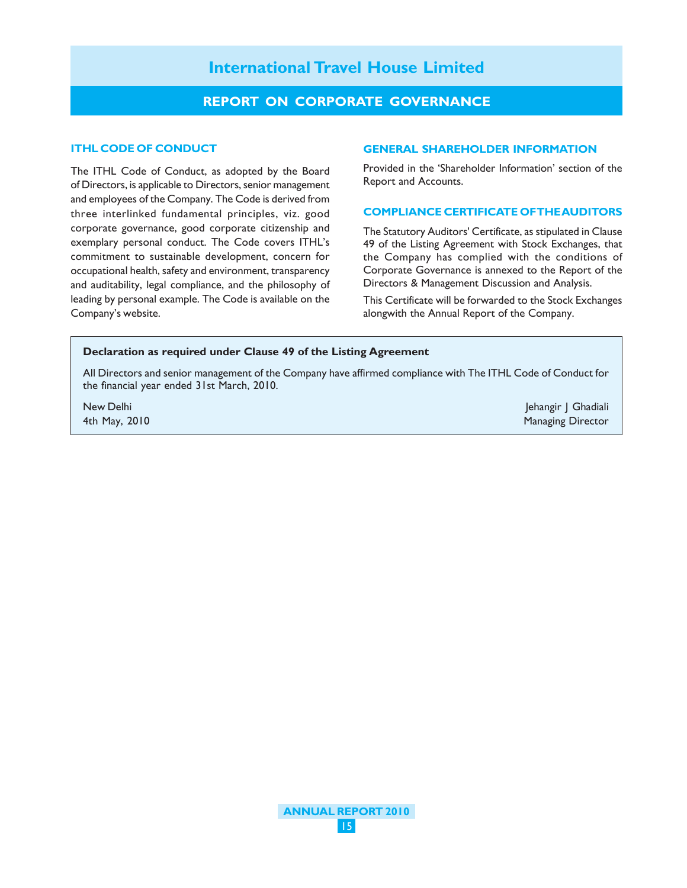# International Travel House Limited

## REPORT ON CORPORATE GOVERNANCE

### ITHL CODE OF CONDUCT

The ITHL Code of Conduct, as adopted by the Board of Directors, is applicable to Directors, senior management and employees of the Company. The Code is derived from three interlinked fundamental principles, viz. good corporate governance, good corporate citizenship and exemplary personal conduct. The Code covers ITHL's commitment to sustainable development, concern for occupational health, safety and environment, transparency and auditability, legal compliance, and the philosophy of leading by personal example. The Code is available on the Company's website.

### GENERAL SHAREHOLDER INFORMATION

Provided in the 'Shareholder Information' section of the Report and Accounts.

### COMPLIANCE CERTIFICATE OF THE AUDITORS

The Statutory Auditors' Certificate, as stipulated in Clause 49 of the Listing Agreement with Stock Exchanges, that the Company has complied with the conditions of Corporate Governance is annexed to the Report of the Directors & Management Discussion and Analysis.

This Certificate will be forwarded to the Stock Exchanges alongwith the Annual Report of the Company.

**Declaration as required under Clause 49 of the Listing Agreement**

All Directors and senior management of the Company have affirmed compliance with The ITHL Code of Conduct for the financial year ended 31st March, 2010.

New Delhi
4th May, 2010

Jehangir J Ghadiali
Managing Director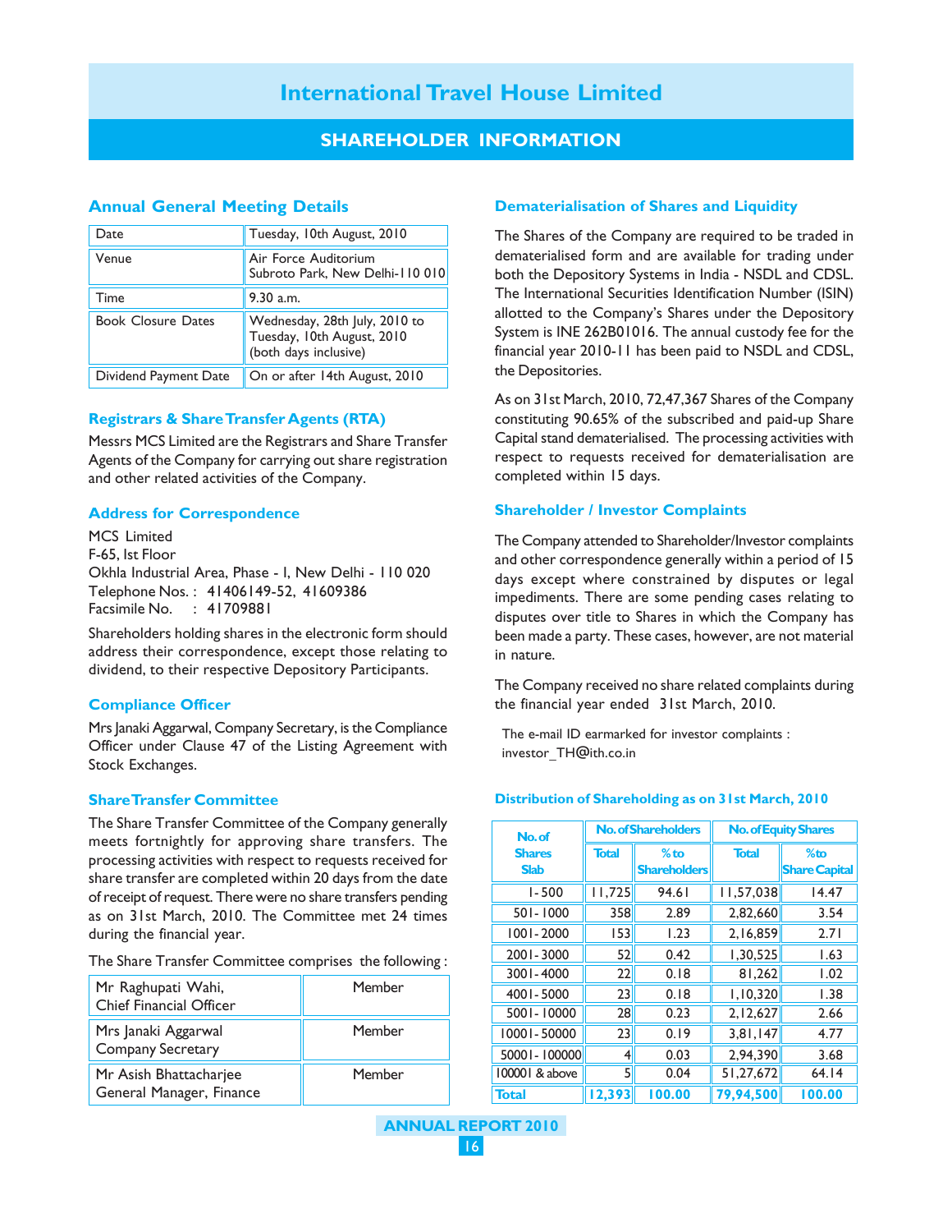# International Travel House Limited

## SHAREHOLDER INFORMATION

### Annual General Meeting Details

| | |
|---|---|
| Date | Tuesday, 10th August, 2010 |
| Venue | Air Force Auditorium Subroto Park, New Delhi-110 010 |
| Time | 9.30 a.m. |
| Book Closure Dates | Wednesday, 28th July, 2010 to Tuesday, 10th August, 2010 (both days inclusive) |
| Dividend Payment Date | On or after 14th August, 2010 |

### Registrars & Share Transfer Agents (RTA)

Messrs MCS Limited are the Registrars and Share Transfer Agents of the Company for carrying out share registration and other related activities of the Company.

### Address for Correspondence

MCS Limited
F-65, Ist Floor
Okhla Industrial Area, Phase - I, New Delhi - 110 020
Telephone Nos. : 41406149-52, 41609386
Facsimile No. : 41709881

Shareholders holding shares in the electronic form should address their correspondence, except those relating to dividend, to their respective Depository Participants.

### Compliance Officer

Mrs Janaki Aggarwal, Company Secretary, is the Compliance Officer under Clause 47 of the Listing Agreement with Stock Exchanges.

### Share Transfer Committee

The Share Transfer Committee of the Company generally meets fortnightly for approving share transfers. The processing activities with respect to requests received for share transfer are completed within 20 days from the date of receipt of request. There were no share transfers pending as on 31st March, 2010. The Committee met 24 times during the financial year.

The Share Transfer Committee comprises the following :

| | |
|---|---|
| Mr Raghupati Wahi, Chief Financial Officer | Member |
| Mrs Janaki Aggarwal Company Secretary | Member |
| Mr Asish Bhattacharjee General Manager, Finance | Member |

### Dematerialisation of Shares and Liquidity

The Shares of the Company are required to be traded in dematerialised form and are available for trading under both the Depository Systems in India - NSDL and CDSL. The International Securities Identification Number (ISIN) allotted to the Company's Shares under the Depository System is INE 262B01016. The annual custody fee for the financial year 2010-11 has been paid to NSDL and CDSL, the Depositories.

As on 31st March, 2010, 72,47,367 Shares of the Company constituting 90.65% of the subscribed and paid-up Share Capital stand dematerialised. The processing activities with respect to requests received for dematerialisation are completed within 15 days.

### Shareholder / Investor Complaints

The Company attended to Shareholder/Investor complaints and other correspondence generally within a period of 15 days except where constrained by disputes or legal impediments. There are some pending cases relating to disputes over title to Shares in which the Company has been made a party. These cases, however, are not material in nature.

The Company received no share related complaints during the financial year ended 31st March, 2010.

The e-mail ID earmarked for investor complaints : investor_TH@ith.co.in

### Distribution of Shareholding as on 31st March, 2010

| No. of Shares Slab | No. of Shareholders | | No. of Equity Shares | |
|---|---|---|---|---|
| | Total | % to Shareholders | Total | % to Share Capital |
| 1-500 | 11,725 | 94.61 | 11,57,038 | 14.47 |
| 501-1000 | 358 | 2.89 | 2,82,660 | 3.54 |
| 1001-2000 | 153 | 1.23 | 2,16,859 | 2.71 |
| 2001-3000 | 52 | 0.42 | 1,30,525 | 1.63 |
| 3001-4000 | 22 | 0.18 | 81,262 | 1.02 |
| 4001-5000 | 23 | 0.18 | 1,10,320 | 1.38 |
| 5001-10000 | 28 | 0.23 | 2,12,627 | 2.66 |
| 10001-50000 | 23 | 0.19 | 3,81,147 | 4.77 |
| 50001-100000 | 4 | 0.03 | 2,94,390 | 3.68 |
| 100001 & above | 5 | 0.04 | 51,27,672 | 64.14 |
| **Total** | **12,393** | **100.00** | **79,94,500** | **100.00** |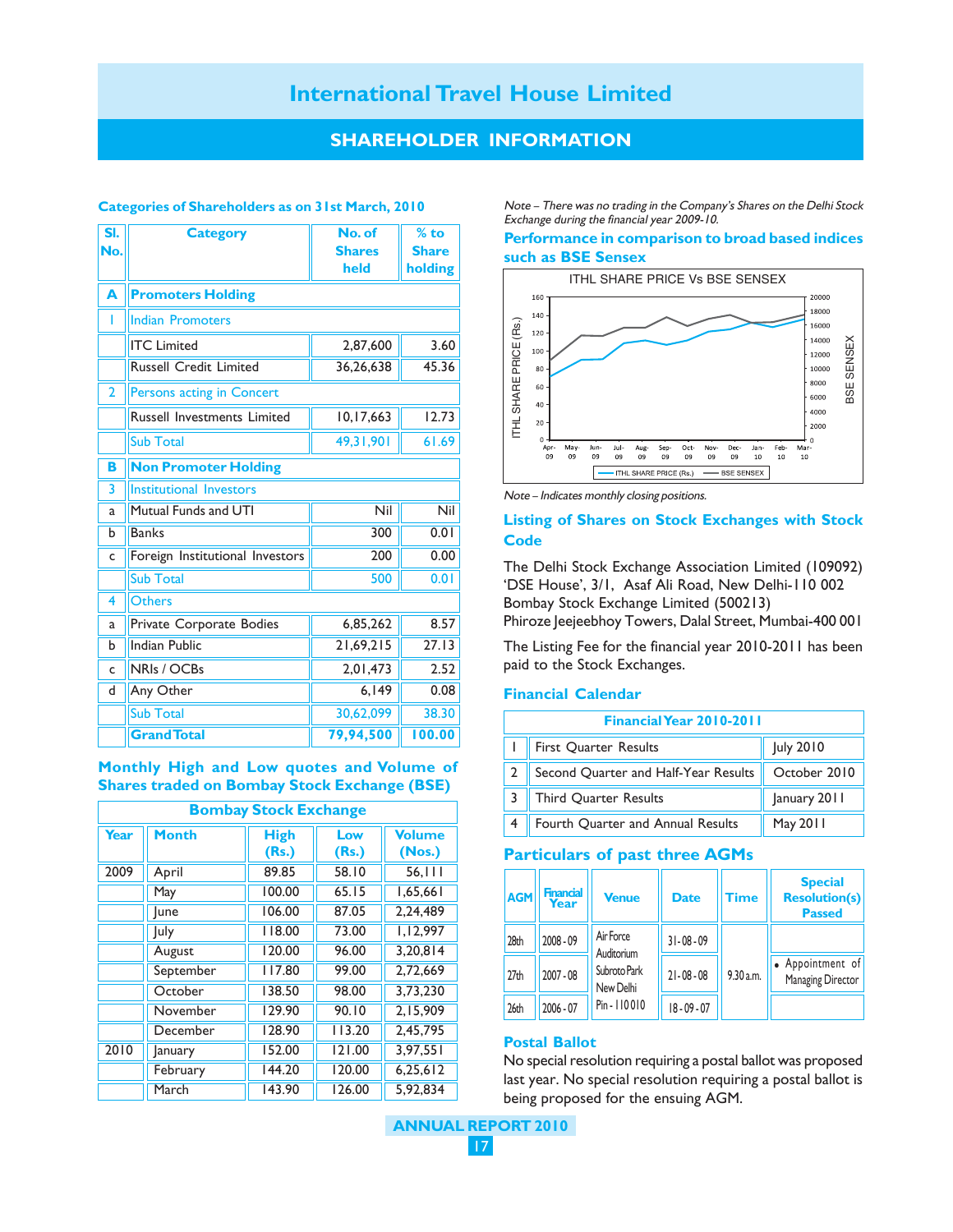# International Travel House Limited

## SHAREHOLDER INFORMATION

### Categories of Shareholders as on 31st March, 2010

| Sl. No. | Category | No. of Shares held | % to Share holding |
|---|---|---|---|
| **A** | **Promoters Holding** | | |
| 1 | Indian Promoters | | |
| | ITC Limited | 2,87,600 | 3.60 |
| | Russell Credit Limited | 36,26,638 | 45.36 |
| 2 | Persons acting in Concert | | |
| | Russell Investments Limited | 10,17,663 | 12.73 |
| | Sub Total | 49,31,901 | 61.69 |
| **B** | **Non Promoter Holding** | | |
| 3 | Institutional Investors | | |
| a | Mutual Funds and UTI | Nil | Nil |
| b | Banks | 300 | 0.01 |
| c | Foreign Institutional Investors | 200 | 0.00 |
| | Sub Total | 500 | 0.01 |
| 4 | Others | | |
| a | Private Corporate Bodies | 6,85,262 | 8.57 |
| b | Indian Public | 21,69,215 | 27.13 |
| c | NRIs / OCBs | 2,01,473 | 2.52 |
| d | Any Other | 6,149 | 0.08 |
| | Sub Total | 30,62,099 | 38.30 |
| | **Grand Total** | **79,94,500** | **100.00** |

### Monthly High and Low quotes and Volume of Shares traded on Bombay Stock Exchange (BSE)

| Bombay Stock Exchange | | | | |
|---|---|---|---|---|
| **Year** | **Month** | **High (Rs.)** | **Low (Rs.)** | **Volume (Nos.)** |
| 2009 | April | 89.85 | 58.10 | 56,111 |
| | May | 100.00 | 65.15 | 1,65,661 |
| | June | 106.00 | 87.05 | 2,24,489 |
| | July | 118.00 | 73.00 | 1,12,997 |
| | August | 120.00 | 96.00 | 3,20,814 |
| | September | 117.80 | 99.00 | 2,72,669 |
| | October | 138.50 | 98.00 | 3,73,230 |
| | November | 129.90 | 90.10 | 2,15,909 |
| | December | 128.90 | 113.20 | 2,45,795 |
| 2010 | January | 152.00 | 121.00 | 3,97,551 |
| | February | 144.20 | 120.00 | 6,25,612 |
| | March | 143.90 | 126.00 | 5,92,834 |

*Note – There was no trading in the Company's Shares on the Delhi Stock Exchange during the financial year 2009-10.*

### Performance in comparison to broad based indices such as BSE Sensex

ITHL SHARE PRICE Vs BSE SENSEX

*Note – Indicates monthly closing positions.*

### Listing of Shares on Stock Exchanges with Stock Code

The Delhi Stock Exchange Association Limited (109092)
'DSE House', 3/1, Asaf Ali Road, New Delhi-110 002
Bombay Stock Exchange Limited (500213)
Phiroze Jeejeebhoy Towers, Dalal Street, Mumbai-400 001

The Listing Fee for the financial year 2010-2011 has been paid to the Stock Exchanges.

### Financial Calendar

| Financial Year 2010-2011 | | |
|---|---|---|
| 1 | First Quarter Results | July 2010 |
| 2 | Second Quarter and Half-Year Results | October 2010 |
| 3 | Third Quarter Results | January 2011 |
| 4 | Fourth Quarter and Annual Results | May 2011 |

### Particulars of past three AGMs

| AGM | Financial Year | Venue | Date | Time | Special Resolution(s) Passed |
|---|---|---|---|---|---|
| 28th | 2008 - 09 | Air Force Auditorium Subroto Park New Delhi Pin - 110010 | 31 - 08 - 09 | 9.30 a.m. | |
| 27th | 2007 - 08 | | 21 - 08 - 08 | | • Appointment of Managing Director |
| 26th | 2006 - 07 | | 18 - 09 - 07 | | |

### Postal Ballot

No special resolution requiring a postal ballot was proposed last year. No special resolution requiring a postal ballot is being proposed for the ensuing AGM.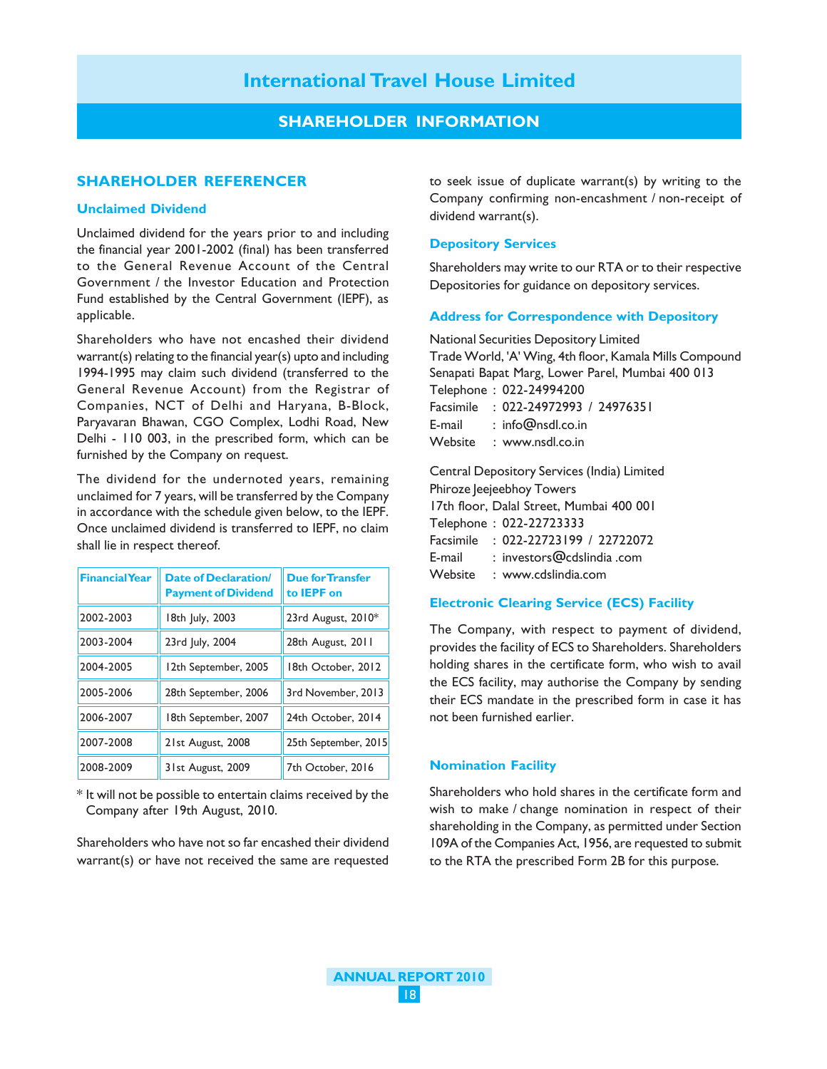# International Travel House Limited

## SHAREHOLDER INFORMATION

### SHAREHOLDER REFERENCER

#### Unclaimed Dividend

Unclaimed dividend for the years prior to and including the financial year 2001-2002 (final) has been transferred to the General Revenue Account of the Central Government / the Investor Education and Protection Fund established by the Central Government (IEPF), as applicable.

Shareholders who have not encashed their dividend warrant(s) relating to the financial year(s) upto and including 1994-1995 may claim such dividend (transferred to the General Revenue Account) from the Registrar of Companies, NCT of Delhi and Haryana, B-Block, Paryavaran Bhawan, CGO Complex, Lodhi Road, New Delhi - 110 003, in the prescribed form, which can be furnished by the Company on request.

The dividend for the undernoted years, remaining unclaimed for 7 years, will be transferred by the Company in accordance with the schedule given below, to the IEPF. Once unclaimed dividend is transferred to IEPF, no claim shall lie in respect thereof.

| Financial Year | Date of Declaration/ Payment of Dividend | Due for Transfer to IEPF on |
|---|---|---|
| 2002-2003 | 18th July, 2003 | 23rd August, 2010* |
| 2003-2004 | 23rd July, 2004 | 28th August, 2011 |
| 2004-2005 | 12th September, 2005 | 18th October, 2012 |
| 2005-2006 | 28th September, 2006 | 3rd November, 2013 |
| 2006-2007 | 18th September, 2007 | 24th October, 2014 |
| 2007-2008 | 21st August, 2008 | 25th September, 2015 |
| 2008-2009 | 31st August, 2009 | 7th October, 2016 |

\* It will not be possible to entertain claims received by the Company after 19th August, 2010.

Shareholders who have not so far encashed their dividend warrant(s) or have not received the same are requested to seek issue of duplicate warrant(s) by writing to the Company confirming non-encashment / non-receipt of dividend warrant(s).

#### Depository Services

Shareholders may write to our RTA or to their respective Depositories for guidance on depository services.

#### Address for Correspondence with Depository

National Securities Depository Limited
Trade World, 'A' Wing, 4th floor, Kamala Mills Compound
Senapati Bapat Marg, Lower Parel, Mumbai 400 013
Telephone : 022-24994200
Facsimile : 022-24972993 / 24976351
E-mail : info@nsdl.co.in
Website : www.nsdl.co.in

Central Depository Services (India) Limited
Phiroze Jeejeebhoy Towers
17th floor, Dalal Street, Mumbai 400 001
Telephone : 022-22723333
Facsimile : 022-22723199 / 22722072
E-mail : investors@cdslindia .com
Website : www.cdslindia.com

#### Electronic Clearing Service (ECS) Facility

The Company, with respect to payment of dividend, provides the facility of ECS to Shareholders. Shareholders holding shares in the certificate form, who wish to avail the ECS facility, may authorise the Company by sending their ECS mandate in the prescribed form in case it has not been furnished earlier.

#### Nomination Facility

Shareholders who hold shares in the certificate form and wish to make / change nomination in respect of their shareholding in the Company, as permitted under Section 109A of the Companies Act, 1956, are requested to submit to the RTA the prescribed Form 2B for this purpose.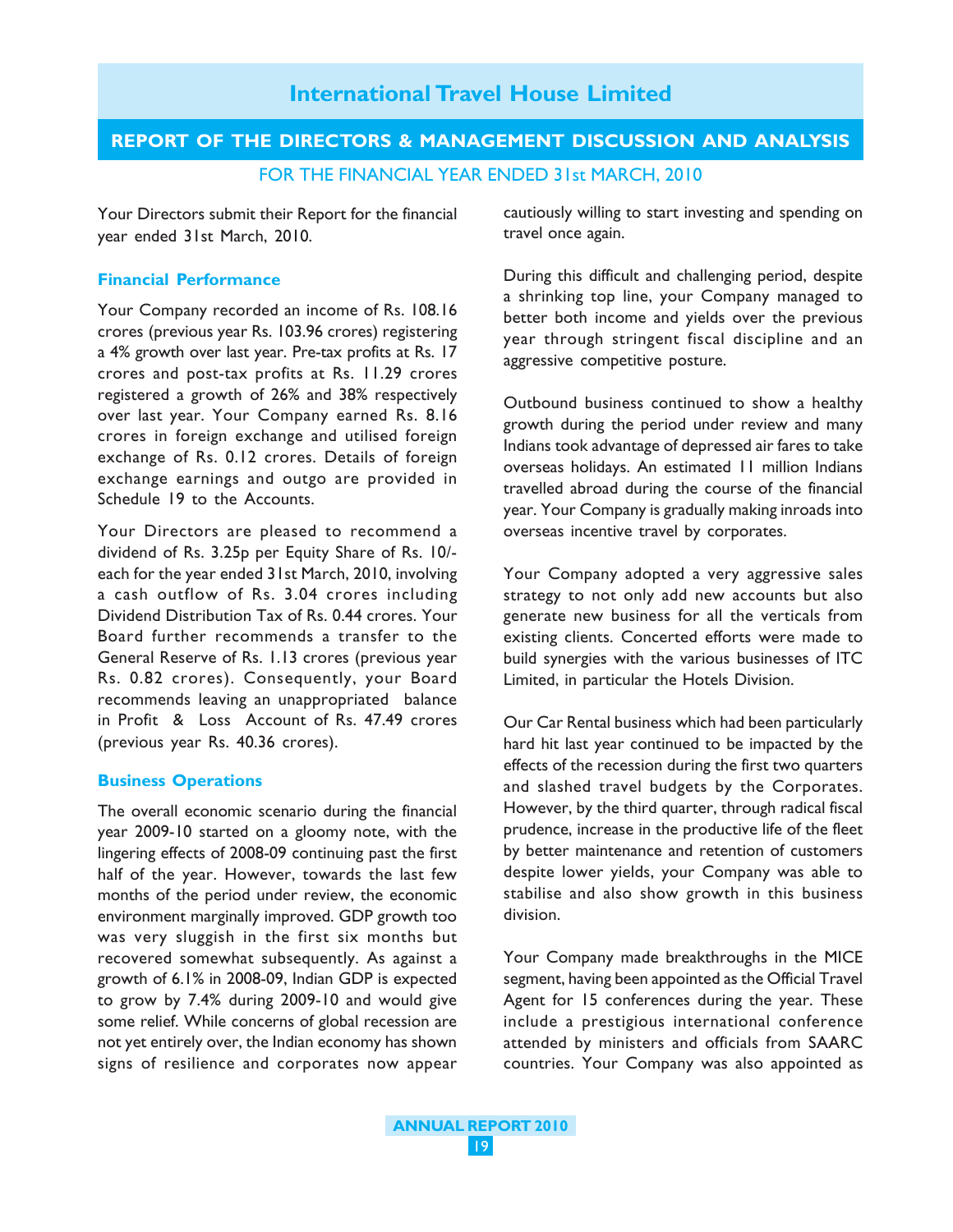# International Travel House Limited

## REPORT OF THE DIRECTORS & MANAGEMENT DISCUSSION AND ANALYSIS

FOR THE FINANCIAL YEAR ENDED 31st MARCH, 2010

Your Directors submit their Report for the financial year ended 31st March, 2010.

### Financial Performance

Your Company recorded an income of Rs. 108.16 crores (previous year Rs. 103.96 crores) registering a 4% growth over last year. Pre-tax profits at Rs. 17 crores and post-tax profits at Rs. 11.29 crores registered a growth of 26% and 38% respectively over last year. Your Company earned Rs. 8.16 crores in foreign exchange and utilised foreign exchange of Rs. 0.12 crores. Details of foreign exchange earnings and outgo are provided in Schedule 19 to the Accounts.

Your Directors are pleased to recommend a dividend of Rs. 3.25p per Equity Share of Rs. 10/- each for the year ended 31st March, 2010, involving a cash outflow of Rs. 3.04 crores including Dividend Distribution Tax of Rs. 0.44 crores. Your Board further recommends a transfer to the General Reserve of Rs. 1.13 crores (previous year Rs. 0.82 crores). Consequently, your Board recommends leaving an unappropriated balance in Profit & Loss Account of Rs. 47.49 crores (previous year Rs. 40.36 crores).

### Business Operations

The overall economic scenario during the financial year 2009-10 started on a gloomy note, with the lingering effects of 2008-09 continuing past the first half of the year. However, towards the last few months of the period under review, the economic environment marginally improved. GDP growth too was very sluggish in the first six months but recovered somewhat subsequently. As against a growth of 6.1% in 2008-09, Indian GDP is expected to grow by 7.4% during 2009-10 and would give some relief. While concerns of global recession are not yet entirely over, the Indian economy has shown signs of resilience and corporates now appear cautiously willing to start investing and spending on travel once again.

During this difficult and challenging period, despite a shrinking top line, your Company managed to better both income and yields over the previous year through stringent fiscal discipline and an aggressive competitive posture.

Outbound business continued to show a healthy growth during the period under review and many Indians took advantage of depressed air fares to take overseas holidays. An estimated 11 million Indians travelled abroad during the course of the financial year. Your Company is gradually making inroads into overseas incentive travel by corporates.

Your Company adopted a very aggressive sales strategy to not only add new accounts but also generate new business for all the verticals from existing clients. Concerted efforts were made to build synergies with the various businesses of ITC Limited, in particular the Hotels Division.

Our Car Rental business which had been particularly hard hit last year continued to be impacted by the effects of the recession during the first two quarters and slashed travel budgets by the Corporates. However, by the third quarter, through radical fiscal prudence, increase in the productive life of the fleet by better maintenance and retention of customers despite lower yields, your Company was able to stabilise and also show growth in this business division.

Your Company made breakthroughs in the MICE segment, having been appointed as the Official Travel Agent for 15 conferences during the year. These include a prestigious international conference attended by ministers and officials from SAARC countries. Your Company was also appointed as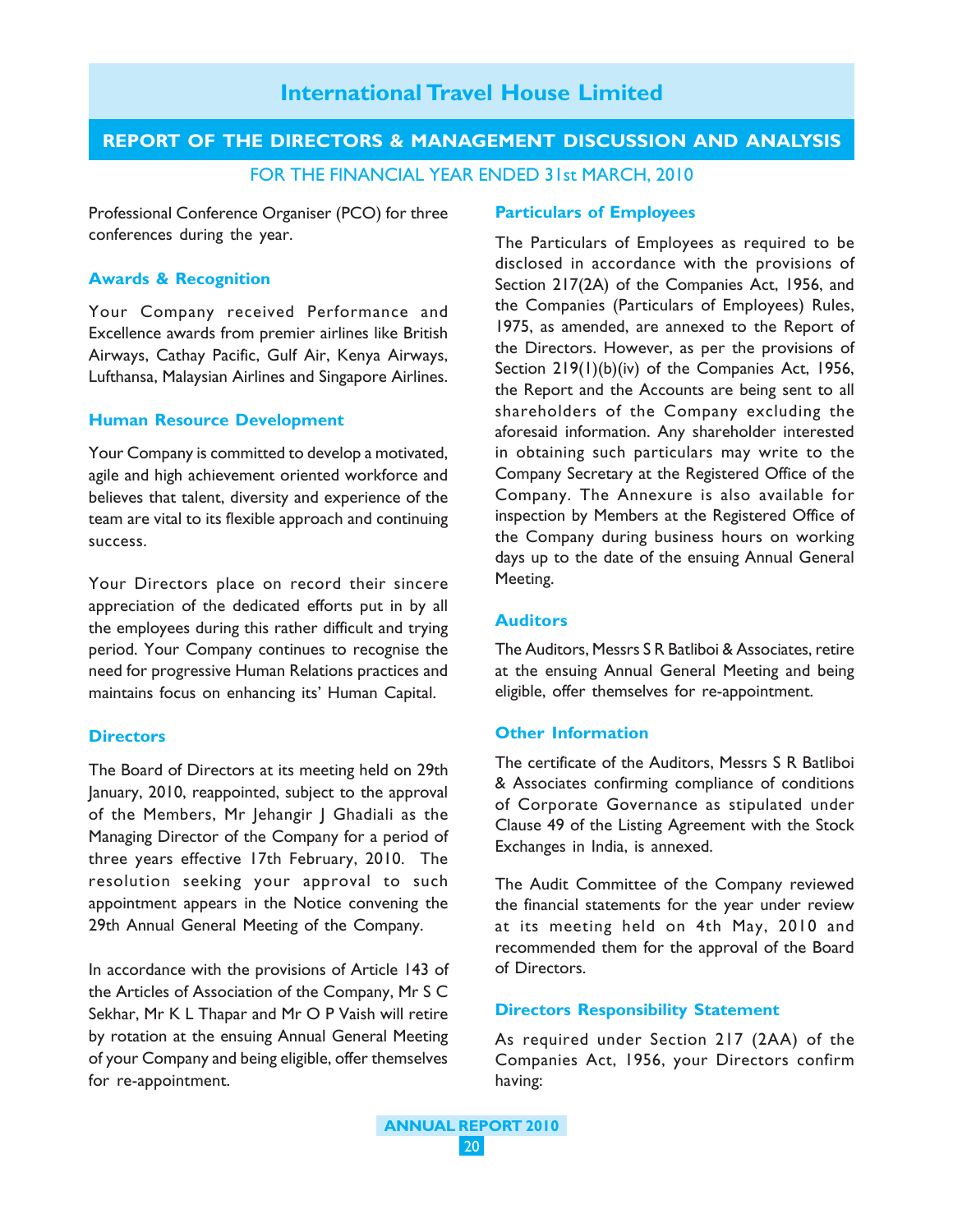Professional Conference Organiser (PCO) for three conferences during the year.

## Awards & Recognition

Your Company received Performance and Excellence awards from premier airlines like British Airways, Cathay Pacific, Gulf Air, Kenya Airways, Lufthansa, Malaysian Airlines and Singapore Airlines.

## Human Resource Development

Your Company is committed to develop a motivated, agile and high achievement oriented workforce and believes that talent, diversity and experience of the team are vital to its flexible approach and continuing success.

Your Directors place on record their sincere appreciation of the dedicated efforts put in by all the employees during this rather difficult and trying period. Your Company continues to recognise the need for progressive Human Relations practices and maintains focus on enhancing its' Human Capital.

## Directors

The Board of Directors at its meeting held on 29th January, 2010, reappointed, subject to the approval of the Members, Mr Jehangir J Ghadiali as the Managing Director of the Company for a period of three years effective 17th February, 2010. The resolution seeking your approval to such appointment appears in the Notice convening the 29th Annual General Meeting of the Company.

In accordance with the provisions of Article 143 of the Articles of Association of the Company, Mr S C Sekhar, Mr K L Thapar and Mr O P Vaish will retire by rotation at the ensuing Annual General Meeting of your Company and being eligible, offer themselves for re-appointment.

## Particulars of Employees

The Particulars of Employees as required to be disclosed in accordance with the provisions of Section 217(2A) of the Companies Act, 1956, and the Companies (Particulars of Employees) Rules, 1975, as amended, are annexed to the Report of the Directors. However, as per the provisions of Section 219(1)(b)(iv) of the Companies Act, 1956, the Report and the Accounts are being sent to all shareholders of the Company excluding the aforesaid information. Any shareholder interested in obtaining such particulars may write to the Company Secretary at the Registered Office of the Company. The Annexure is also available for inspection by Members at the Registered Office of the Company during business hours on working days up to the date of the ensuing Annual General Meeting.

## Auditors

The Auditors, Messrs S R Batliboi & Associates, retire at the ensuing Annual General Meeting and being eligible, offer themselves for re-appointment.

## Other Information

The certificate of the Auditors, Messrs S R Batliboi & Associates confirming compliance of conditions of Corporate Governance as stipulated under Clause 49 of the Listing Agreement with the Stock Exchanges in India, is annexed.

The Audit Committee of the Company reviewed the financial statements for the year under review at its meeting held on 4th May, 2010 and recommended them for the approval of the Board of Directors.

## Directors Responsibility Statement

As required under Section 217 (2AA) of the Companies Act, 1956, your Directors confirm having: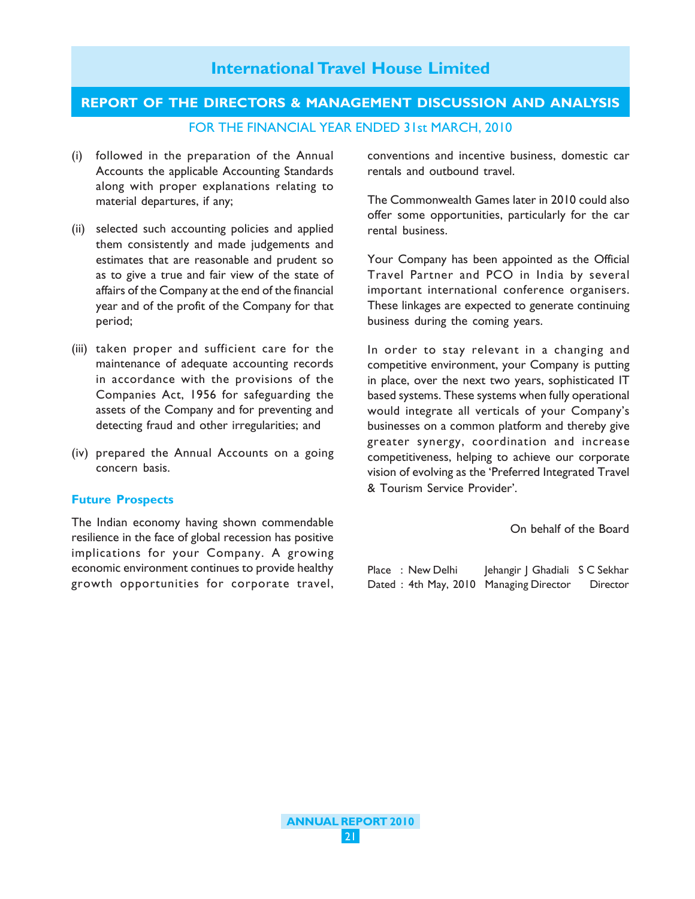(i) followed in the preparation of the Annual Accounts the applicable Accounting Standards along with proper explanations relating to material departures, if any;

(ii) selected such accounting policies and applied them consistently and made judgements and estimates that are reasonable and prudent so as to give a true and fair view of the state of affairs of the Company at the end of the financial year and of the profit of the Company for that period;

(iii) taken proper and sufficient care for the maintenance of adequate accounting records in accordance with the provisions of the Companies Act, 1956 for safeguarding the assets of the Company and for preventing and detecting fraud and other irregularities; and

(iv) prepared the Annual Accounts on a going concern basis.

### Future Prospects

The Indian economy having shown commendable resilience in the face of global recession has positive implications for your Company. A growing economic environment continues to provide healthy growth opportunities for corporate travel, conventions and incentive business, domestic car rentals and outbound travel.

The Commonwealth Games later in 2010 could also offer some opportunities, particularly for the car rental business.

Your Company has been appointed as the Official Travel Partner and PCO in India by several important international conference organisers. These linkages are expected to generate continuing business during the coming years.

In order to stay relevant in a changing and competitive environment, your Company is putting in place, over the next two years, sophisticated IT based systems. These systems when fully operational would integrate all verticals of your Company's businesses on a common platform and thereby give greater synergy, coordination and increase competitiveness, helping to achieve our corporate vision of evolving as the 'Preferred Integrated Travel & Tourism Service Provider'.

On behalf of the Board

Place : New Delhi
Dated : 4th May, 2010

Jehangir J Ghadiali
Managing Director

S C Sekhar
Director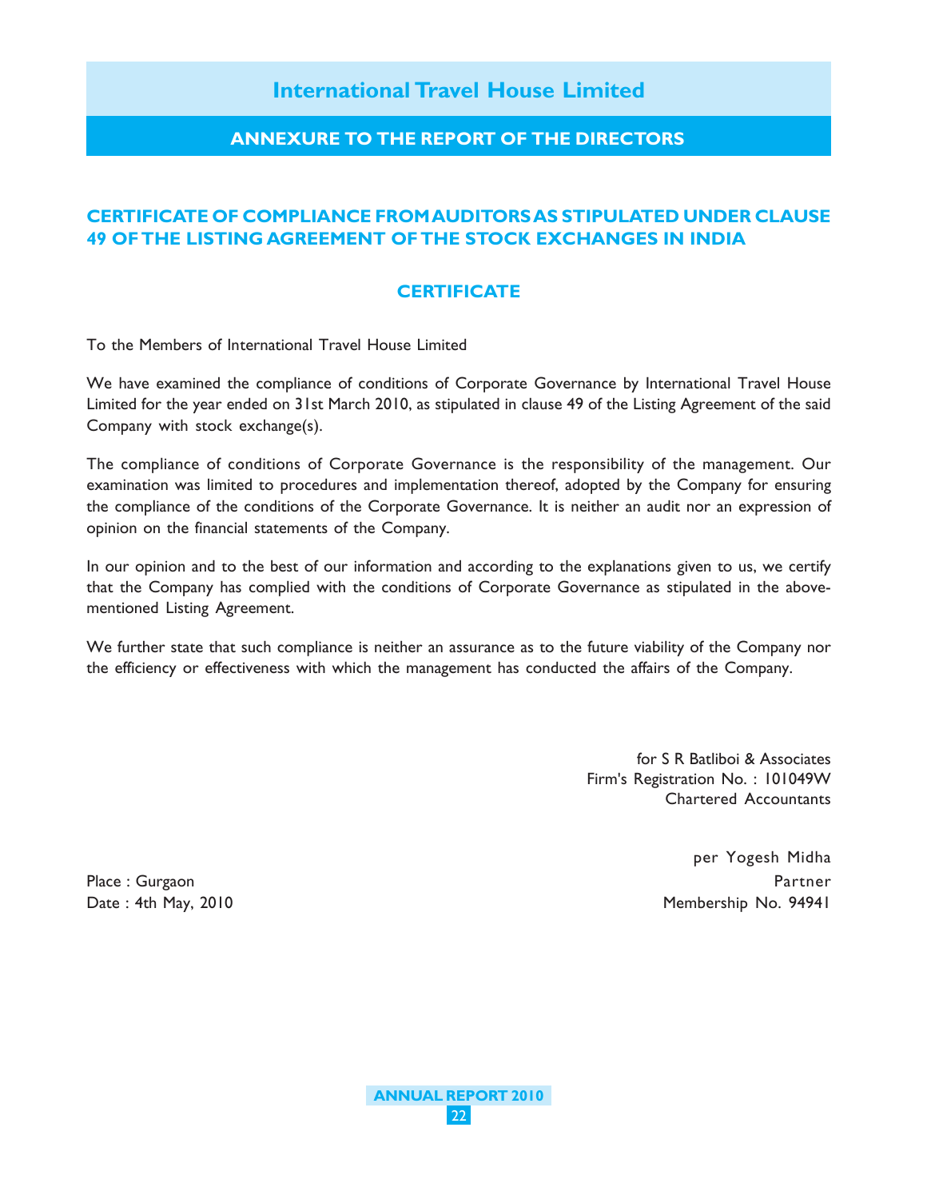# International Travel House Limited

## ANNEXURE TO THE REPORT OF THE DIRECTORS

### CERTIFICATE OF COMPLIANCE FROM AUDITORS AS STIPULATED UNDER CLAUSE 49 OF THE LISTING AGREEMENT OF THE STOCK EXCHANGES IN INDIA

### CERTIFICATE

To the Members of International Travel House Limited

We have examined the compliance of conditions of Corporate Governance by International Travel House Limited for the year ended on 31st March 2010, as stipulated in clause 49 of the Listing Agreement of the said Company with stock exchange(s).

The compliance of conditions of Corporate Governance is the responsibility of the management. Our examination was limited to procedures and implementation thereof, adopted by the Company for ensuring the compliance of the conditions of the Corporate Governance. It is neither an audit nor an expression of opinion on the financial statements of the Company.

In our opinion and to the best of our information and according to the explanations given to us, we certify that the Company has complied with the conditions of Corporate Governance as stipulated in the above-mentioned Listing Agreement.

We further state that such compliance is neither an assurance as to the future viability of the Company nor the efficiency or effectiveness with which the management has conducted the affairs of the Company.

for S R Batliboi & Associates
Firm's Registration No. : 101049W
Chartered Accountants

per Yogesh Midha
Partner
Membership No. 94941

Place : Gurgaon
Date : 4th May, 2010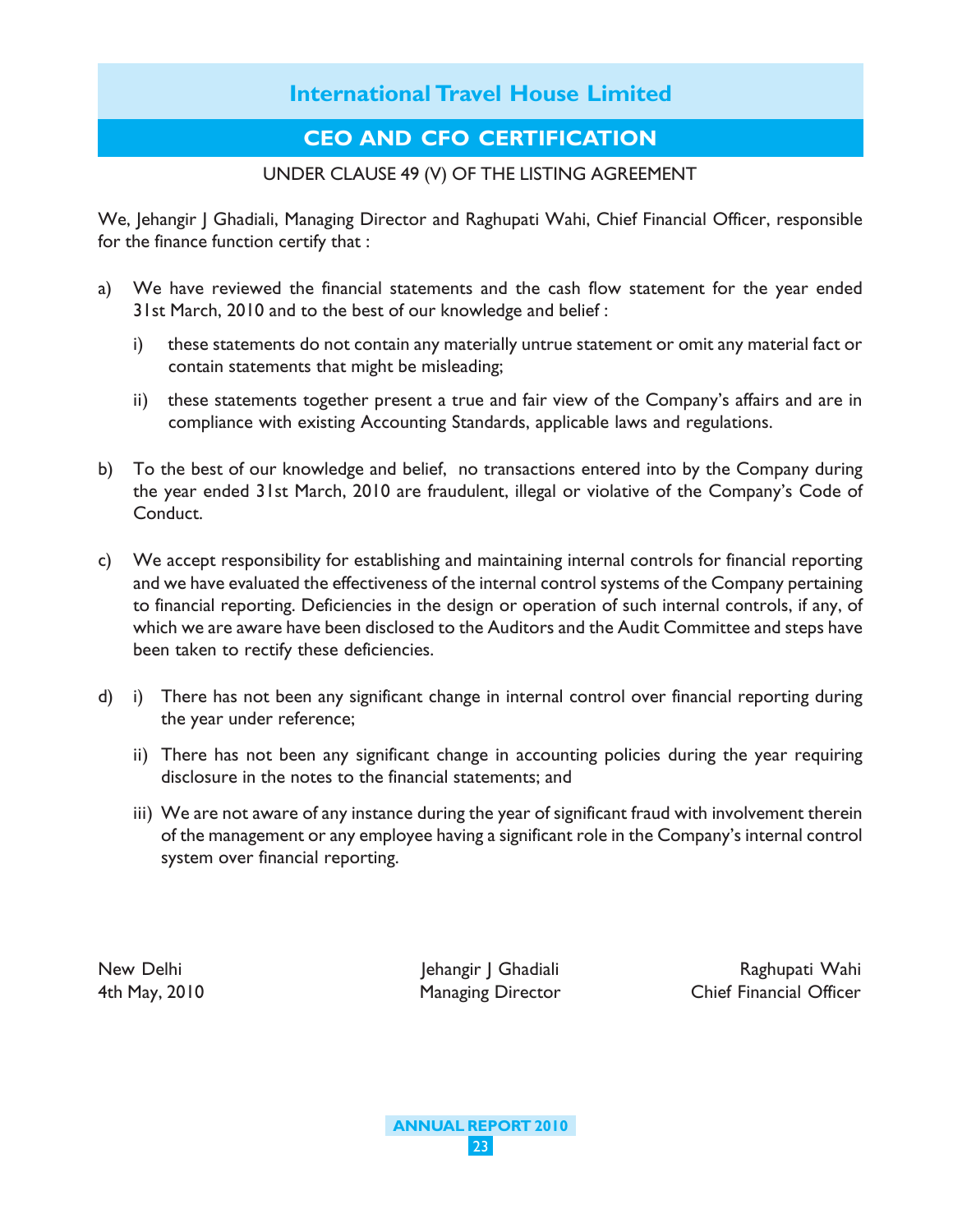# International Travel House Limited

## CEO AND CFO CERTIFICATION

UNDER CLAUSE 49 (V) OF THE LISTING AGREEMENT

We, Jehangir J Ghadiali, Managing Director and Raghupati Wahi, Chief Financial Officer, responsible for the finance function certify that :

a) We have reviewed the financial statements and the cash flow statement for the year ended 31st March, 2010 and to the best of our knowledge and belief :

   i) these statements do not contain any materially untrue statement or omit any material fact or contain statements that might be misleading;

   ii) these statements together present a true and fair view of the Company's affairs and are in compliance with existing Accounting Standards, applicable laws and regulations.

b) To the best of our knowledge and belief, no transactions entered into by the Company during the year ended 31st March, 2010 are fraudulent, illegal or violative of the Company's Code of Conduct.

c) We accept responsibility for establishing and maintaining internal controls for financial reporting and we have evaluated the effectiveness of the internal control systems of the Company pertaining to financial reporting. Deficiencies in the design or operation of such internal controls, if any, of which we are aware have been disclosed to the Auditors and the Audit Committee and steps have been taken to rectify these deficiencies.

d) i) There has not been any significant change in internal control over financial reporting during the year under reference;

   ii) There has not been any significant change in accounting policies during the year requiring disclosure in the notes to the financial statements; and

   iii) We are not aware of any instance during the year of significant fraud with involvement therein of the management or any employee having a significant role in the Company's internal control system over financial reporting.

New Delhi
4th May, 2010

Jehangir J Ghadiali
Managing Director

Raghupati Wahi
Chief Financial Officer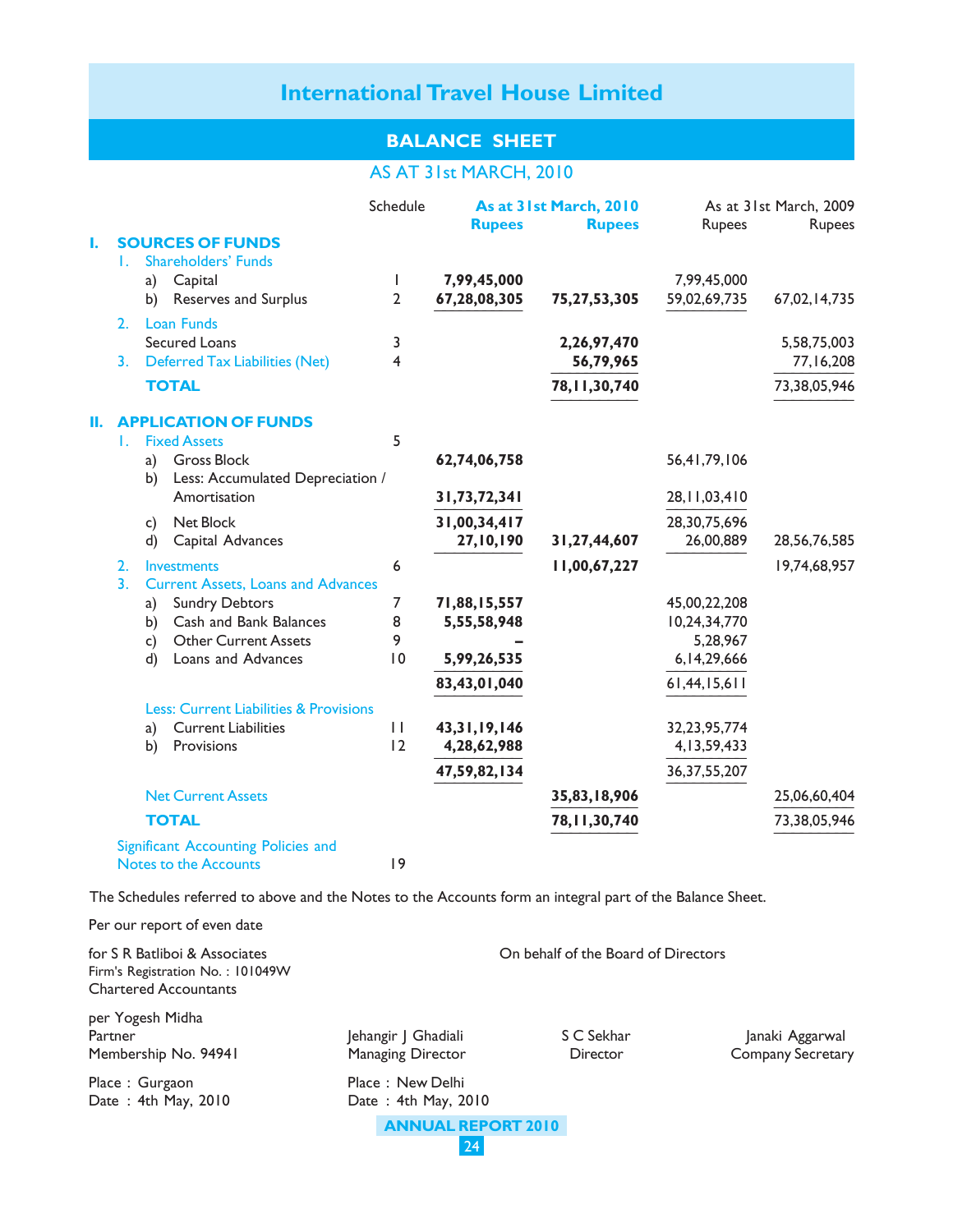# International Travel House Limited

## BALANCE SHEET

### AS AT 31st MARCH, 2010

| | | Schedule | As at 31st March, 2010 Rupees | Rupees | As at 31st March, 2009 Rupees | Rupees |
|---|---|---|---|---|---|---|
| **I.** | **SOURCES OF FUNDS** | | | | | |
| 1. | Shareholders' Funds | | | | | |
| | a) Capital | 1 | **7,99,45,000** | | 7,99,45,000 | |
| | b) Reserves and Surplus | 2 | **67,28,08,305** | **75,27,53,305** | 59,02,69,735 | 67,02,14,735 |
| 2. | Loan Funds | | | | | |
| | Secured Loans | 3 | | **2,26,97,470** | | 5,58,75,003 |
| 3. | Deferred Tax Liabilities (Net) | 4 | | **56,79,965** | | 77,16,208 |
| | **TOTAL** | | | **78,11,30,740** | | 73,38,05,946 |
| **II.** | **APPLICATION OF FUNDS** | | | | | |
| 1. | Fixed Assets | 5 | | | | |
| | a) Gross Block | | **62,74,06,758** | | 56,41,79,106 | |
| | b) Less: Accumulated Depreciation / Amortisation | | **31,73,72,341** | | 28,11,03,410 | |
| | c) Net Block | | **31,00,34,417** | | 28,30,75,696 | |
| | d) Capital Advances | | **27,10,190** | **31,27,44,607** | 26,00,889 | 28,56,76,585 |
| 2. | Investments | 6 | | **11,00,67,227** | | 19,74,68,957 |
| 3. | Current Assets, Loans and Advances | | | | | |
| | a) Sundry Debtors | 7 | **71,88,15,557** | | 45,00,22,208 | |
| | b) Cash and Bank Balances | 8 | **5,55,58,948** | | 10,24,34,770 | |
| | c) Other Current Assets | 9 | **–** | | 5,28,967 | |
| | d) Loans and Advances | 10 | **5,99,26,535** | | 6,14,29,666 | |
| | | | **83,43,01,040** | | 61,44,15,611 | |
| | Less: Current Liabilities & Provisions | | | | | |
| | a) Current Liabilities | 11 | **43,31,19,146** | | 32,23,95,774 | |
| | b) Provisions | 12 | **4,28,62,988** | | 4,13,59,433 | |
| | | | **47,59,82,134** | | 36,37,55,207 | |
| | Net Current Assets | | | **35,83,18,906** | | 25,06,60,404 |
| | **TOTAL** | | | **78,11,30,740** | | 73,38,05,946 |
| | Significant Accounting Policies and Notes to the Accounts | 19 | | | | |

The Schedules referred to above and the Notes to the Accounts form an integral part of the Balance Sheet.

Per our report of even date

for S R Batliboi & Associates
Firm's Registration No. : 101049W
Chartered Accountants

per Yogesh Midha
Partner
Membership No. 94941

Place : Gurgaon
Date : 4th May, 2010

On behalf of the Board of Directors

Jehangir J Ghadiali
Managing Director

S C Sekhar
Director

Janaki Aggarwal
Company Secretary

Place : New Delhi
Date : 4th May, 2010

ANNUAL REPORT 2010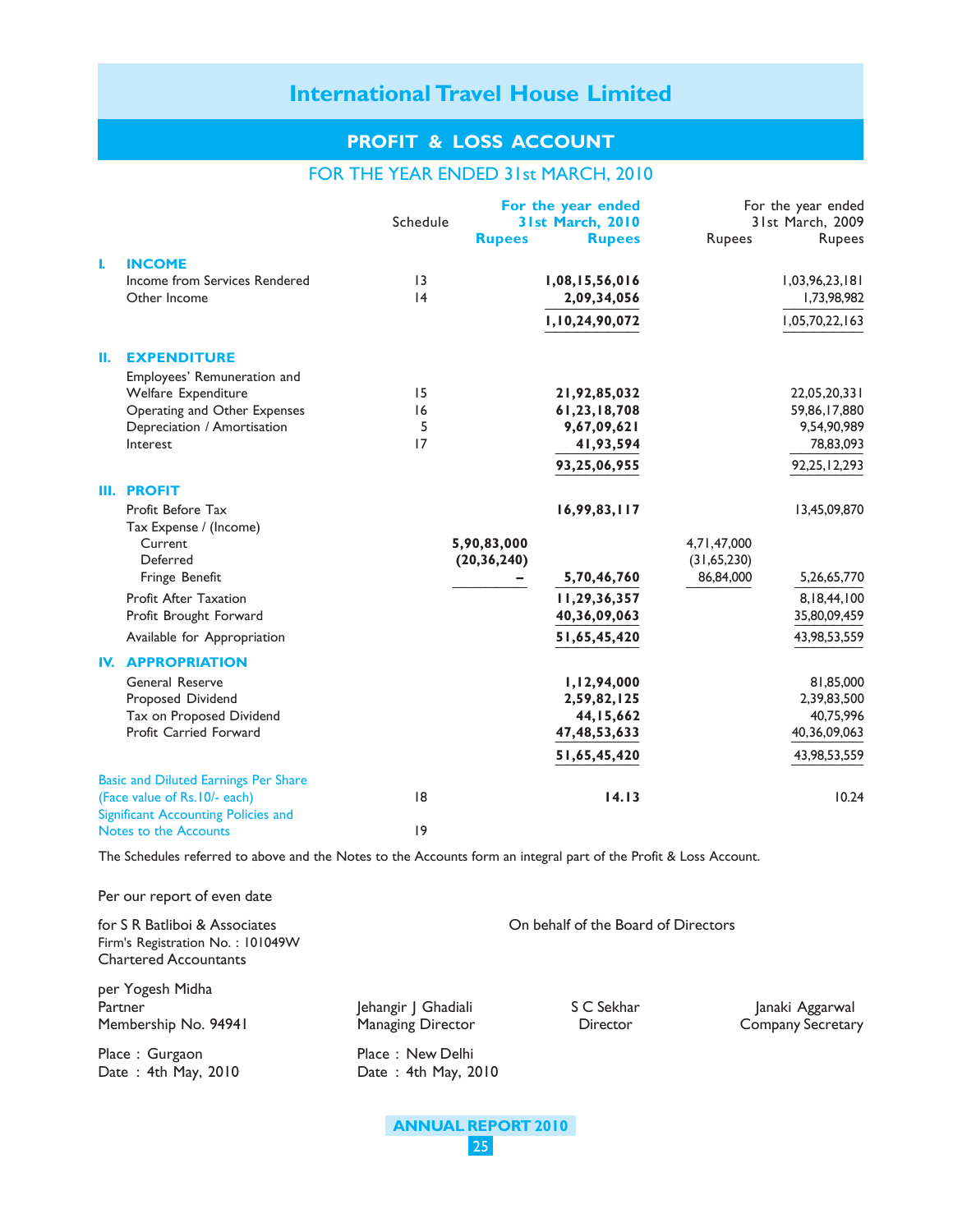# International Travel House Limited

## PROFIT & LOSS ACCOUNT

### FOR THE YEAR ENDED 31st MARCH, 2010

| | | Schedule | For the year ended 31st March, 2010 Rupees | For the year ended 31st March, 2010 Rupees | For the year ended 31st March, 2009 Rupees | For the year ended 31st March, 2009 Rupees |
|---|---|---|---|---|---|---|
| **I.** | **INCOME** | | | | | |
| | Income from Services Rendered | 13 | | **1,08,15,56,016** | | 1,03,96,23,181 |
| | Other Income | 14 | | **2,09,34,056** | | 1,73,98,982 |
| | | | | **1,10,24,90,072** | | 1,05,70,22,163 |
| **II.** | **EXPENDITURE** | | | | | |
| | Employees' Remuneration and Welfare Expenditure | 15 | | **21,92,85,032** | | 22,05,20,331 |
| | Operating and Other Expenses | 16 | | **61,23,18,708** | | 59,86,17,880 |
| | Depreciation / Amortisation | 5 | | **9,67,09,621** | | 9,54,90,989 |
| | Interest | 17 | | **41,93,594** | | 78,83,093 |
| | | | | **93,25,06,955** | | 92,25,12,293 |
| **III.** | **PROFIT** | | | | | |
| | Profit Before Tax | | | **16,99,83,117** | | 13,45,09,870 |
| | Tax Expense / (Income) | | | | | |
| | Current | | **5,90,83,000** | | 4,71,47,000 | |
| | Deferred | | **(20,36,240)** | | (31,65,230) | |
| | Fringe Benefit | | **–** | **5,70,46,760** | 86,84,000 | 5,26,65,770 |
| | Profit After Taxation | | | **11,29,36,357** | | 8,18,44,100 |
| | Profit Brought Forward | | | **40,36,09,063** | | 35,80,09,459 |
| | Available for Appropriation | | | **51,65,45,420** | | 43,98,53,559 |
| **IV.** | **APPROPRIATION** | | | | | |
| | General Reserve | | | **1,12,94,000** | | 81,85,000 |
| | Proposed Dividend | | | **2,59,82,125** | | 2,39,83,500 |
| | Tax on Proposed Dividend | | | **44,15,662** | | 40,75,996 |
| | Profit Carried Forward | | | **47,48,53,633** | | 40,36,09,063 |
| | | | | **51,65,45,420** | | 43,98,53,559 |
| | Basic and Diluted Earnings Per Share (Face value of Rs.10/- each) | 18 | | **14.13** | | 10.24 |
| | Significant Accounting Policies and Notes to the Accounts | 19 | | | | |

The Schedules referred to above and the Notes to the Accounts form an integral part of the Profit & Loss Account.

Per our report of even date

for S R Batliboi & Associates
Firm's Registration No. : 101049W
Chartered Accountants

per Yogesh Midha
Partner
Membership No. 94941

Place : Gurgaon
Date : 4th May, 2010

On behalf of the Board of Directors

Jehangir J Ghadiali
Managing Director

S C Sekhar
Director

Janaki Aggarwal
Company Secretary

Place : New Delhi
Date : 4th May, 2010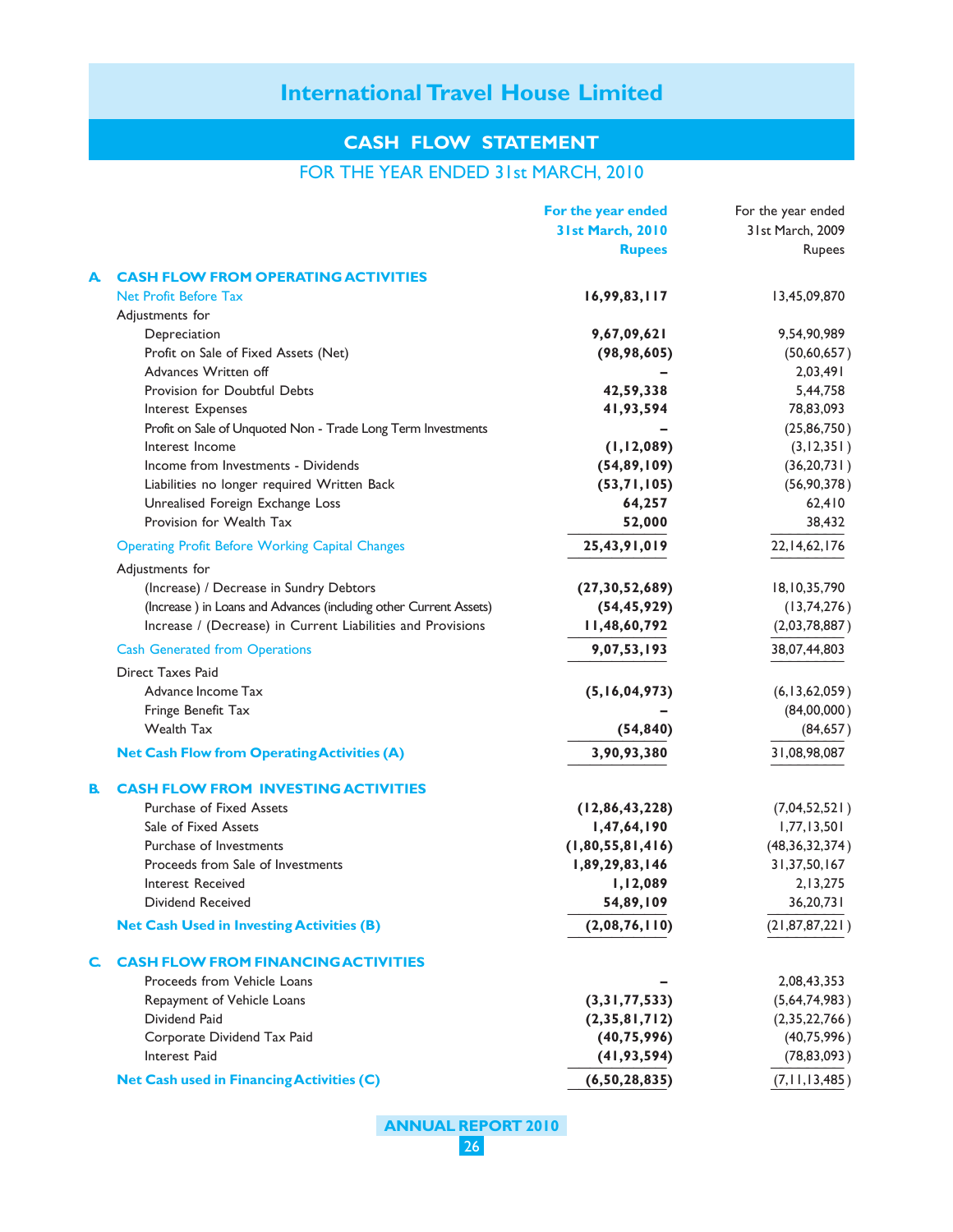# International Travel House Limited

## CASH FLOW STATEMENT

### FOR THE YEAR ENDED 31st MARCH, 2010

| | For the year ended 31st March, 2010 Rupees | For the year ended 31st March, 2009 Rupees |
|---|---|---|
| **A. CASH FLOW FROM OPERATING ACTIVITIES** | | |
| Net Profit Before Tax | **16,99,83,117** | 13,45,09,870 |
| Adjustments for | | |
| Depreciation | **9,67,09,621** | 9,54,90,989 |
| Profit on Sale of Fixed Assets (Net) | **(98,98,605)** | (50,60,657) |
| Advances Written off | **–** | 2,03,491 |
| Provision for Doubtful Debts | **42,59,338** | 5,44,758 |
| Interest Expenses | **41,93,594** | 78,83,093 |
| Profit on Sale of Unquoted Non - Trade Long Term Investments | **–** | (25,86,750) |
| Interest Income | **(1,12,089)** | (3,12,351) |
| Income from Investments - Dividends | **(54,89,109)** | (36,20,731) |
| Liabilities no longer required Written Back | **(53,71,105)** | (56,90,378) |
| Unrealised Foreign Exchange Loss | **64,257** | 62,410 |
| Provision for Wealth Tax | **52,000** | 38,432 |
| Operating Profit Before Working Capital Changes | **25,43,91,019** | 22,14,62,176 |
| Adjustments for | | |
| (Increase) / Decrease in Sundry Debtors | **(27,30,52,689)** | 18,10,35,790 |
| (Increase ) in Loans and Advances (including other Current Assets) | **(54,45,929)** | (13,74,276) |
| Increase / (Decrease) in Current Liabilities and Provisions | **11,48,60,792** | (2,03,78,887) |
| Cash Generated from Operations | **9,07,53,193** | 38,07,44,803 |
| Direct Taxes Paid | | |
| Advance Income Tax | **(5,16,04,973)** | (6,13,62,059) |
| Fringe Benefit Tax | **–** | (84,00,000) |
| Wealth Tax | **(54,840)** | (84,657) |
| **Net Cash Flow from Operating Activities (A)** | **3,90,93,380** | 31,08,98,087 |
| **B. CASH FLOW FROM INVESTING ACTIVITIES** | | |
| Purchase of Fixed Assets | **(12,86,43,228)** | (7,04,52,521) |
| Sale of Fixed Assets | **1,47,64,190** | 1,77,13,501 |
| Purchase of Investments | **(1,80,55,81,416)** | (48,36,32,374) |
| Proceeds from Sale of Investments | **1,89,29,83,146** | 31,37,50,167 |
| Interest Received | **1,12,089** | 2,13,275 |
| Dividend Received | **54,89,109** | 36,20,731 |
| **Net Cash Used in Investing Activities (B)** | **(2,08,76,110)** | (21,87,87,221) |
| **C. CASH FLOW FROM FINANCING ACTIVITIES** | | |
| Proceeds from Vehicle Loans | **–** | 2,08,43,353 |
| Repayment of Vehicle Loans | **(3,31,77,533)** | (5,64,74,983) |
| Dividend Paid | **(2,35,81,712)** | (2,35,22,766) |
| Corporate Dividend Tax Paid | **(40,75,996)** | (40,75,996) |
| Interest Paid | **(41,93,594)** | (78,83,093) |
| **Net Cash used in Financing Activities (C)** | **(6,50,28,835)** | (7,11,13,485) |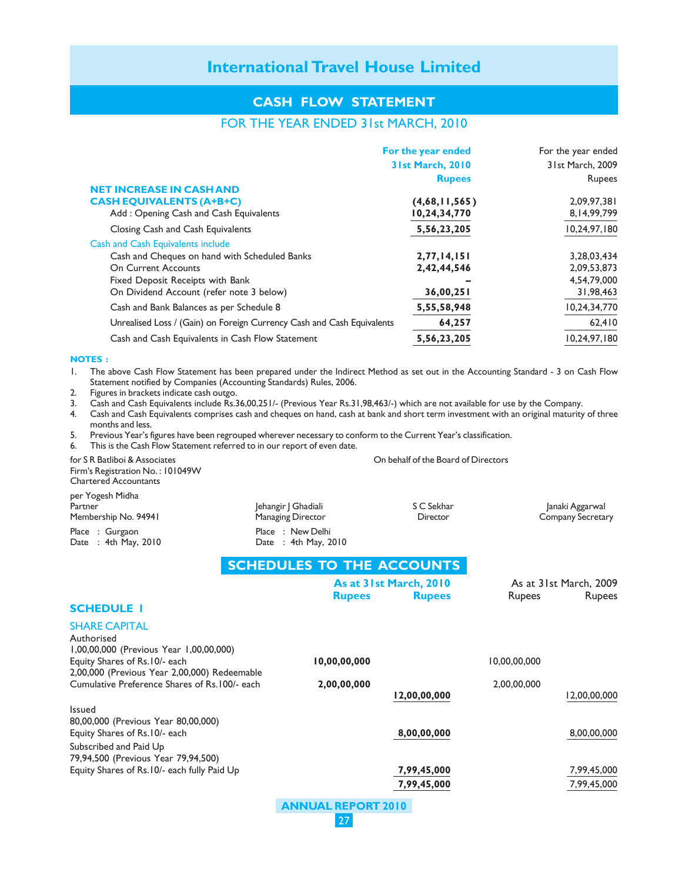# International Travel House Limited

## CASH FLOW STATEMENT

### FOR THE YEAR ENDED 31st MARCH, 2010

| | For the year ended 31st March, 2010 Rupees | For the year ended 31st March, 2009 Rupees |
|---|---|---|
| **NET INCREASE IN CASH AND CASH EQUIVALENTS (A+B+C)** | **(4,68,11,565)** | 2,09,97,381 |
| Add : Opening Cash and Cash Equivalents | **10,24,34,770** | 8,14,99,799 |
| Closing Cash and Cash Equivalents | **5,56,23,205** | 10,24,97,180 |
| Cash and Cash Equivalents include | | |
| Cash and Cheques on hand with Scheduled Banks | **2,77,14,151** | 3,28,03,434 |
| On Current Accounts | **2,42,44,546** | 2,09,53,873 |
| Fixed Deposit Receipts with Bank | **–** | 4,54,79,000 |
| On Dividend Account (refer note 3 below) | **36,00,251** | 31,98,463 |
| Cash and Bank Balances as per Schedule 8 | **5,55,58,948** | 10,24,34,770 |
| Unrealised Loss / (Gain) on Foreign Currency Cash and Cash Equivalents | **64,257** | 62,410 |
| Cash and Cash Equivalents in Cash Flow Statement | **5,56,23,205** | 10,24,97,180 |

**NOTES :**

1. The above Cash Flow Statement has been prepared under the Indirect Method as set out in the Accounting Standard - 3 on Cash Flow Statement notified by Companies (Accounting Standards) Rules, 2006.
2. Figures in brackets indicate cash outgo.
3. Cash and Cash Equivalents include Rs.36,00,251/- (Previous Year Rs.31,98,463/-) which are not available for use by the Company.
4. Cash and Cash Equivalents comprises cash and cheques on hand, cash at bank and short term investment with an original maturity of three months and less.
5. Previous Year's figures have been regrouped wherever necessary to conform to the Current Year's classification.
6. This is the Cash Flow Statement referred to in our report of even date.

for S R Batliboi & Associates
Firm's Registration No. : 101049W
Chartered Accountants

per Yogesh Midha
Partner
Membership No. 94941

Place : Gurgaon
Date : 4th May, 2010

On behalf of the Board of Directors

Jehangir J Ghadiali, Managing Director
S C Sekhar, Director
Janaki Aggarwal, Company Secretary

Place : New Delhi
Date : 4th May, 2010

## SCHEDULES TO THE ACCOUNTS

### SCHEDULE 1

| | As at 31st March, 2010 Rupees | As at 31st March, 2010 Rupees | As at 31st March, 2009 Rupees | As at 31st March, 2009 Rupees |
|---|---|---|---|---|
| **SHARE CAPITAL** | | | | |
| Authorised | | | | |
| 1,00,00,000 (Previous Year 1,00,00,000) Equity Shares of Rs.10/- each | **10,00,00,000** | | 10,00,00,000 | |
| 2,00,000 (Previous Year 2,00,000) Redeemable Cumulative Preference Shares of Rs.100/- each | **2,00,00,000** | | 2,00,00,000 | |
| | | **12,00,00,000** | | 12,00,00,000 |
| Issued | | | | |
| 80,00,000 (Previous Year 80,00,000) Equity Shares of Rs.10/- each | | **8,00,00,000** | | 8,00,00,000 |
| Subscribed and Paid Up | | | | |
| 79,94,500 (Previous Year 79,94,500) Equity Shares of Rs.10/- each fully Paid Up | | **7,99,45,000** | | 7,99,45,000 |
| | | **7,99,45,000** | | 7,99,45,000 |

ANNUAL REPORT 2010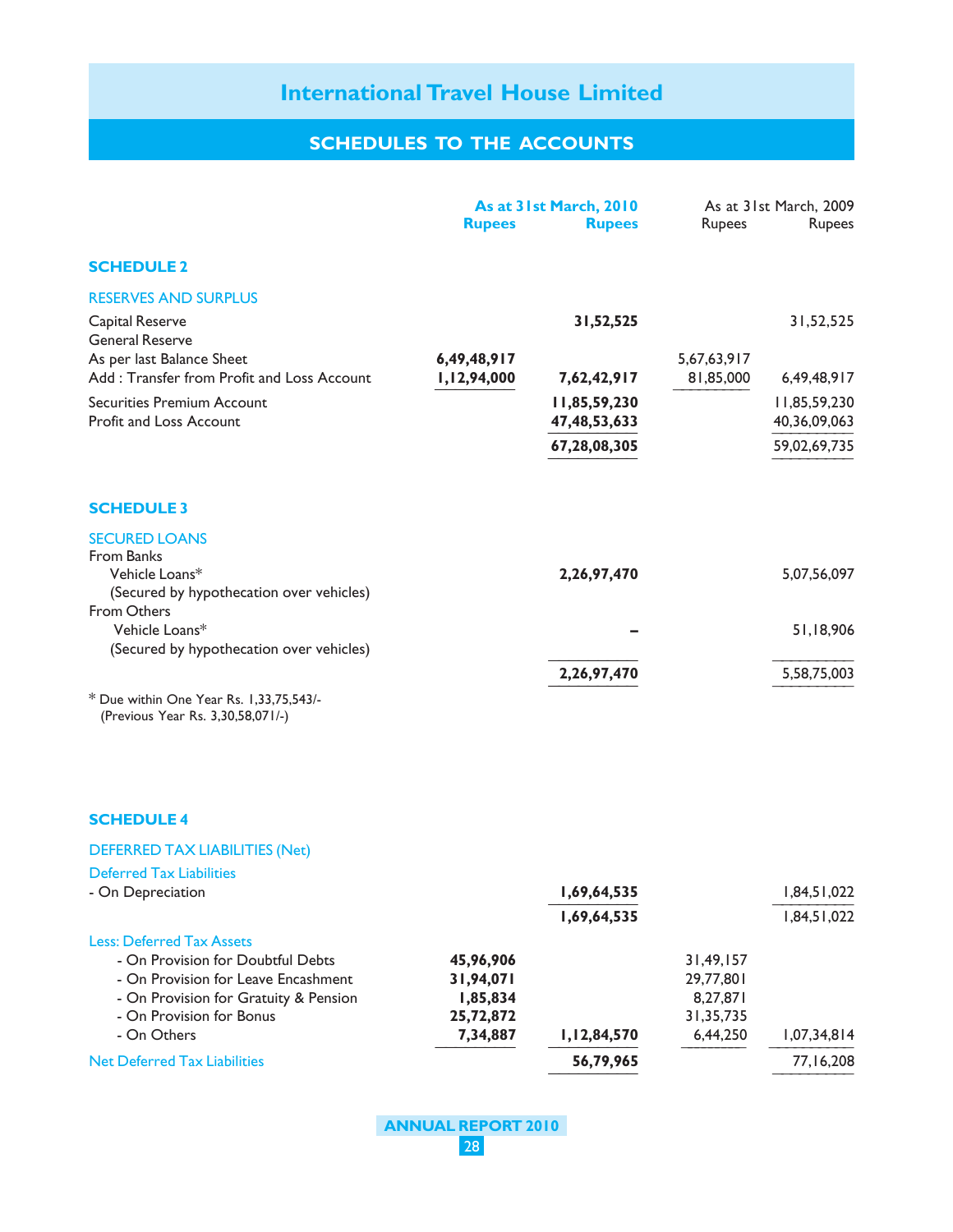# International Travel House Limited

## SCHEDULES TO THE ACCOUNTS

| | As at 31st March, 2010 Rupees | As at 31st March, 2010 Rupees | As at 31st March, 2009 Rupees | As at 31st March, 2009 Rupees |
|---|---|---|---|---|
| **SCHEDULE 2** | | | | |
| RESERVES AND SURPLUS | | | | |
| Capital Reserve | | **31,52,525** | | 31,52,525 |
| General Reserve | | | | |
| As per last Balance Sheet | **6,49,48,917** | | 5,67,63,917 | |
| Add : Transfer from Profit and Loss Account | **1,12,94,000** | **7,62,42,917** | 81,85,000 | 6,49,48,917 |
| Securities Premium Account | | **11,85,59,230** | | 11,85,59,230 |
| Profit and Loss Account | | **47,48,53,633** | | 40,36,09,063 |
| | | **67,28,08,305** | | 59,02,69,735 |

| | As at 31st March, 2010 Rupees | As at 31st March, 2010 Rupees | As at 31st March, 2009 Rupees | As at 31st March, 2009 Rupees |
|---|---|---|---|---|
| **SCHEDULE 3** | | | | |
| SECURED LOANS | | | | |
| From Banks | | | | |
| Vehicle Loans* | | **2,26,97,470** | | 5,07,56,097 |
| (Secured by hypothecation over vehicles) | | | | |
| From Others | | | | |
| Vehicle Loans* | | **–** | | 51,18,906 |
| (Secured by hypothecation over vehicles) | | | | |
| | | **2,26,97,470** | | 5,58,75,003 |

\* Due within One Year Rs. 1,33,75,543/-
(Previous Year Rs. 3,30,58,071/-)

| | As at 31st March, 2010 Rupees | As at 31st March, 2010 Rupees | As at 31st March, 2009 Rupees | As at 31st March, 2009 Rupees |
|---|---|---|---|---|
| **SCHEDULE 4** | | | | |
| DEFERRED TAX LIABILITIES (Net) | | | | |
| Deferred Tax Liabilities | | | | |
| - On Depreciation | | **1,69,64,535** | | 1,84,51,022 |
| | | **1,69,64,535** | | 1,84,51,022 |
| Less: Deferred Tax Assets | | | | |
| - On Provision for Doubtful Debts | **45,96,906** | | 31,49,157 | |
| - On Provision for Leave Encashment | **31,94,071** | | 29,77,801 | |
| - On Provision for Gratuity & Pension | **1,85,834** | | 8,27,871 | |
| - On Provision for Bonus | **25,72,872** | | 31,35,735 | |
| - On Others | **7,34,887** | **1,12,84,570** | 6,44,250 | 1,07,34,814 |
| Net Deferred Tax Liabilities | | **56,79,965** | | 77,16,208 |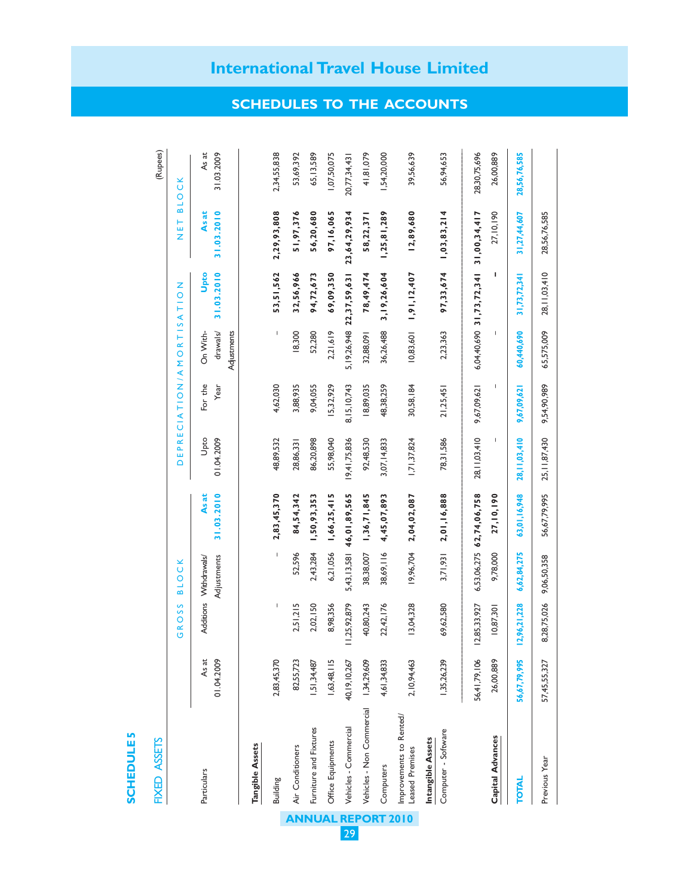# International Travel House Limited

## SCHEDULES TO THE ACCOUNTS

### SCHEDULE 5

#### FIXED ASSETS

(Rupees)

| Particulars | GROSS BLOCK | | | | DEPRECIATION/AMORTISATION | | | | NET BLOCK | |
|---|---|---|---|---|---|---|---|---|---|---|
| | As at 01.04.2009 | Additions | Withdrawals/ Adjustments | As at 31.03.2010 | Upto 01.04.2009 | For the Year | On With-drawals/ Adjustments | Upto 31.03.2010 | As at 31.03.2010 | As at 31.03.2009 |
| **Tangible Assets** | | | | | | | | | | |
| Building | 2,83,45,370 | – | – | **2,83,45,370** | 48,89,532 | 4,62,030 | – | **53,51,562** | **2,29,93,808** | 2,34,55,838 |
| Air Conditioners | 82,55,723 | 2,51,215 | 52,596 | **84,54,342** | 28,86,331 | 3,88,935 | 18,300 | **32,56,966** | **51,97,376** | 53,69,392 |
| Furniture and Fixtures | 1,51,34,487 | 2,02,150 | 2,43,284 | **1,50,93,353** | 86,20,898 | 9,04,055 | 52,280 | **94,72,673** | **56,20,680** | 65,13,589 |
| Office Equipments | 1,63,48,115 | 8,98,356 | 6,21,056 | **1,66,25,415** | 55,98,040 | 15,32,929 | 2,21,619 | **69,09,350** | **97,16,065** | 1,07,50,075 |
| Vehicles - Commercial | 40,19,10,267 | 11,25,92,879 | 5,43,13,581 | **46,01,89,565** | 19,41,75,836 | 8,15,10,743 | 5,19,26,948 | **22,37,59,631** | **23,64,29,934** | 20,77,34,431 |
| Vehicles - Non Commercial | 1,34,29,609 | 40,80,243 | 38,38,007 | **1,36,71,845** | 92,48,530 | 18,89,035 | 32,88,091 | **78,49,474** | **58,22,371** | 41,81,079 |
| Computers | 4,61,34,833 | 22,42,176 | 38,69,116 | **4,45,07,893** | 3,07,14,833 | 48,38,259 | 36,26,488 | **3,19,26,604** | **1,25,81,289** | 1,54,20,000 |
| Improvements to Rented/ Leased Premises | 2,10,94,463 | 13,04,328 | 19,96,704 | **2,04,02,087** | 1,71,37,824 | 30,58,184 | 10,83,601 | **1,91,12,407** | **12,89,680** | 39,56,639 |
| **Intangible Assets** | | | | | | | | | | |
| Computer - Software | 1,35,26,239 | 69,62,580 | 3,71,931 | **2,01,16,888** | 78,31,586 | 21,25,451 | 2,23,363 | **97,33,674** | **1,03,83,214** | 56,94,653 |
| | 56,41,79,106 | 12,85,33,927 | 6,53,06,275 | **62,74,06,758** | 28,11,03,410 | 9,67,09,621 | 6,04,40,690 | **31,73,72,341** | **31,00,34,417** | 28,30,75,696 |
| **Capital Advances** | 26,00,889 | 10,87,301 | 9,78,000 | **27,10,190** | – | – | – | **–** | 27,10,190 | 26,00,889 |
| **TOTAL** | 56,67,79,995 | 12,96,21,228 | 6,62,84,275 | 63,01,16,948 | 28,11,03,410 | 9,67,09,621 | 60,440,690 | 31,73,72,341 | 31,27,44,607 | 28,56,76,585 |
| Previous Year | 57,45,55,327 | 8,28,75,026 | 9,06,50,358 | 56,67,79,995 | 25,11,87,430 | 9,54,90,989 | 65,575,009 | 28,11,03,410 | 28,56,76,585 | |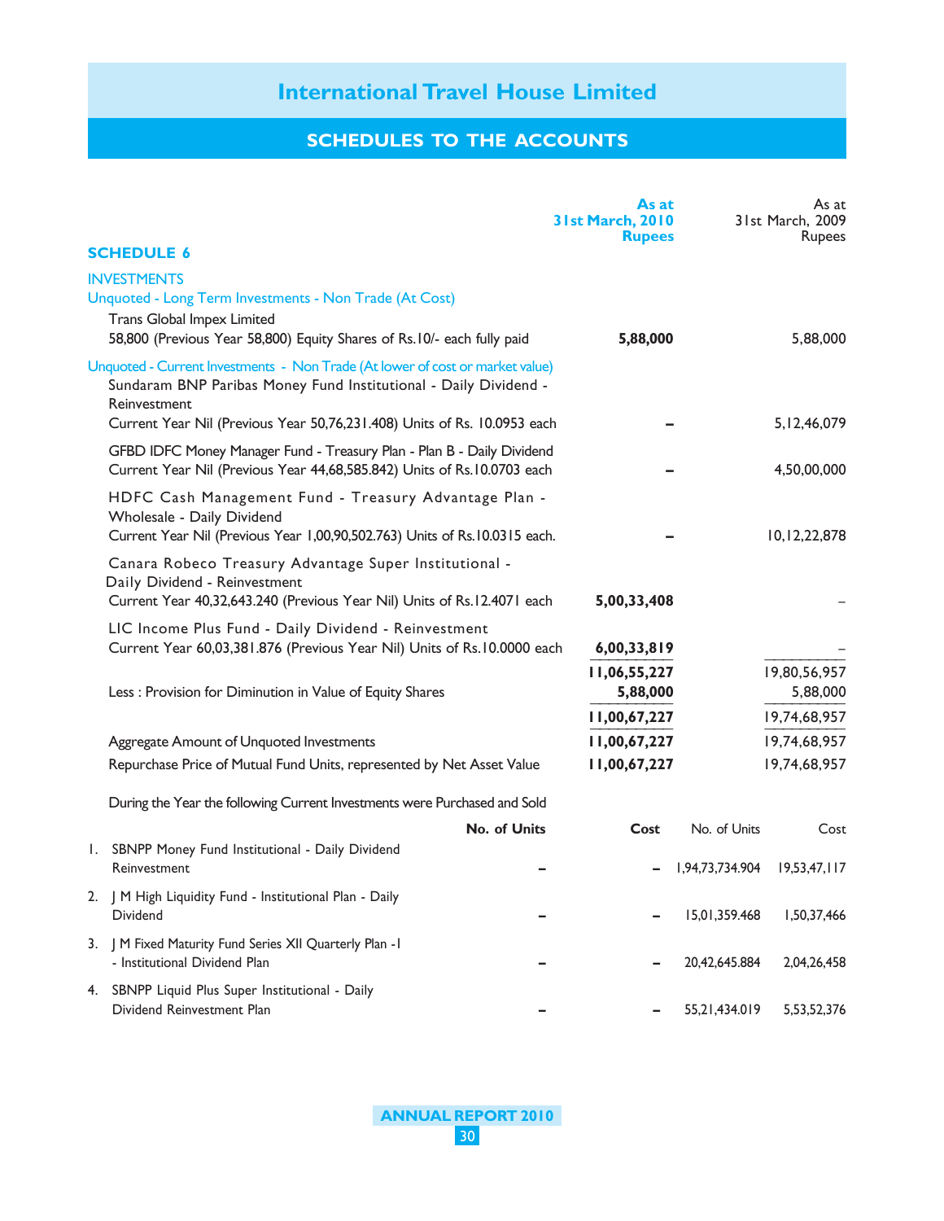## SCHEDULES TO THE ACCOUNTS

| | As at 31st March, 2010 Rupees | As at 31st March, 2009 Rupees |
|---|---|---|
| **SCHEDULE 6** | | |
| **INVESTMENTS** | | |
| Unquoted - Long Term Investments - Non Trade (At Cost) | | |
| Trans Global Impex Limited<br>58,800 (Previous Year 58,800) Equity Shares of Rs.10/- each fully paid | **5,88,000** | 5,88,000 |
| Unquoted - Current Investments - Non Trade (At lower of cost or market value) | | |
| Sundaram BNP Paribas Money Fund Institutional - Daily Dividend - Reinvestment<br>Current Year Nil (Previous Year 50,76,231.408) Units of Rs. 10.0953 each | **–** | 5,12,46,079 |
| GFBD IDFC Money Manager Fund - Treasury Plan - Plan B - Daily Dividend<br>Current Year Nil (Previous Year 44,68,585.842) Units of Rs.10.0703 each | **–** | 4,50,00,000 |
| HDFC Cash Management Fund - Treasury Advantage Plan - Wholesale - Daily Dividend<br>Current Year Nil (Previous Year 1,00,90,502.763) Units of Rs.10.0315 each. | **–** | 10,12,22,878 |
| Canara Robeco Treasury Advantage Super Institutional - Daily Dividend - Reinvestment<br>Current Year 40,32,643.240 (Previous Year Nil) Units of Rs.12.4071 each | **5,00,33,408** | – |
| LIC Income Plus Fund - Daily Dividend - Reinvestment<br>Current Year 60,03,381.876 (Previous Year Nil) Units of Rs.10.0000 each | **6,00,33,819** | – |
| | **11,06,55,227** | 19,80,56,957 |
| Less : Provision for Diminution in Value of Equity Shares | **5,88,000** | 5,88,000 |
| | **11,00,67,227** | 19,74,68,957 |
| Aggregate Amount of Unquoted Investments | **11,00,67,227** | 19,74,68,957 |
| Repurchase Price of Mutual Fund Units, represented by Net Asset Value | **11,00,67,227** | 19,74,68,957 |

During the Year the following Current Investments were Purchased and Sold

| | **No. of Units** | **Cost** | No. of Units | Cost |
|---|---|---|---|---|
| 1. SBNPP Money Fund Institutional - Daily Dividend Reinvestment | **–** | **–** | 1,94,73,734.904 | 19,53,47,117 |
| 2. J M High Liquidity Fund - Institutional Plan - Daily Dividend | **–** | **–** | 15,01,359.468 | 1,50,37,466 |
| 3. J M Fixed Maturity Fund Series XII Quarterly Plan -I - Institutional Dividend Plan | **–** | **–** | 20,42,645.884 | 2,04,26,458 |
| 4. SBNPP Liquid Plus Super Institutional - Daily Dividend Reinvestment Plan | **–** | **–** | 55,21,434.019 | 5,53,52,376 |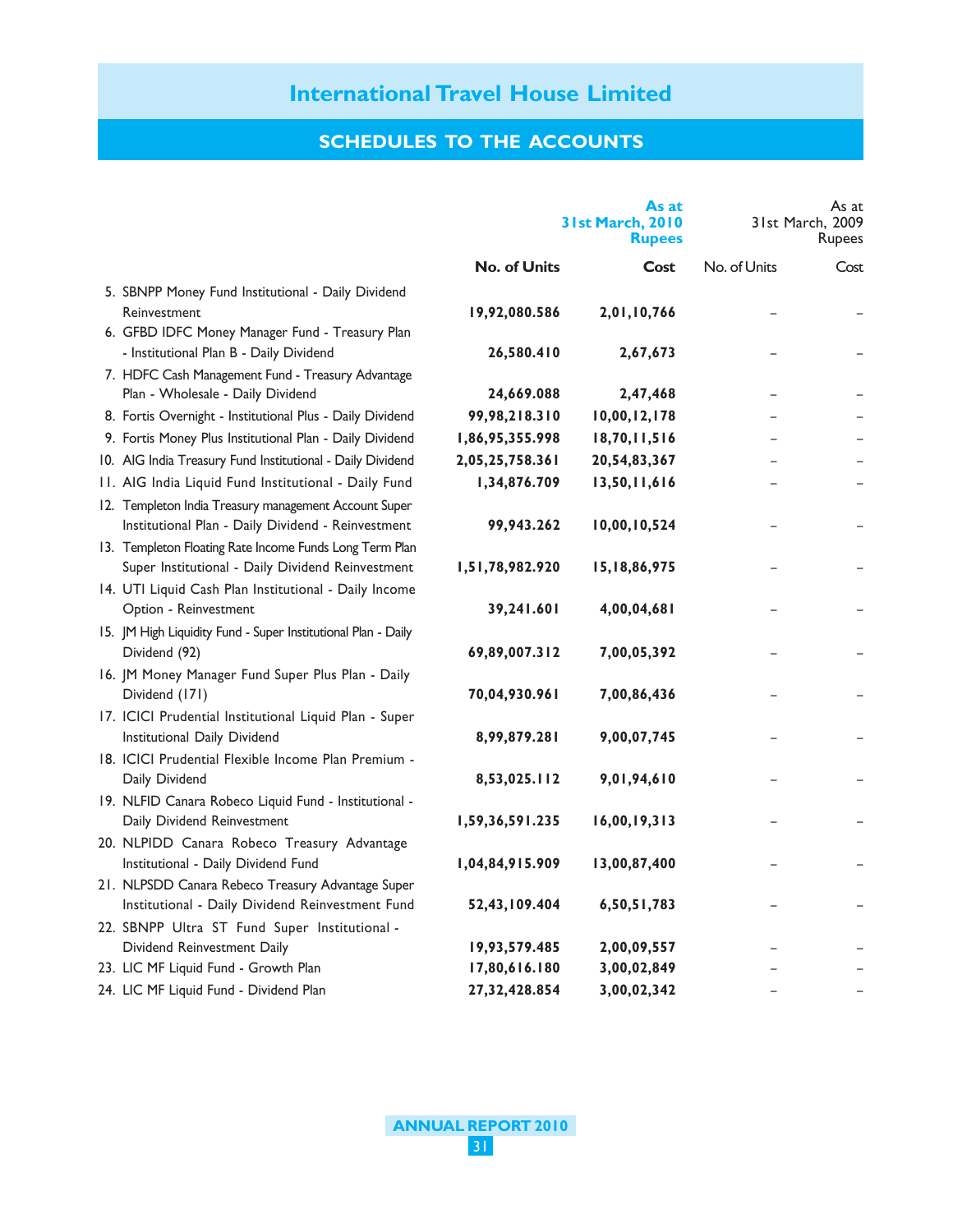# International Travel House Limited

## SCHEDULES TO THE ACCOUNTS

| | As at 31st March, 2010 Rupees | | As at 31st March, 2009 Rupees | |
|---|---|---|---|---|
| | **No. of Units** | **Cost** | No. of Units | Cost |
| 5. SBNPP Money Fund Institutional - Daily Dividend Reinvestment | **19,92,080.586** | **2,01,10,766** | – | – |
| 6. GFBD IDFC Money Manager Fund - Treasury Plan - Institutional Plan B - Daily Dividend | **26,580.410** | **2,67,673** | – | – |
| 7. HDFC Cash Management Fund - Treasury Advantage Plan - Wholesale - Daily Dividend | **24,669.088** | **2,47,468** | – | – |
| 8. Fortis Overnight - Institutional Plus - Daily Dividend | **99,98,218.310** | **10,00,12,178** | – | – |
| 9. Fortis Money Plus Institutional Plan - Daily Dividend | **1,86,95,355.998** | **18,70,11,516** | – | – |
| 10. AIG India Treasury Fund Institutional - Daily Dividend | **2,05,25,758.361** | **20,54,83,367** | – | – |
| 11. AIG India Liquid Fund Institutional - Daily Fund | **1,34,876.709** | **13,50,11,616** | – | – |
| 12. Templeton India Treasury management Account Super Institutional Plan - Daily Dividend - Reinvestment | **99,943.262** | **10,00,10,524** | – | – |
| 13. Templeton Floating Rate Income Funds Long Term Plan Super Institutional - Daily Dividend Reinvestment | **1,51,78,982.920** | **15,18,86,975** | – | – |
| 14. UTI Liquid Cash Plan Institutional - Daily Income Option - Reinvestment | **39,241.601** | **4,00,04,681** | – | – |
| 15. JM High Liquidity Fund - Super Institutional Plan - Daily Dividend (92) | **69,89,007.312** | **7,00,05,392** | – | – |
| 16. JM Money Manager Fund Super Plus Plan - Daily Dividend (171) | **70,04,930.961** | **7,00,86,436** | – | – |
| 17. ICICI Prudential Institutional Liquid Plan - Super Institutional Daily Dividend | **8,99,879.281** | **9,00,07,745** | – | – |
| 18. ICICI Prudential Flexible Income Plan Premium - Daily Dividend | **8,53,025.112** | **9,01,94,610** | – | – |
| 19. NLFID Canara Robeco Liquid Fund - Institutional - Daily Dividend Reinvestment | **1,59,36,591.235** | **16,00,19,313** | – | – |
| 20. NLPIDD Canara Robeco Treasury Advantage Institutional - Daily Dividend Fund | **1,04,84,915.909** | **13,00,87,400** | – | – |
| 21. NLPSDD Canara Rebeco Treasury Advantage Super Institutional - Daily Dividend Reinvestment Fund | **52,43,109.404** | **6,50,51,783** | – | – |
| 22. SBNPP Ultra ST Fund Super Institutional - Dividend Reinvestment Daily | **19,93,579.485** | **2,00,09,557** | – | – |
| 23. LIC MF Liquid Fund - Growth Plan | **17,80,616.180** | **3,00,02,849** | – | – |
| 24. LIC MF Liquid Fund - Dividend Plan | **27,32,428.854** | **3,00,02,342** | – | – |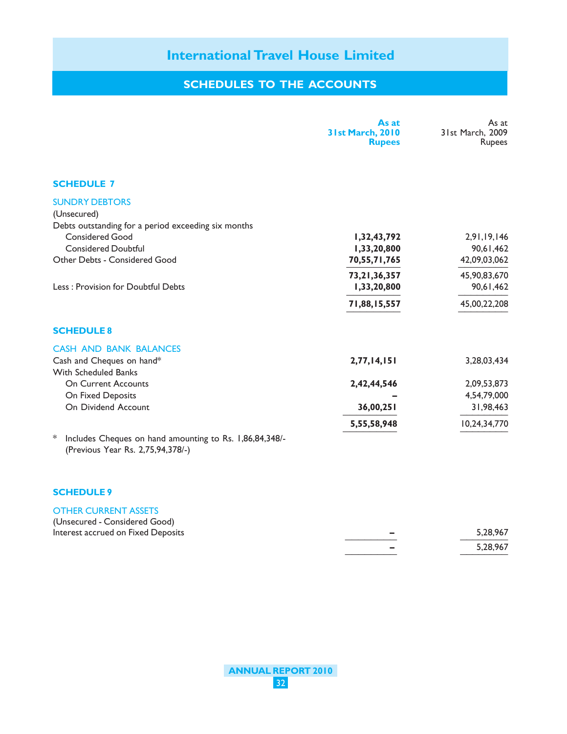# International Travel House Limited

## SCHEDULES TO THE ACCOUNTS

| | As at 31st March, 2010 Rupees | As at 31st March, 2009 Rupees |
|---|---|---|
| **SCHEDULE 7** | | |
| SUNDRY DEBTORS | | |
| (Unsecured) | | |
| Debts outstanding for a period exceeding six months | | |
| Considered Good | **1,32,43,792** | 2,91,19,146 |
| Considered Doubtful | **1,33,20,800** | 90,61,462 |
| Other Debts - Considered Good | **70,55,71,765** | 42,09,03,062 |
| | **73,21,36,357** | 45,90,83,670 |
| Less : Provision for Doubtful Debts | **1,33,20,800** | 90,61,462 |
| | **71,88,15,557** | 45,00,22,208 |
| **SCHEDULE 8** | | |
| CASH AND BANK BALANCES | | |
| Cash and Cheques on hand* | **2,77,14,151** | 3,28,03,434 |
| With Scheduled Banks | | |
| On Current Accounts | **2,42,44,546** | 2,09,53,873 |
| On Fixed Deposits | **–** | 4,54,79,000 |
| On Dividend Account | **36,00,251** | 31,98,463 |
| | **5,55,58,948** | 10,24,34,770 |

\* Includes Cheques on hand amounting to Rs. 1,86,84,348/- (Previous Year Rs. 2,75,94,378/-)

| | As at 31st March, 2010 Rupees | As at 31st March, 2009 Rupees |
|---|---|---|
| **SCHEDULE 9** | | |
| OTHER CURRENT ASSETS | | |
| (Unsecured - Considered Good) | | |
| Interest accrued on Fixed Deposits | **–** | 5,28,967 |
| | **–** | 5,28,967 |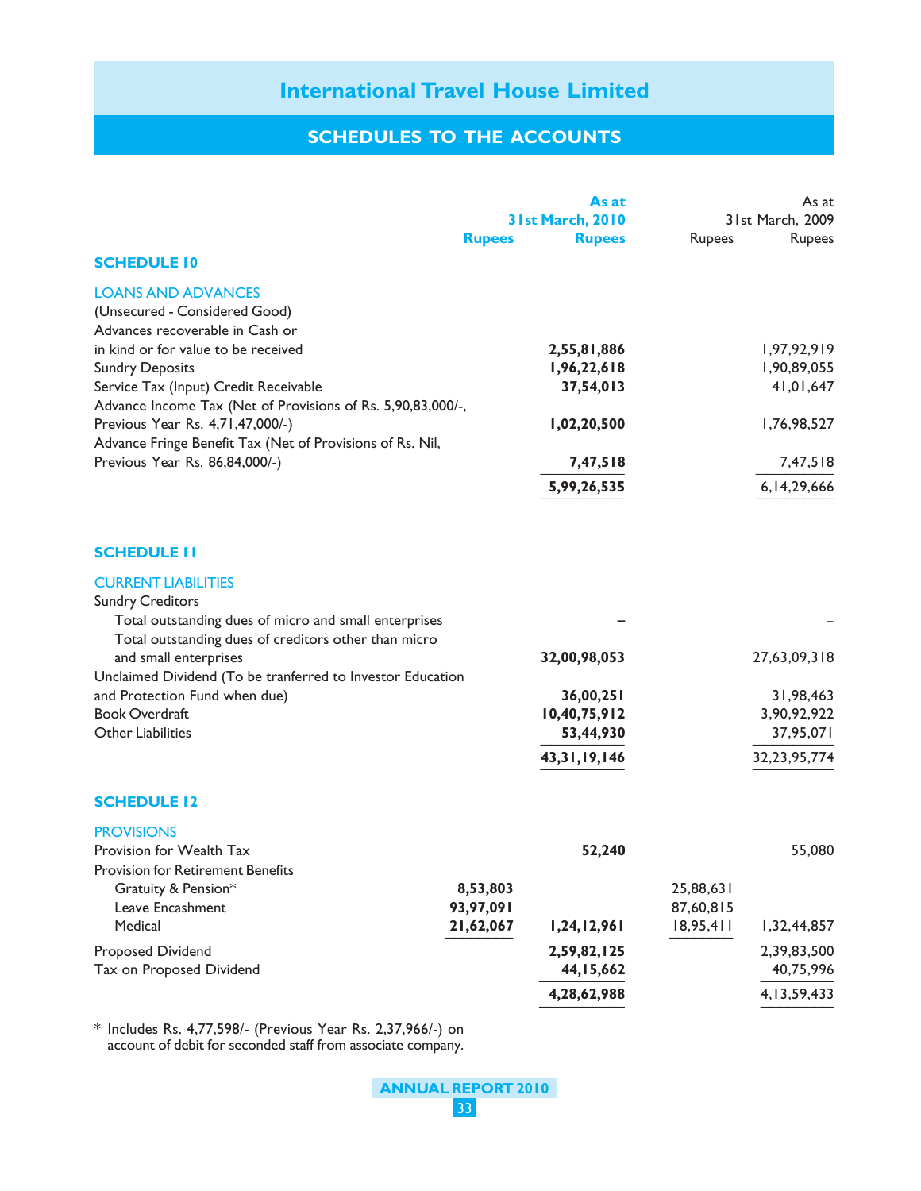# International Travel House Limited

## SCHEDULES TO THE ACCOUNTS

| | As at 31st March, 2010 Rupees | As at 31st March, 2010 Rupees | As at 31st March, 2009 Rupees | As at 31st March, 2009 Rupees |
|---|---|---|---|---|
| **SCHEDULE 10** | | | | |
| LOANS AND ADVANCES | | | | |
| (Unsecured - Considered Good) | | | | |
| Advances recoverable in Cash or in kind or for value to be received | | **2,55,81,886** | | 1,97,92,919 |
| Sundry Deposits | | **1,96,22,618** | | 1,90,89,055 |
| Service Tax (Input) Credit Receivable | | **37,54,013** | | 41,01,647 |
| Advance Income Tax (Net of Provisions of Rs. 5,90,83,000/-, Previous Year Rs. 4,71,47,000/-) | | **1,02,20,500** | | 1,76,98,527 |
| Advance Fringe Benefit Tax (Net of Provisions of Rs. Nil, Previous Year Rs. 86,84,000/-) | | **7,47,518** | | 7,47,518 |
| | | **5,99,26,535** | | 6,14,29,666 |
| **SCHEDULE 11** | | | | |
| CURRENT LIABILITIES | | | | |
| Sundry Creditors | | | | |
| Total outstanding dues of micro and small enterprises | | **–** | | – |
| Total outstanding dues of creditors other than micro and small enterprises | | **32,00,98,053** | | 27,63,09,318 |
| Unclaimed Dividend (To be tranferred to Investor Education and Protection Fund when due) | | **36,00,251** | | 31,98,463 |
| Book Overdraft | | **10,40,75,912** | | 3,90,92,922 |
| Other Liabilities | | **53,44,930** | | 37,95,071 |
| | | **43,31,19,146** | | 32,23,95,774 |
| **SCHEDULE 12** | | | | |
| PROVISIONS | | | | |
| Provision for Wealth Tax | | **52,240** | | 55,080 |
| Provision for Retirement Benefits | | | | |
| Gratuity & Pension* | **8,53,803** | | 25,88,631 | |
| Leave Encashment | **93,97,091** | | 87,60,815 | |
| Medical | **21,62,067** | **1,24,12,961** | 18,95,411 | 1,32,44,857 |
| Proposed Dividend | | **2,59,82,125** | | 2,39,83,500 |
| Tax on Proposed Dividend | | **44,15,662** | | 40,75,996 |
| | | **4,28,62,988** | | 4,13,59,433 |

\* Includes Rs. 4,77,598/- (Previous Year Rs. 2,37,966/-) on account of debit for seconded staff from associate company.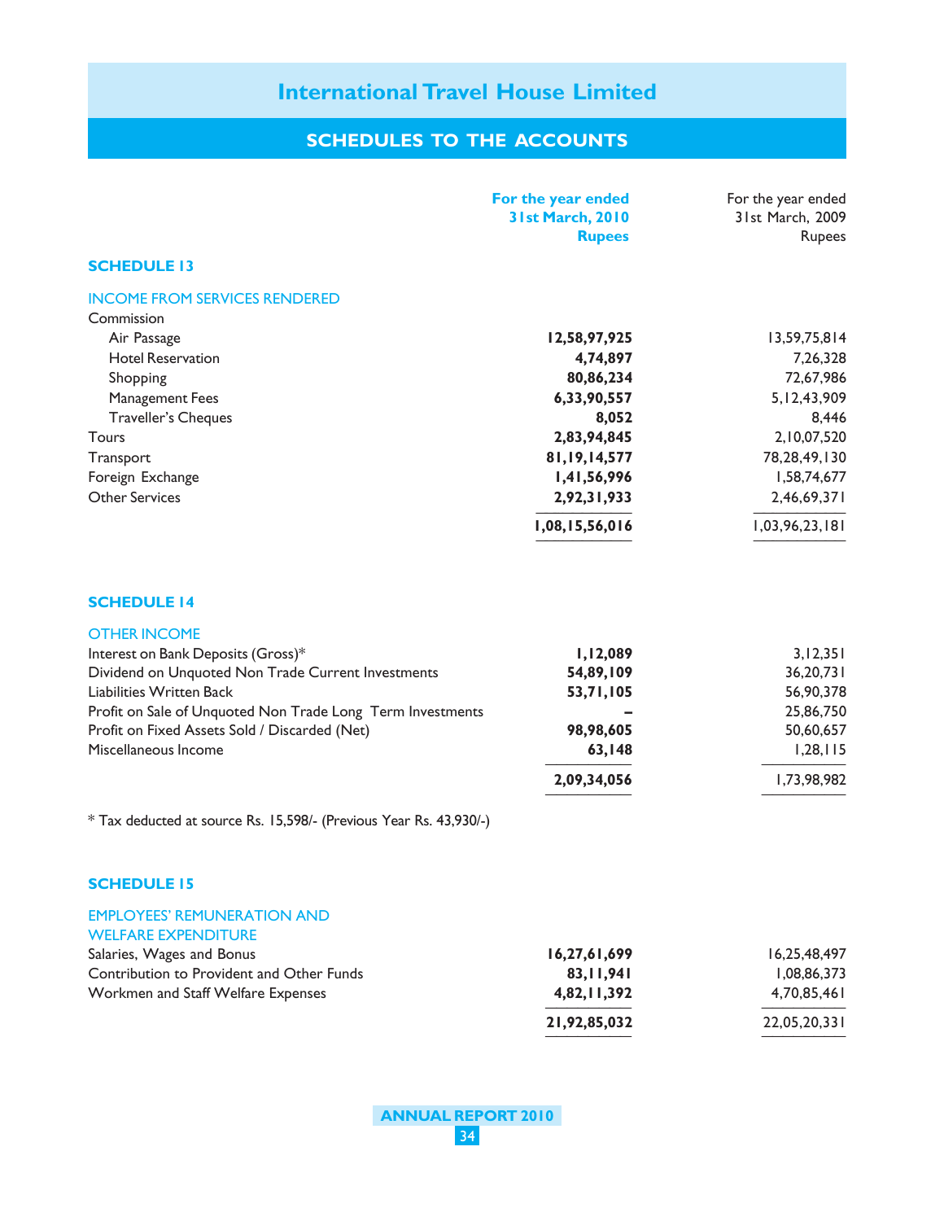# International Travel House Limited

## SCHEDULES TO THE ACCOUNTS

| | For the year ended 31st March, 2010 Rupees | For the year ended 31st March, 2009 Rupees |
|---|---|---|
| **SCHEDULE 13** | | |
| **INCOME FROM SERVICES RENDERED** | | |
| Commission | | |
| Air Passage | **12,58,97,925** | 13,59,75,814 |
| Hotel Reservation | **4,74,897** | 7,26,328 |
| Shopping | **80,86,234** | 72,67,986 |
| Management Fees | **6,33,90,557** | 5,12,43,909 |
| Traveller's Cheques | **8,052** | 8,446 |
| Tours | **2,83,94,845** | 2,10,07,520 |
| Transport | **81,19,14,577** | 78,28,49,130 |
| Foreign Exchange | **1,41,56,996** | 1,58,74,677 |
| Other Services | **2,92,31,933** | 2,46,69,371 |
| | **1,08,15,56,016** | 1,03,96,23,181 |

### SCHEDULE 14

| OTHER INCOME | | |
|---|---|---|
| Interest on Bank Deposits (Gross)* | **1,12,089** | 3,12,351 |
| Dividend on Unquoted Non Trade Current Investments | **54,89,109** | 36,20,731 |
| Liabilities Written Back | **53,71,105** | 56,90,378 |
| Profit on Sale of Unquoted Non Trade Long Term Investments | **–** | 25,86,750 |
| Profit on Fixed Assets Sold / Discarded (Net) | **98,98,605** | 50,60,657 |
| Miscellaneous Income | **63,148** | 1,28,115 |
| | **2,09,34,056** | 1,73,98,982 |

* Tax deducted at source Rs. 15,598/- (Previous Year Rs. 43,930/-)

### SCHEDULE 15

| EMPLOYEES' REMUNERATION AND WELFARE EXPENDITURE | | |
|---|---|---|
| Salaries, Wages and Bonus | **16,27,61,699** | 16,25,48,497 |
| Contribution to Provident and Other Funds | **83,11,941** | 1,08,86,373 |
| Workmen and Staff Welfare Expenses | **4,82,11,392** | 4,70,85,461 |
| | **21,92,85,032** | 22,05,20,331 |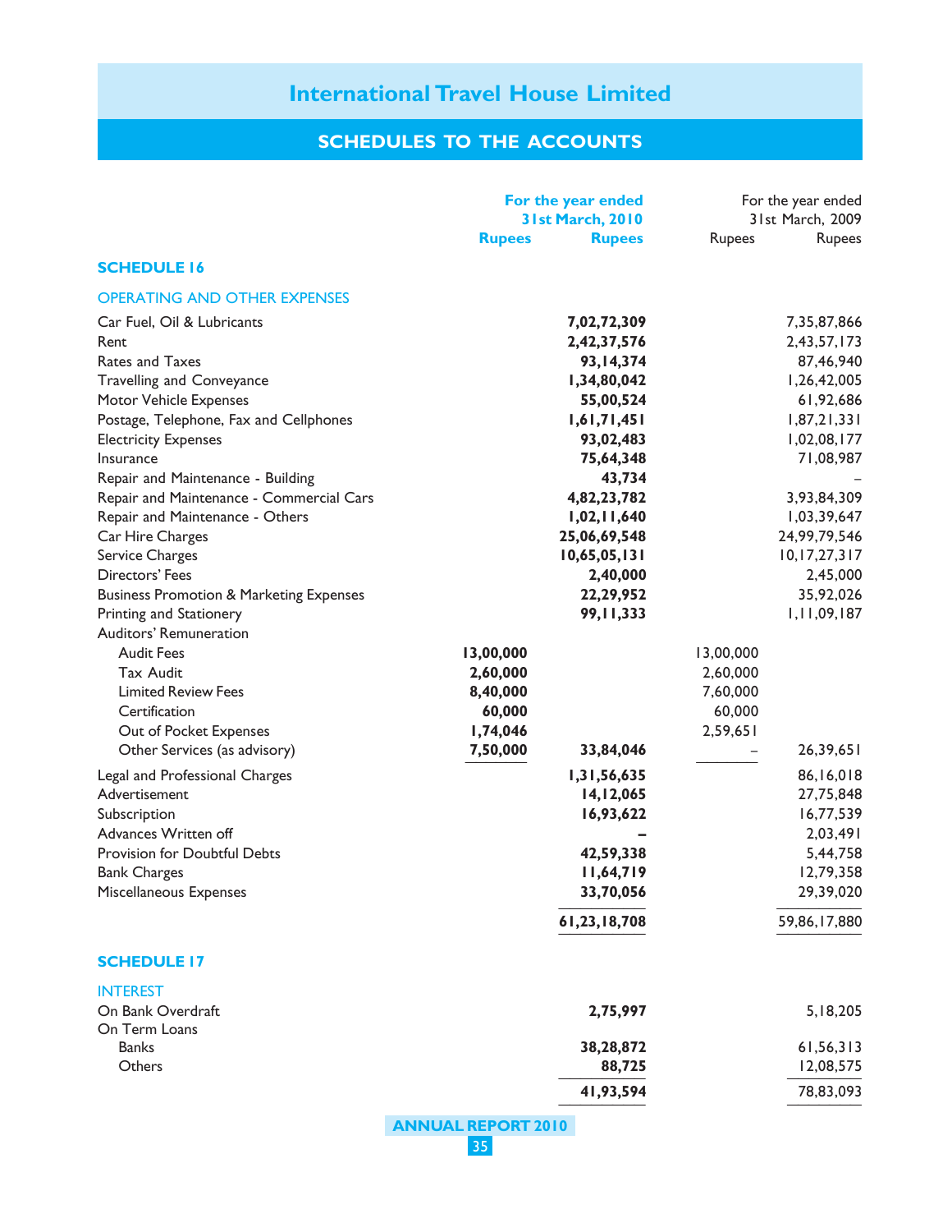# International Travel House Limited

## SCHEDULES TO THE ACCOUNTS

| | For the year ended 31st March, 2010 | | For the year ended 31st March, 2009 | |
|---|---|---|---|---|
| | Rupees | Rupees | Rupees | Rupees |
| **SCHEDULE 16** | | | | |
| OPERATING AND OTHER EXPENSES | | | | |
| Car Fuel, Oil & Lubricants | | **7,02,72,309** | | 7,35,87,866 |
| Rent | | **2,42,37,576** | | 2,43,57,173 |
| Rates and Taxes | | **93,14,374** | | 87,46,940 |
| Travelling and Conveyance | | **1,34,80,042** | | 1,26,42,005 |
| Motor Vehicle Expenses | | **55,00,524** | | 61,92,686 |
| Postage, Telephone, Fax and Cellphones | | **1,61,71,451** | | 1,87,21,331 |
| Electricity Expenses | | **93,02,483** | | 1,02,08,177 |
| Insurance | | **75,64,348** | | 71,08,987 |
| Repair and Maintenance - Building | | **43,734** | | – |
| Repair and Maintenance - Commercial Cars | | **4,82,23,782** | | 3,93,84,309 |
| Repair and Maintenance - Others | | **1,02,11,640** | | 1,03,39,647 |
| Car Hire Charges | | **25,06,69,548** | | 24,99,79,546 |
| Service Charges | | **10,65,05,131** | | 10,17,27,317 |
| Directors' Fees | | **2,40,000** | | 2,45,000 |
| Business Promotion & Marketing Expenses | | **22,29,952** | | 35,92,026 |
| Printing and Stationery | | **99,11,333** | | 1,11,09,187 |
| Auditors' Remuneration | | | | |
| Audit Fees | **13,00,000** | | 13,00,000 | |
| Tax Audit | **2,60,000** | | 2,60,000 | |
| Limited Review Fees | **8,40,000** | | 7,60,000 | |
| Certification | **60,000** | | 60,000 | |
| Out of Pocket Expenses | **1,74,046** | | 2,59,651 | |
| Other Services (as advisory) | **7,50,000** | **33,84,046** | – | 26,39,651 |
| Legal and Professional Charges | | **1,31,56,635** | | 86,16,018 |
| Advertisement | | **14,12,065** | | 27,75,848 |
| Subscription | | **16,93,622** | | 16,77,539 |
| Advances Written off | | **–** | | 2,03,491 |
| Provision for Doubtful Debts | | **42,59,338** | | 5,44,758 |
| Bank Charges | | **11,64,719** | | 12,79,358 |
| Miscellaneous Expenses | | **33,70,056** | | 29,39,020 |
| | | **61,23,18,708** | | 59,86,17,880 |

| | For the year ended 31st March, 2010 | For the year ended 31st March, 2009 |
|---|---|---|
| **SCHEDULE 17** | | |
| INTEREST | | |
| On Bank Overdraft | **2,75,997** | 5,18,205 |
| On Term Loans | | |
| Banks | **38,28,872** | 61,56,313 |
| Others | **88,725** | 12,08,575 |
| | **41,93,594** | 78,83,093 |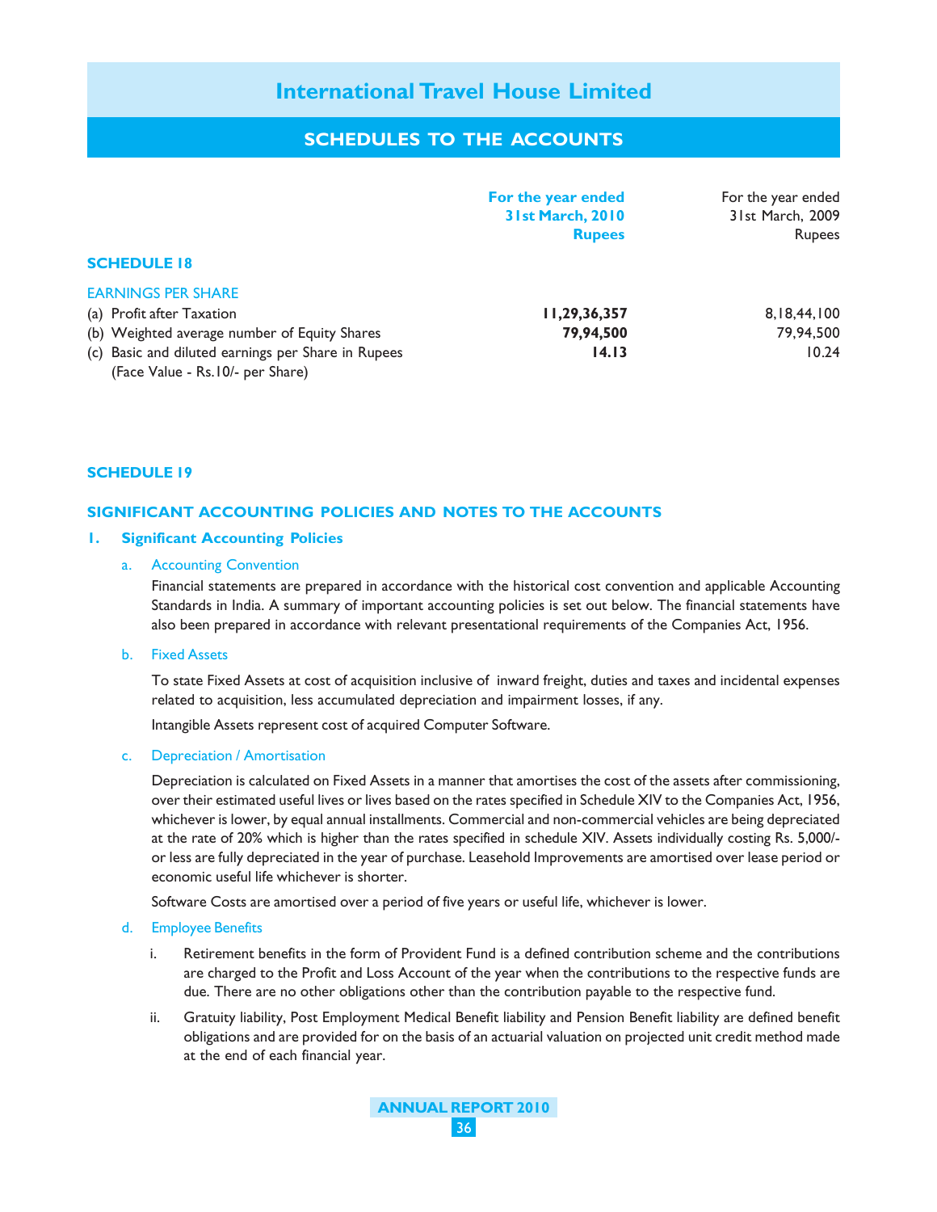# International Travel House Limited

## SCHEDULES TO THE ACCOUNTS

| | For the year ended 31st March, 2010 Rupees | For the year ended 31st March, 2009 Rupees |
|---|---|---|
| **SCHEDULE 18** | | |
| EARNINGS PER SHARE | | |
| (a) Profit after Taxation | **11,29,36,357** | 8,18,44,100 |
| (b) Weighted average number of Equity Shares | **79,94,500** | 79,94,500 |
| (c) Basic and diluted earnings per Share in Rupees (Face Value - Rs.10/- per Share) | **14.13** | 10.24 |

### SCHEDULE 19

### SIGNIFICANT ACCOUNTING POLICIES AND NOTES TO THE ACCOUNTS

**1. Significant Accounting Policies**

a. Accounting Convention

Financial statements are prepared in accordance with the historical cost convention and applicable Accounting Standards in India. A summary of important accounting policies is set out below. The financial statements have also been prepared in accordance with relevant presentational requirements of the Companies Act, 1956.

b. Fixed Assets

To state Fixed Assets at cost of acquisition inclusive of inward freight, duties and taxes and incidental expenses related to acquisition, less accumulated depreciation and impairment losses, if any.

Intangible Assets represent cost of acquired Computer Software.

c. Depreciation / Amortisation

Depreciation is calculated on Fixed Assets in a manner that amortises the cost of the assets after commissioning, over their estimated useful lives or lives based on the rates specified in Schedule XIV to the Companies Act, 1956, whichever is lower, by equal annual installments. Commercial and non-commercial vehicles are being depreciated at the rate of 20% which is higher than the rates specified in schedule XIV. Assets individually costing Rs. 5,000/- or less are fully depreciated in the year of purchase. Leasehold Improvements are amortised over lease period or economic useful life whichever is shorter.

Software Costs are amortised over a period of five years or useful life, whichever is lower.

d. Employee Benefits

i. Retirement benefits in the form of Provident Fund is a defined contribution scheme and the contributions are charged to the Profit and Loss Account of the year when the contributions to the respective funds are due. There are no other obligations other than the contribution payable to the respective fund.

ii. Gratuity liability, Post Employment Medical Benefit liability and Pension Benefit liability are defined benefit obligations and are provided for on the basis of an actuarial valuation on projected unit credit method made at the end of each financial year.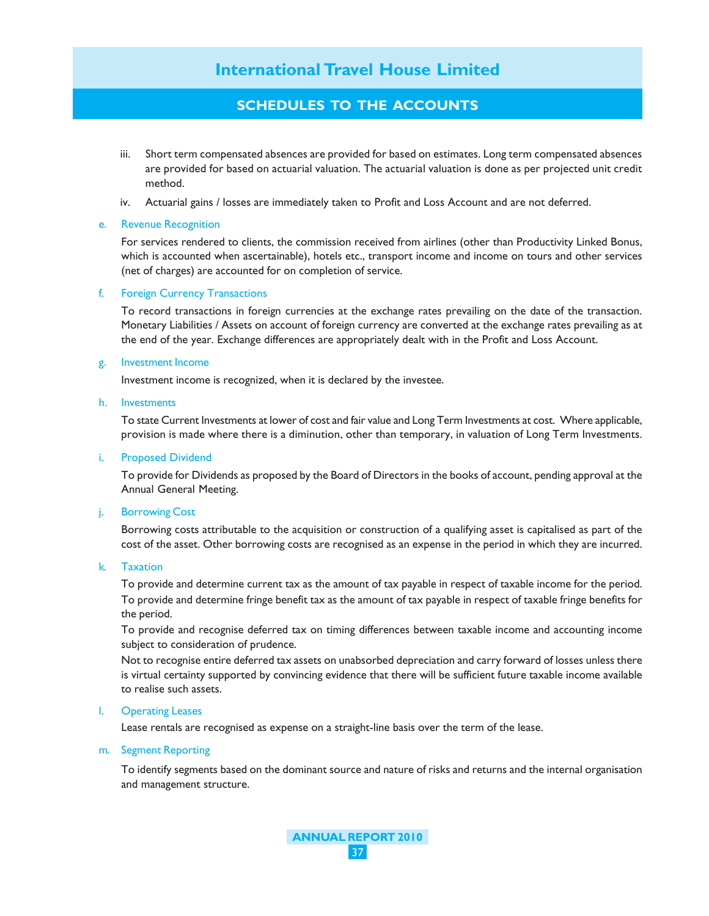iii. Short term compensated absences are provided for based on estimates. Long term compensated absences are provided for based on actuarial valuation. The actuarial valuation is done as per projected unit credit method.

iv. Actuarial gains / losses are immediately taken to Profit and Loss Account and are not deferred.

e. Revenue Recognition

For services rendered to clients, the commission received from airlines (other than Productivity Linked Bonus, which is accounted when ascertainable), hotels etc., transport income and income on tours and other services (net of charges) are accounted for on completion of service.

f. Foreign Currency Transactions

To record transactions in foreign currencies at the exchange rates prevailing on the date of the transaction. Monetary Liabilities / Assets on account of foreign currency are converted at the exchange rates prevailing as at the end of the year. Exchange differences are appropriately dealt with in the Profit and Loss Account.

g. Investment Income

Investment income is recognized, when it is declared by the investee.

h. Investments

To state Current Investments at lower of cost and fair value and Long Term Investments at cost. Where applicable, provision is made where there is a diminution, other than temporary, in valuation of Long Term Investments.

i. Proposed Dividend

To provide for Dividends as proposed by the Board of Directors in the books of account, pending approval at the Annual General Meeting.

j. Borrowing Cost

Borrowing costs attributable to the acquisition or construction of a qualifying asset is capitalised as part of the cost of the asset. Other borrowing costs are recognised as an expense in the period in which they are incurred.

k. Taxation

To provide and determine current tax as the amount of tax payable in respect of taxable income for the period.

To provide and determine fringe benefit tax as the amount of tax payable in respect of taxable fringe benefits for the period.

To provide and recognise deferred tax on timing differences between taxable income and accounting income subject to consideration of prudence.

Not to recognise entire deferred tax assets on unabsorbed depreciation and carry forward of losses unless there is virtual certainty supported by convincing evidence that there will be sufficient future taxable income available to realise such assets.

l. Operating Leases

Lease rentals are recognised as expense on a straight-line basis over the term of the lease.

m. Segment Reporting

To identify segments based on the dominant source and nature of risks and returns and the internal organisation and management structure.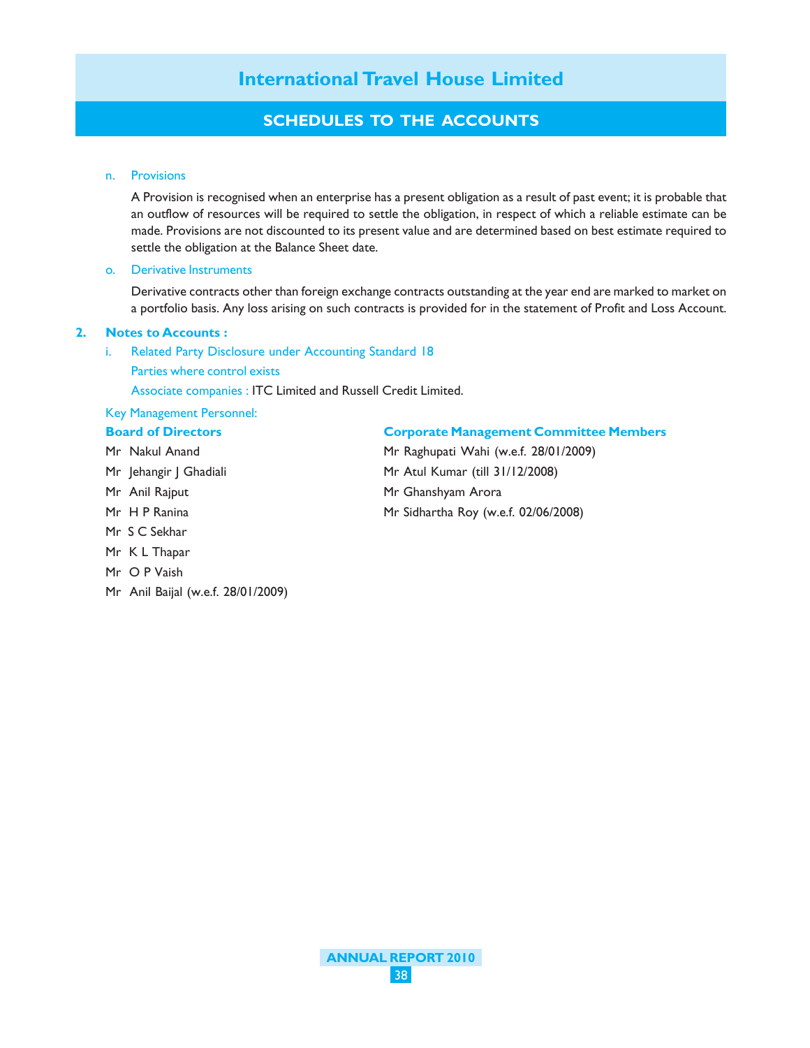n. Provisions

A Provision is recognised when an enterprise has a present obligation as a result of past event; it is probable that an outflow of resources will be required to settle the obligation, in respect of which a reliable estimate can be made. Provisions are not discounted to its present value and are determined based on best estimate required to settle the obligation at the Balance Sheet date.

o. Derivative Instruments

Derivative contracts other than foreign exchange contracts outstanding at the year end are marked to market on a portfolio basis. Any loss arising on such contracts is provided for in the statement of Profit and Loss Account.

## 2. Notes to Accounts :

i. Related Party Disclosure under Accounting Standard 18

Parties where control exists

Associate companies : ITC Limited and Russell Credit Limited.

Key Management Personnel:

**Board of Directors**

Mr Nakul Anand

Mr Jehangir J Ghadiali

Mr Anil Rajput

Mr H P Ranina

Mr S C Sekhar

Mr K L Thapar

Mr O P Vaish

Mr Anil Baijal (w.e.f. 28/01/2009)

**Corporate Management Committee Members**

Mr Raghupati Wahi (w.e.f. 28/01/2009)

Mr Atul Kumar (till 31/12/2008)

Mr Ghanshyam Arora

Mr Sidhartha Roy (w.e.f. 02/06/2008)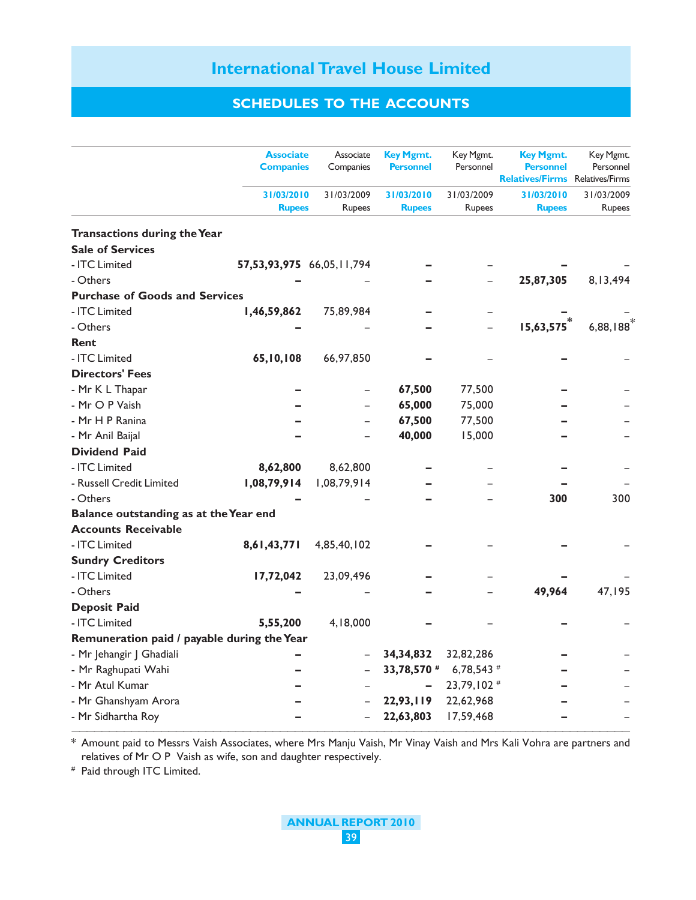## SCHEDULES TO THE ACCOUNTS

| | Associate Companies 31/03/2010 Rupees | Associate Companies 31/03/2009 Rupees | Key Mgmt. Personnel 31/03/2010 Rupees | Key Mgmt. Personnel 31/03/2009 Rupees | Key Mgmt. Personnel Relatives/Firms 31/03/2010 Rupees | Key Mgmt. Personnel Relatives/Firms 31/03/2009 Rupees |
|---|---|---|---|---|---|---|
| **Transactions during the Year** | | | | | | |
| **Sale of Services** | | | | | | |
| - ITC Limited | **57,53,93,975** | 66,05,11,794 | **–** | – | **–** | – |
| - Others | **–** | – | **–** | – | **25,87,305** | 8,13,494 |
| **Purchase of Goods and Services** | | | | | | |
| - ITC Limited | **1,46,59,862** | 75,89,984 | **–** | – | **–** | – |
| - Others | **–** | – | **–** | – | **15,63,575*** | 6,88,188* |
| **Rent** | | | | | | |
| - ITC Limited | **65,10,108** | 66,97,850 | **–** | – | **–** | – |
| **Directors' Fees** | | | | | | |
| - Mr K L Thapar | **–** | – | **67,500** | 77,500 | **–** | – |
| - Mr O P Vaish | **–** | – | **65,000** | 75,000 | **–** | – |
| - Mr H P Ranina | **–** | – | **67,500** | 77,500 | **–** | – |
| - Mr Anil Baijal | **–** | – | **40,000** | 15,000 | **–** | – |
| **Dividend Paid** | | | | | | |
| - ITC Limited | **8,62,800** | 8,62,800 | **–** | – | **–** | – |
| - Russell Credit Limited | **1,08,79,914** | 1,08,79,914 | **–** | – | **–** | – |
| - Others | **–** | – | **–** | – | **300** | 300 |
| **Balance outstanding as at the Year end** | | | | | | |
| **Accounts Receivable** | | | | | | |
| - ITC Limited | **8,61,43,771** | 4,85,40,102 | **–** | – | **–** | – |
| **Sundry Creditors** | | | | | | |
| - ITC Limited | **17,72,042** | 23,09,496 | **–** | – | **–** | – |
| - Others | **–** | – | **–** | – | **49,964** | 47,195 |
| **Deposit Paid** | | | | | | |
| - ITC Limited | **5,55,200** | 4,18,000 | **–** | – | **–** | – |
| **Remuneration paid / payable during the Year** | | | | | | |
| - Mr Jehangir J Ghadiali | **–** | – | **34,34,832** | 32,82,286 | **–** | – |
| - Mr Raghupati Wahi | **–** | – | **33,78,570 #** | 6,78,543 # | **–** | – |
| - Mr Atul Kumar | **–** | – | **–** | 23,79,102 # | **–** | – |
| - Mr Ghanshyam Arora | **–** | – | **22,93,119** | 22,62,968 | **–** | – |
| - Mr Sidhartha Roy | **–** | – | **22,63,803** | 17,59,468 | **–** | – |

\* Amount paid to Messrs Vaish Associates, where Mrs Manju Vaish, Mr Vinay Vaish and Mrs Kali Vohra are partners and relatives of Mr O P Vaish as wife, son and daughter respectively.

\# Paid through ITC Limited.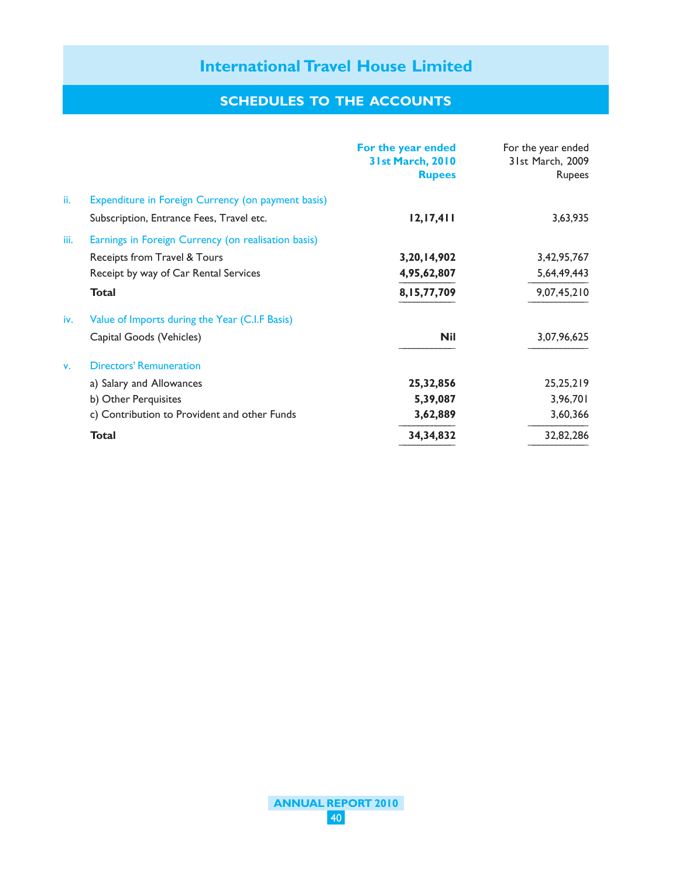# International Travel House Limited

## SCHEDULES TO THE ACCOUNTS

| | | For the year ended 31st March, 2010 Rupees | For the year ended 31st March, 2009 Rupees |
|---|---|---|---|
| ii. | Expenditure in Foreign Currency (on payment basis) | | |
| | Subscription, Entrance Fees, Travel etc. | **12,17,411** | 3,63,935 |
| iii. | Earnings in Foreign Currency (on realisation basis) | | |
| | Receipts from Travel & Tours | **3,20,14,902** | 3,42,95,767 |
| | Receipt by way of Car Rental Services | **4,95,62,807** | 5,64,49,443 |
| | **Total** | **8,15,77,709** | 9,07,45,210 |
| iv. | Value of Imports during the Year (C.I.F Basis) | | |
| | Capital Goods (Vehicles) | **Nil** | 3,07,96,625 |
| v. | Directors' Remuneration | | |
| | a) Salary and Allowances | **25,32,856** | 25,25,219 |
| | b) Other Perquisites | **5,39,087** | 3,96,701 |
| | c) Contribution to Provident and other Funds | **3,62,889** | 3,60,366 |
| | **Total** | **34,34,832** | 32,82,286 |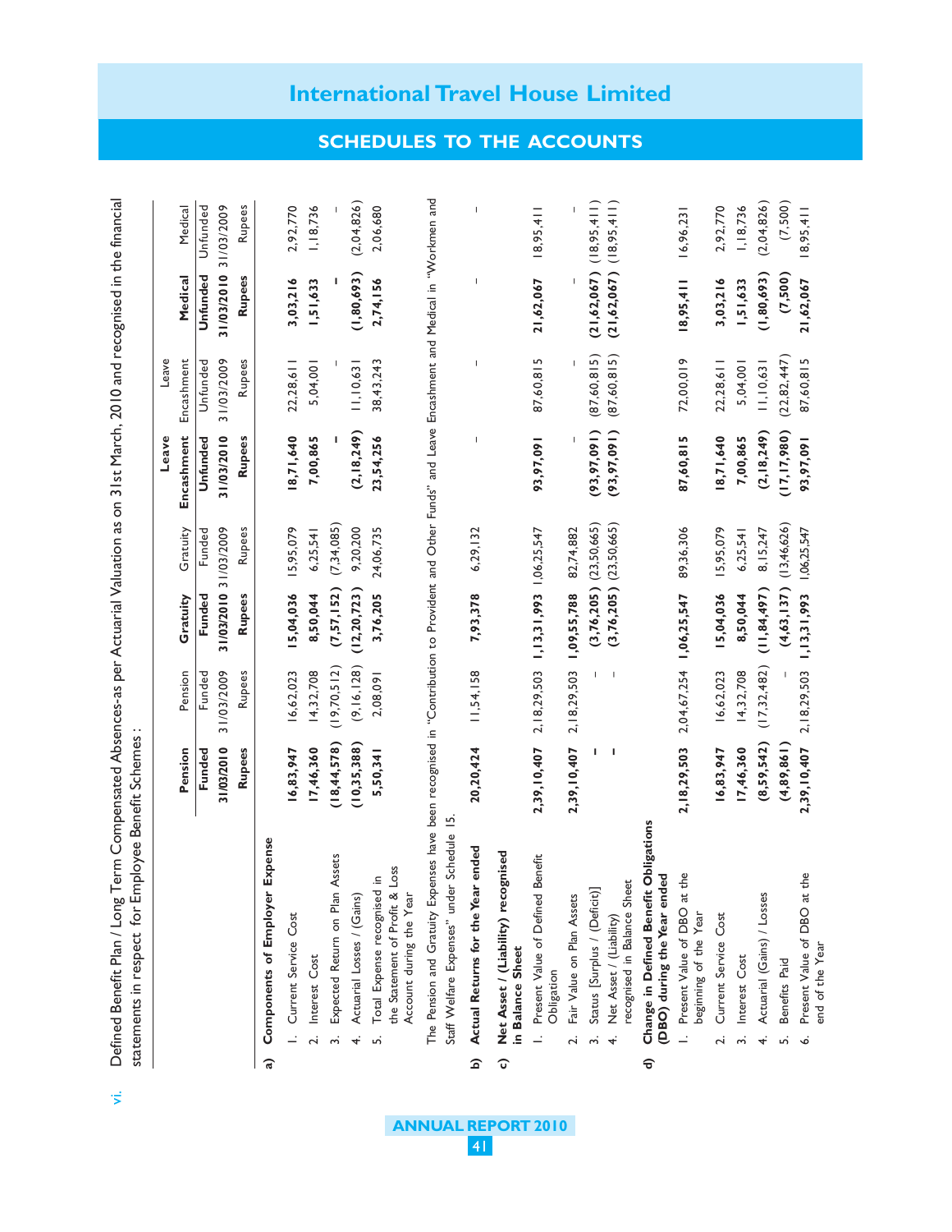vi. Defined Benefit Plan / Long Term Compensated Absences-as per Actuarial Valuation as on 31st March, 2010 and recognised in the financial statements in respect for Employee Benefit Schemes :

| | | Pension | Pension | Gratuity | Gratuity | Leave Encashment | Leave Encashment | Medical | Medical |
|---|---|---|---|---|---|---|---|---|---|
| | | Funded | Funded | Funded | Funded | Unfunded | Unfunded | Unfunded | Unfunded |
| | | 31/03/2010 | 31/03/2009 | 31/03/2010 | 31/03/2009 | 31/03/2010 | 31/03/2009 | 31/03/2010 | 31/03/2009 |
| | | Rupees | Rupees | Rupees | Rupees | Rupees | Rupees | Rupees | Rupees |
| **a)** | **Components of Employer Expense** | | | | | | | | |
| | 1. Current Service Cost | 16,83,947 | 16,62,023 | 15,04,036 | 15,95,079 | 18,71,640 | 22,28,611 | 3,03,216 | 2,92,770 |
| | 2. Interest Cost | 17,46,360 | 14,32,708 | 8,50,044 | 6,25,541 | 7,00,865 | 5,04,001 | 1,51,633 | 1,18,736 |
| | 3. Expected Return on Plan Assets | (18,44,578) | (19,70,512) | (7,57,152) | (7,34,085) | - | - | - | - |
| | 4. Actuarial Losses / (Gains) | (10,35,388) | (9,16,128) | (12,20,723) | 9,20,200 | (2,18,249) | 11,10,631 | (1,80,693) | (2,04,826) |
| | 5. Total Expense recognised in the Statement of Profit & Loss Account during the Year | 5,50,341 | 2,08,091 | 3,76,205 | 24,06,735 | 23,54,256 | 38,43,243 | 2,74,156 | 2,06,680 |

The Pension and Gratuity Expenses have been recognised in "Contribution to Provident and Other Funds" and Leave Encashment and Medical in "Workmen and Staff Welfare Expenses" under Schedule 15.

| | | Pension | Pension | Gratuity | Gratuity | Leave Encashment | Leave Encashment | Medical | Medical |
|---|---|---|---|---|---|---|---|---|---|
| **b)** | **Actual Returns for the Year ended** | 20,20,424 | 11,54,158 | 7,93,378 | 6,29,132 | - | - | - | - |
| **c)** | **Net Asset / (Liability) recognised in Balance Sheet** | | | | | | | | |
| | 1. Present Value of Defined Benefit Obligation | 2,39,10,407 | 2,18,29,503 | 1,13,31,993 | 1,06,25,547 | 93,97,091 | 87,60,815 | 21,62,067 | 18,95,411 |
| | 2. Fair Value on Plan Assets | 2,39,10,407 | 2,18,29,503 | 1,09,55,788 | 82,74,882 | - | - | - | - |
| | 3. Status [Surplus / (Deficit)] | - | - | (3,76,205) | (23,50,665) | (93,97,091) | (87,60,815) | (21,62,067) | (18,95,411) |
| | 4. Net Asset / (Liability) recognised in Balance Sheet | - | - | (3,76,205) | (23,50,665) | (93,97,091) | (87,60,815) | (21,62,067) | (18,95,411) |
| **d)** | **Change in Defined Benefit Obligations (DBO) during the Year ended** | | | | | | | | |
| | 1. Present Value of DBO at the beginning of the Year | 2,18,29,503 | 2,04,67,254 | 1,06,25,547 | 89,36,306 | 87,60,815 | 72,00,019 | 18,95,411 | 16,96,231 |
| | 2. Current Service Cost | 16,83,947 | 16,62,023 | 15,04,036 | 15,95,079 | 18,71,640 | 22,28,611 | 3,03,216 | 2,92,770 |
| | 3. Interest Cost | 17,46,360 | 14,32,708 | 8,50,044 | 6,25,541 | 7,00,865 | 5,04,001 | 1,51,633 | 1,18,736 |
| | 4. Actuarial (Gains) / Losses | (8,59,542) | (17,32,482) | (11,84,497) | 8,15,247 | (2,18,249) | 11,10,631 | (1,80,693) | (2,04,826) |
| | 5. Benefits Paid | (4,89,861) | - | (4,63,137) | (13,46,626) | (17,17,980) | (22,82,447) | (7,500) | (7,500) |
| | 6. Present Value of DBO at the end of the Year | 2,39,10,407 | 2,18,29,503 | 1,13,31,993 | 1,06,25,547 | 93,97,091 | 87,60,815 | 21,62,067 | 18,95,411 |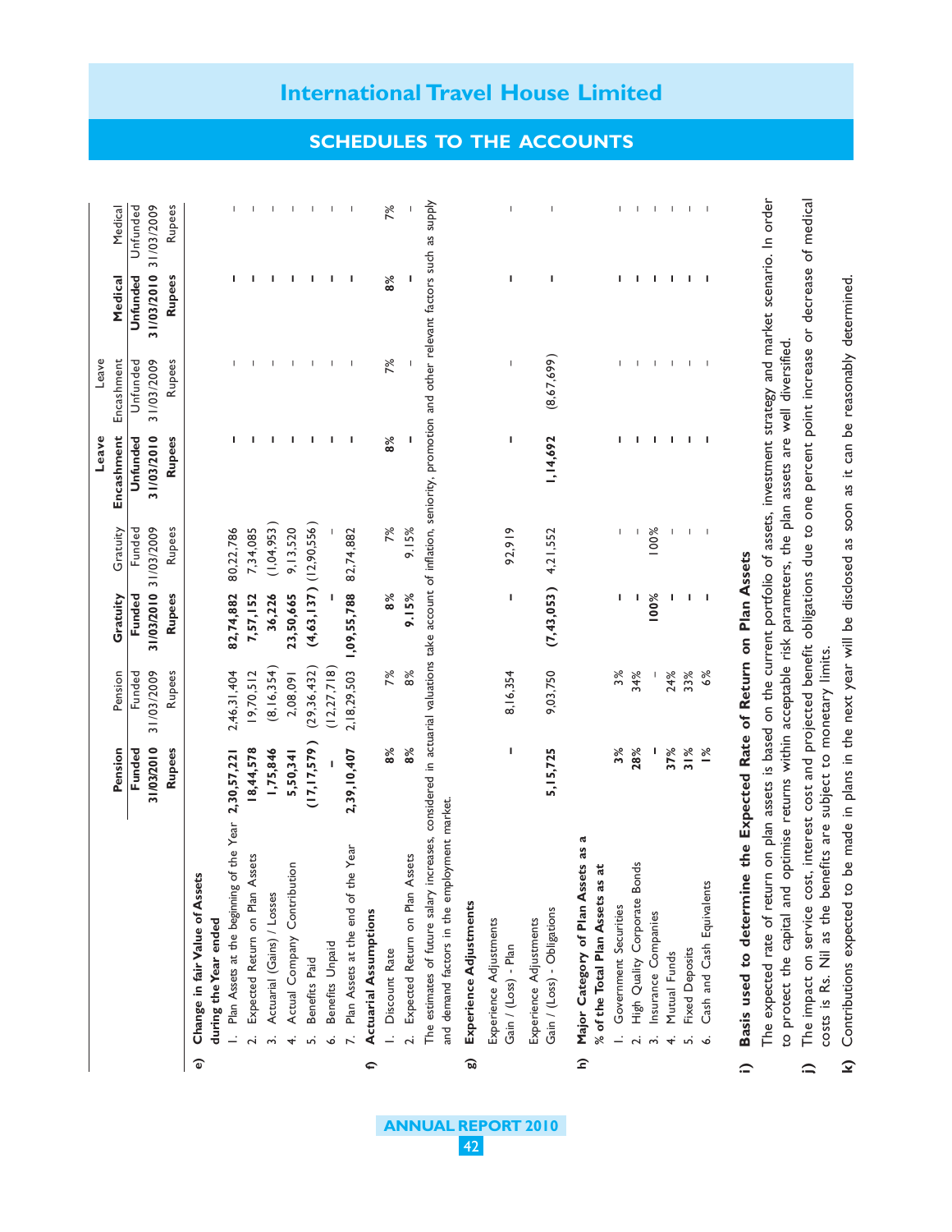## SCHEDULES TO THE ACCOUNTS

| | Pension | Pension | Gratuity | Gratuity | Leave Encashment | Leave Encashment | Medical | Medical |
|---|---|---|---|---|---|---|---|---|
| | Funded | Funded | Funded | Funded | Unfunded | Unfunded | Unfunded | Unfunded |
| | 31/03/2010 | 31/03/2009 | 31/03/2010 | 31/03/2009 | 31/03/2010 | 31/03/2009 | 31/03/2010 | 31/03/2009 |
| | Rupees | Rupees | Rupees | Rupees | Rupees | Rupees | Rupees | Rupees |
| **e) Change in fair Value of Assets during the Year ended** | | | | | | | | |
| 1. Plan Assets at the beginning of the Year | 2,30,57,221 | 2,46,31,404 | 82,74,882 | 80,22,786 | – | – | – | – |
| 2. Expected Return on Plan Assets | 18,44,578 | 19,70,512 | 7,57,152 | 7,34,085 | – | – | – | – |
| 3. Actuarial (Gains) / Losses | 1,75,846 | (8,16,354) | 36,226 | (1,04,953) | – | – | – | – |
| 4. Actual Company Contribution | 5,50,341 | 2,08,091 | 23,50,665 | 9,13,520 | – | – | – | – |
| 5. Benefits Paid | (17,17,579) | (29,36,432) | (4,63,137) | (12,90,556) | – | – | – | – |
| 6. Benefits Unpaid | – | (12,27,718) | – | – | – | – | – | – |
| 7. Plan Assets at the end of the Year | 2,39,10,407 | 2,18,29,503 | 1,09,55,788 | 82,74,882 | – | – | – | – |
| **f) Actuarial Assumptions** | | | | | | | | |
| 1. Discount Rate | 8% | 7% | 8% | 7% | 8% | 7% | 8% | 7% |
| 2. Expected Return on Plan Assets | 8% | 8% | 9.15% | 9.15% | – | – | – | – |

The estimates of future salary increases, considered in actuarial valuations take account of inflation, seniority, promotion and other relevant factors such as supply and demand factors in the employment market.

| | Pension 31/03/2010 | Pension 31/03/2009 | Gratuity 31/03/2010 | Gratuity 31/03/2009 | Leave Encashment 31/03/2010 | Leave Encashment 31/03/2009 | Medical 31/03/2010 | Medical 31/03/2009 |
|---|---|---|---|---|---|---|---|---|
| **g) Experience Adjustments** | | | | | | | | |
| Experience Adjustments Gain / (Loss) - Plan | – | 8,16,354 | – | 92,919 | – | – | – | – |
| Experience Adjustments Gain / (Loss) - Obligations | 5,15,725 | 9,03,750 | (7,43,053) | 4,21,552 | 1,14,692 | (8,67,699) | – | – |
| **h) Major Category of Plan Assets as a % of the Total Plan Assets as at** | | | | | | | | |
| 1. Government Securities | 3% | 3% | – | – | – | – | – | – |
| 2. High Quality Corporate Bonds | 28% | 34% | – | – | – | – | – | – |
| 3. Insurance Companies | – | – | 100% | 100% | – | – | – | – |
| 4. Mutual Funds | 37% | 24% | – | – | – | – | – | – |
| 5. Fixed Deposits | 31% | 33% | – | – | – | – | – | – |
| 6. Cash and Cash Equivalents | 1% | 6% | – | – | – | – | – | – |

**i) Basis used to determine the Expected Rate of Return on Plan Assets**

The expected rate of return on plan assets is based on the current portfolio of assets, investment strategy and market scenario. In order to protect the capital and optimise returns within acceptable risk parameters, the plan assets are well diversified.

**j)** The impact on service cost, interest cost and projected benefit obligations due to one percent point increase or decrease of medical costs is Rs. Nil as the benefits are subject to monetary limits.

**k)** Contributions expected to be made in plans in the next year will be disclosed as soon as it can be reasonably determined.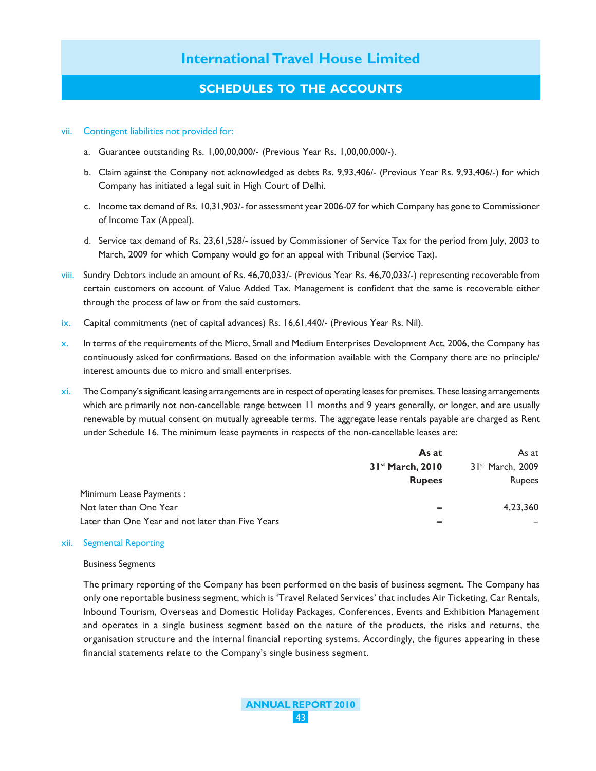vii. Contingent liabilities not provided for:

   a. Guarantee outstanding Rs. 1,00,00,000/- (Previous Year Rs. 1,00,00,000/-).

   b. Claim against the Company not acknowledged as debts Rs. 9,93,406/- (Previous Year Rs. 9,93,406/-) for which Company has initiated a legal suit in High Court of Delhi.

   c. Income tax demand of Rs. 10,31,903/- for assessment year 2006-07 for which Company has gone to Commissioner of Income Tax (Appeal).

   d. Service tax demand of Rs. 23,61,528/- issued by Commissioner of Service Tax for the period from July, 2003 to March, 2009 for which Company would go for an appeal with Tribunal (Service Tax).

viii. Sundry Debtors include an amount of Rs. 46,70,033/- (Previous Year Rs. 46,70,033/-) representing recoverable from certain customers on account of Value Added Tax. Management is confident that the same is recoverable either through the process of law or from the said customers.

ix. Capital commitments (net of capital advances) Rs. 16,61,440/- (Previous Year Rs. Nil).

x. In terms of the requirements of the Micro, Small and Medium Enterprises Development Act, 2006, the Company has continuously asked for confirmations. Based on the information available with the Company there are no principle/ interest amounts due to micro and small enterprises.

xi. The Company's significant leasing arrangements are in respect of operating leases for premises. These leasing arrangements which are primarily not non-cancellable range between 11 months and 9 years generally, or longer, and are usually renewable by mutual consent on mutually agreeable terms. The aggregate lease rentals payable are charged as Rent under Schedule 16. The minimum lease payments in respects of the non-cancellable leases are:

| | **As at 31st March, 2010 Rupees** | As at 31st March, 2009 Rupees |
|---|---|---|
| Minimum Lease Payments : | | |
| Not later than One Year | **–** | 4,23,360 |
| Later than One Year and not later than Five Years | **–** | – |

xii. Segmental Reporting

Business Segments

The primary reporting of the Company has been performed on the basis of business segment. The Company has only one reportable business segment, which is 'Travel Related Services' that includes Air Ticketing, Car Rentals, Inbound Tourism, Overseas and Domestic Holiday Packages, Conferences, Events and Exhibition Management and operates in a single business segment based on the nature of the products, the risks and returns, the organisation structure and the internal financial reporting systems. Accordingly, the figures appearing in these financial statements relate to the Company's single business segment.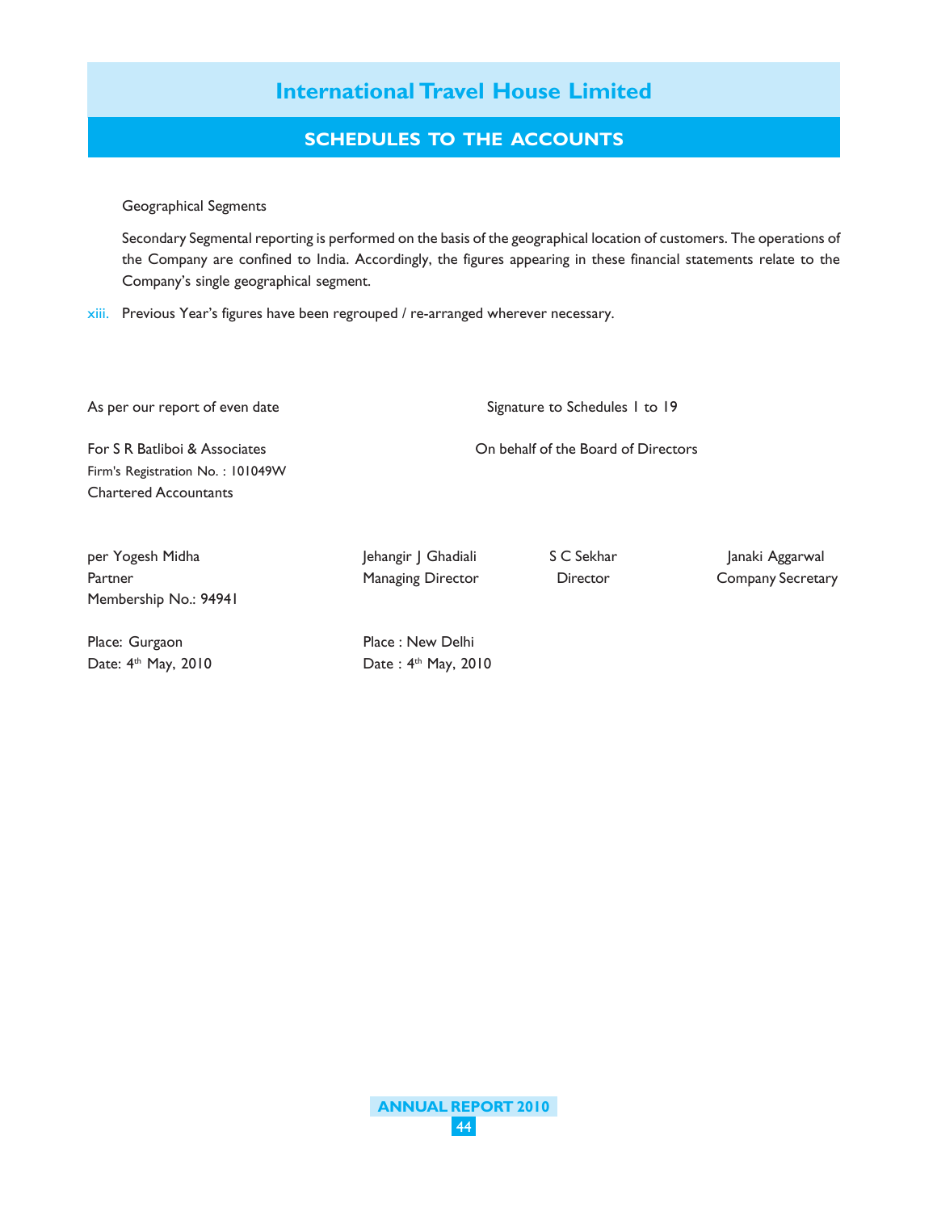Geographical Segments

Secondary Segmental reporting is performed on the basis of the geographical location of customers. The operations of the Company are confined to India. Accordingly, the figures appearing in these financial statements relate to the Company's single geographical segment.

xiii. Previous Year's figures have been regrouped / re-arranged wherever necessary.

As per our report of even date

Signature to Schedules 1 to 19

For S R Batliboi & Associates
Firm's Registration No. : 101049W
Chartered Accountants

On behalf of the Board of Directors

| | | | |
|---|---|---|---|
| per Yogesh Midha<br>Partner<br>Membership No.: 94941 | Jehangir J Ghadiali<br>Managing Director | S C Sekhar<br>Director | Janaki Aggarwal<br>Company Secretary |

Place: Gurgaon
Date: 4th May, 2010

Place : New Delhi
Date : 4th May, 2010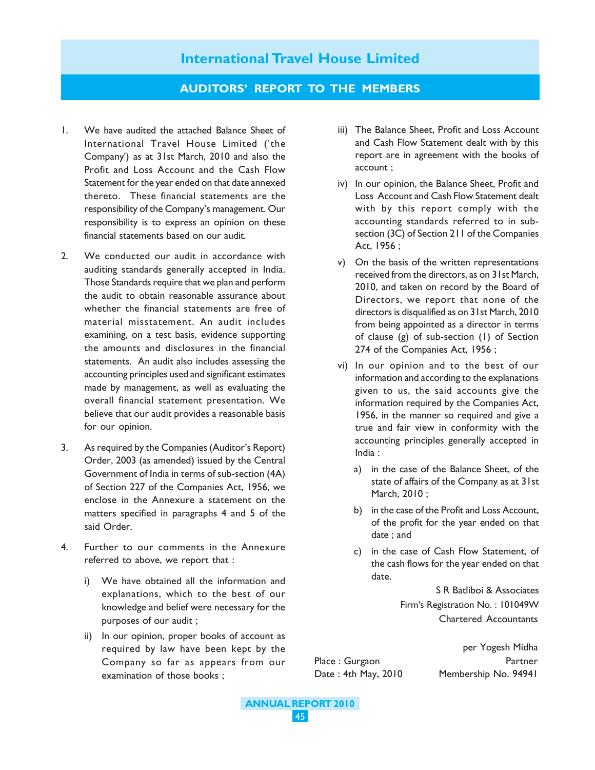# International Travel House Limited

## AUDITORS' REPORT TO THE MEMBERS

1. We have audited the attached Balance Sheet of International Travel House Limited ('the Company') as at 31st March, 2010 and also the Profit and Loss Account and the Cash Flow Statement for the year ended on that date annexed thereto. These financial statements are the responsibility of the Company's management. Our responsibility is to express an opinion on these financial statements based on our audit.

2. We conducted our audit in accordance with auditing standards generally accepted in India. Those Standards require that we plan and perform the audit to obtain reasonable assurance about whether the financial statements are free of material misstatement. An audit includes examining, on a test basis, evidence supporting the amounts and disclosures in the financial statements. An audit also includes assessing the accounting principles used and significant estimates made by management, as well as evaluating the overall financial statement presentation. We believe that our audit provides a reasonable basis for our opinion.

3. As required by the Companies (Auditor's Report) Order, 2003 (as amended) issued by the Central Government of India in terms of sub-section (4A) of Section 227 of the Companies Act, 1956, we enclose in the Annexure a statement on the matters specified in paragraphs 4 and 5 of the said Order.

4. Further to our comments in the Annexure referred to above, we report that :

   i) We have obtained all the information and explanations, which to the best of our knowledge and belief were necessary for the purposes of our audit ;

   ii) In our opinion, proper books of account as required by law have been kept by the Company so far as appears from our examination of those books ;

   iii) The Balance Sheet, Profit and Loss Account and Cash Flow Statement dealt with by this report are in agreement with the books of account ;

   iv) In our opinion, the Balance Sheet, Profit and Loss Account and Cash Flow Statement dealt with by this report comply with the accounting standards referred to in sub-section (3C) of Section 211 of the Companies Act, 1956 ;

   v) On the basis of the written representations received from the directors, as on 31st March, 2010, and taken on record by the Board of Directors, we report that none of the directors is disqualified as on 31st March, 2010 from being appointed as a director in terms of clause (g) of sub-section (1) of Section 274 of the Companies Act, 1956 ;

   vi) In our opinion and to the best of our information and according to the explanations given to us, the said accounts give the information required by the Companies Act, 1956, in the manner so required and give a true and fair view in conformity with the accounting principles generally accepted in India :

      a) in the case of the Balance Sheet, of the state of affairs of the Company as at 31st March, 2010 ;

      b) in the case of the Profit and Loss Account, of the profit for the year ended on that date ; and

      c) in the case of Cash Flow Statement, of the cash flows for the year ended on that date.

S R Batliboi & Associates
Firm's Registration No. : 101049W
Chartered Accountants

per Yogesh Midha
Partner
Membership No. 94941

Place : Gurgaon
Date : 4th May, 2010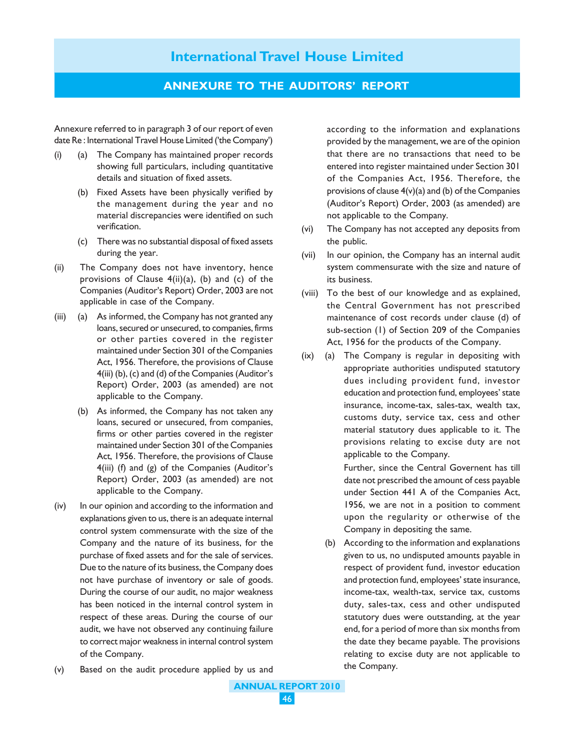## ANNEXURE TO THE AUDITORS' REPORT

Annexure referred to in paragraph 3 of our report of even date Re : International Travel House Limited ('the Company')

(i) (a) The Company has maintained proper records showing full particulars, including quantitative details and situation of fixed assets.

(b) Fixed Assets have been physically verified by the management during the year and no material discrepancies were identified on such verification.

(c) There was no substantial disposal of fixed assets during the year.

(ii) The Company does not have inventory, hence provisions of Clause 4(ii)(a), (b) and (c) of the Companies (Auditor's Report) Order, 2003 are not applicable in case of the Company.

(iii) (a) As informed, the Company has not granted any loans, secured or unsecured, to companies, firms or other parties covered in the register maintained under Section 301 of the Companies Act, 1956. Therefore, the provisions of Clause 4(iii) (b), (c) and (d) of the Companies (Auditor's Report) Order, 2003 (as amended) are not applicable to the Company.

(b) As informed, the Company has not taken any loans, secured or unsecured, from companies, firms or other parties covered in the register maintained under Section 301 of the Companies Act, 1956. Therefore, the provisions of Clause 4(iii) (f) and (g) of the Companies (Auditor's Report) Order, 2003 (as amended) are not applicable to the Company.

(iv) In our opinion and according to the information and explanations given to us, there is an adequate internal control system commensurate with the size of the Company and the nature of its business, for the purchase of fixed assets and for the sale of services. Due to the nature of its business, the Company does not have purchase of inventory or sale of goods. During the course of our audit, no major weakness has been noticed in the internal control system in respect of these areas. During the course of our audit, we have not observed any continuing failure to correct major weakness in internal control system of the Company.

(v) Based on the audit procedure applied by us and according to the information and explanations provided by the management, we are of the opinion that there are no transactions that need to be entered into register maintained under Section 301 of the Companies Act, 1956. Therefore, the provisions of clause 4(v)(a) and (b) of the Companies (Auditor's Report) Order, 2003 (as amended) are not applicable to the Company.

(vi) The Company has not accepted any deposits from the public.

(vii) In our opinion, the Company has an internal audit system commensurate with the size and nature of its business.

(viii) To the best of our knowledge and as explained, the Central Government has not prescribed maintenance of cost records under clause (d) of sub-section (1) of Section 209 of the Companies Act, 1956 for the products of the Company.

(ix) (a) The Company is regular in depositing with appropriate authorities undisputed statutory dues including provident fund, investor education and protection fund, employees' state insurance, income-tax, sales-tax, wealth tax, customs duty, service tax, cess and other material statutory dues applicable to it. The provisions relating to excise duty are not applicable to the Company.

Further, since the Central Goverment has till date not prescribed the amount of cess payable under Section 441 A of the Companies Act, 1956, we are not in a position to comment upon the regularity or otherwise of the Company in depositing the same.

(b) According to the information and explanations given to us, no undisputed amounts payable in respect of provident fund, investor education and protection fund, employees' state insurance, income-tax, wealth-tax, service tax, customs duty, sales-tax, cess and other undisputed statutory dues were outstanding, at the year end, for a period of more than six months from the date they became payable. The provisions relating to excise duty are not applicable to the Company.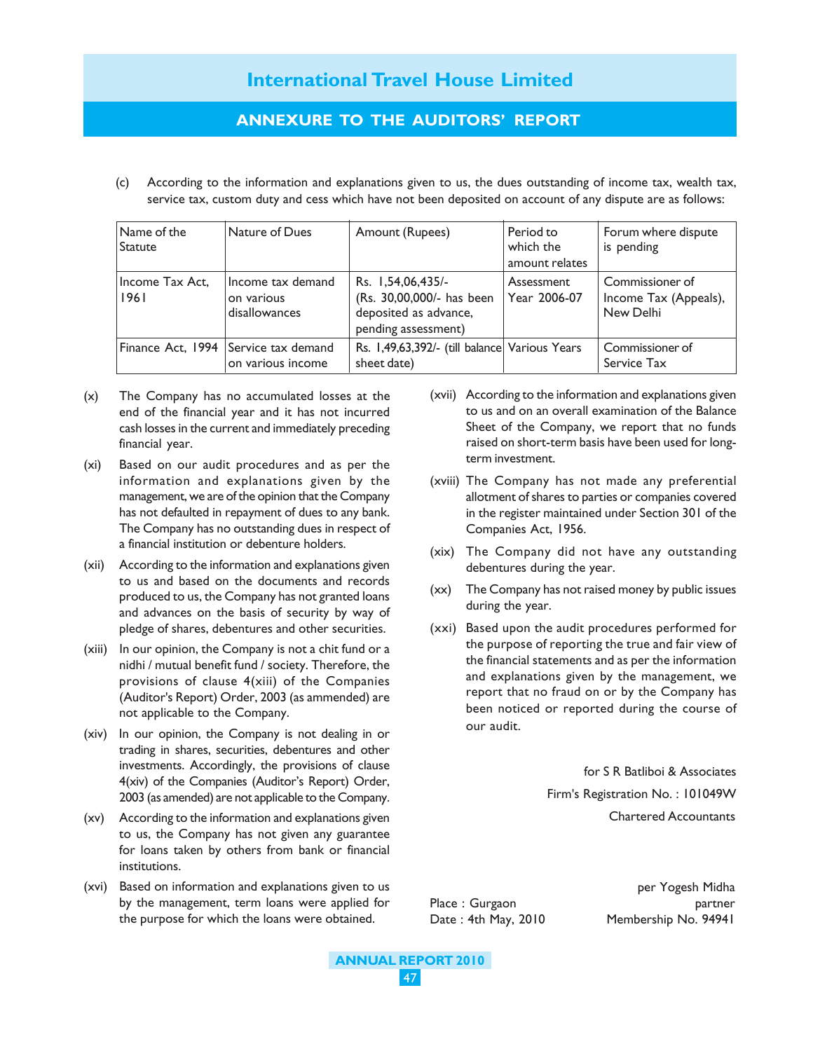## ANNEXURE TO THE AUDITORS' REPORT

(c) According to the information and explanations given to us, the dues outstanding of income tax, wealth tax, service tax, custom duty and cess which have not been deposited on account of any dispute are as follows:

| Name of the Statute | Nature of Dues | Amount (Rupees) | Period to which the amount relates | Forum where dispute is pending |
|---|---|---|---|---|
| Income Tax Act, 1961 | Income tax demand on various disallowances | Rs. 1,54,06,435/- (Rs. 30,00,000/- has been deposited as advance, pending assessment) | Assessment Year 2006-07 | Commissioner of Income Tax (Appeals), New Delhi |
| Finance Act, 1994 | Service tax demand on various income | Rs. 1,49,63,392/- (till balance sheet date) | Various Years | Commissioner of Service Tax |

(x) The Company has no accumulated losses at the end of the financial year and it has not incurred cash losses in the current and immediately preceding financial year.

(xi) Based on our audit procedures and as per the information and explanations given by the management, we are of the opinion that the Company has not defaulted in repayment of dues to any bank. The Company has no outstanding dues in respect of a financial institution or debenture holders.

(xii) According to the information and explanations given to us and based on the documents and records produced to us, the Company has not granted loans and advances on the basis of security by way of pledge of shares, debentures and other securities.

(xiii) In our opinion, the Company is not a chit fund or a nidhi / mutual benefit fund / society. Therefore, the provisions of clause 4(xiii) of the Companies (Auditor's Report) Order, 2003 (as ammended) are not applicable to the Company.

(xiv) In our opinion, the Company is not dealing in or trading in shares, securities, debentures and other investments. Accordingly, the provisions of clause 4(xiv) of the Companies (Auditor's Report) Order, 2003 (as amended) are not applicable to the Company.

(xv) According to the information and explanations given to us, the Company has not given any guarantee for loans taken by others from bank or financial institutions.

(xvi) Based on information and explanations given to us by the management, term loans were applied for the purpose for which the loans were obtained.

(xvii) According to the information and explanations given to us and on an overall examination of the Balance Sheet of the Company, we report that no funds raised on short-term basis have been used for long-term investment.

(xviii) The Company has not made any preferential allotment of shares to parties or companies covered in the register maintained under Section 301 of the Companies Act, 1956.

(xix) The Company did not have any outstanding debentures during the year.

(xx) The Company has not raised money by public issues during the year.

(xxi) Based upon the audit procedures performed for the purpose of reporting the true and fair view of the financial statements and as per the information and explanations given by the management, we report that no fraud on or by the Company has been noticed or reported during the course of our audit.

for S R Batliboi & Associates
Firm's Registration No. : 101049W
Chartered Accountants

per Yogesh Midha
partner
Membership No. 94941

Place : Gurgaon
Date : 4th May, 2010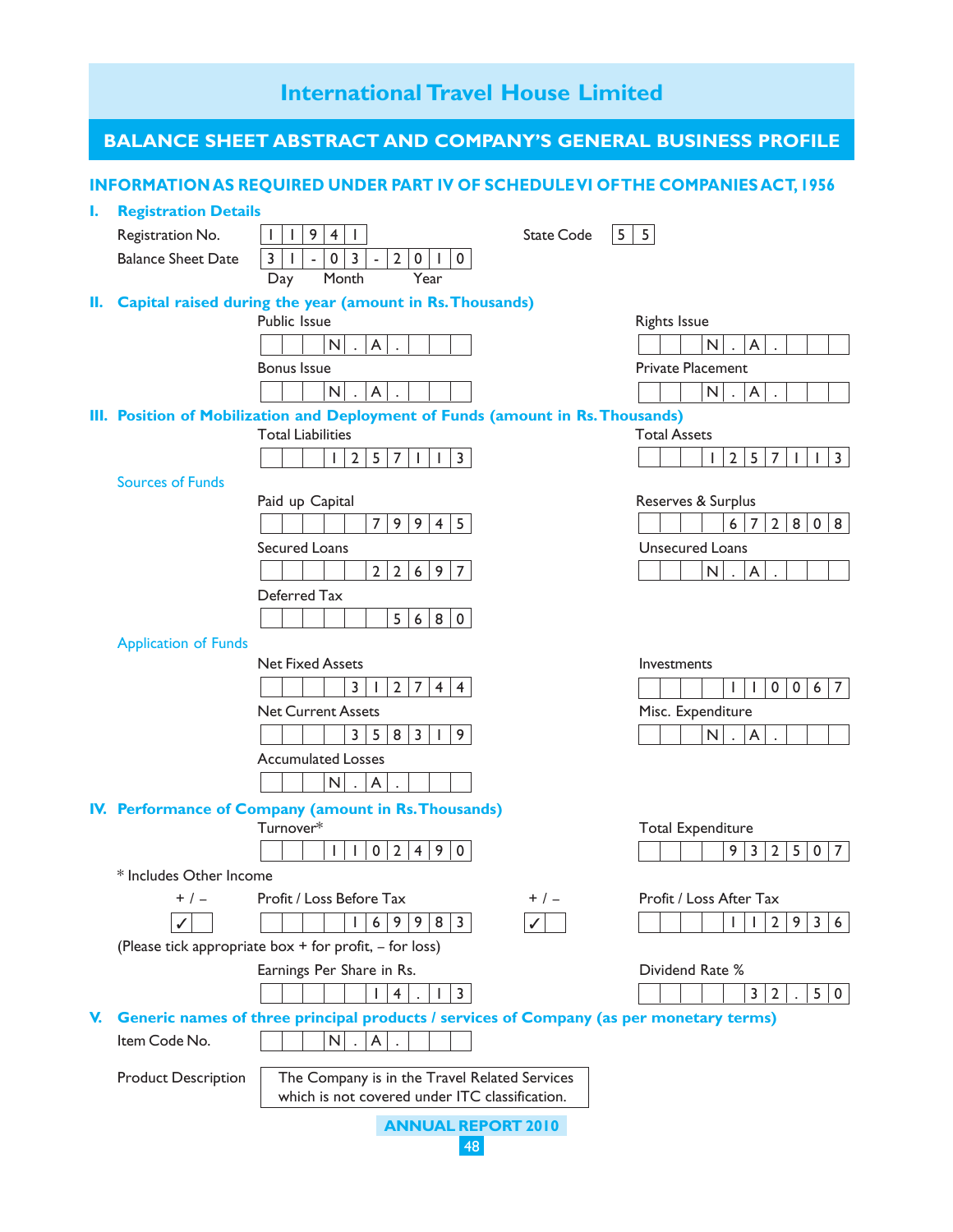# International Travel House Limited

## BALANCE SHEET ABSTRACT AND COMPANY'S GENERAL BUSINESS PROFILE

### INFORMATION AS REQUIRED UNDER PART IV OF SCHEDULE VI OF THE COMPANIES ACT, 1956

### I. Registration Details

Registration No. 11941 State Code 55

Balance Sheet Date 31 - 03 - 2010
Day Month Year

### II. Capital raised during the year (amount in Rs. Thousands)

| Public Issue | Rights Issue |
|---|---|
| N.A. | N.A. |

| Bonus Issue | Private Placement |
|---|---|
| N.A. | N.A. |

### III. Position of Mobilization and Deployment of Funds (amount in Rs. Thousands)

| Total Liabilities | Total Assets |
|---|---|
| 1257113 | 1257113 |

**Sources of Funds**

| Paid up Capital | Reserves & Surplus |
|---|---|
| 79945 | 672808 |

| Secured Loans | Unsecured Loans |
|---|---|
| 22697 | N.A. |

| Deferred Tax |
|---|
| 5680 |

**Application of Funds**

| Net Fixed Assets | Investments |
|---|---|
| 312744 | 110067 |

| Net Current Assets | Misc. Expenditure |
|---|---|
| 358319 | N.A. |

| Accumulated Losses |
|---|
| N.A. |

### IV. Performance of Company (amount in Rs. Thousands)

| Turnover* | Total Expenditure |
|---|---|
| 1102490 | 932507 |

\* Includes Other Income

| + / – | Profit / Loss Before Tax | + / – | Profit / Loss After Tax |
|---|---|---|---|
| ✓ | 169983 | ✓ | 112936 |

(Please tick appropriate box + for profit, – for loss)

| Earnings Per Share in Rs. | Dividend Rate % |
|---|---|
| 14.13 | 32.50 |

### V. Generic names of three principal products / services of Company (as per monetary terms)

Item Code No. N.A.

Product Description: The Company is in the Travel Related Services which is not covered under ITC classification.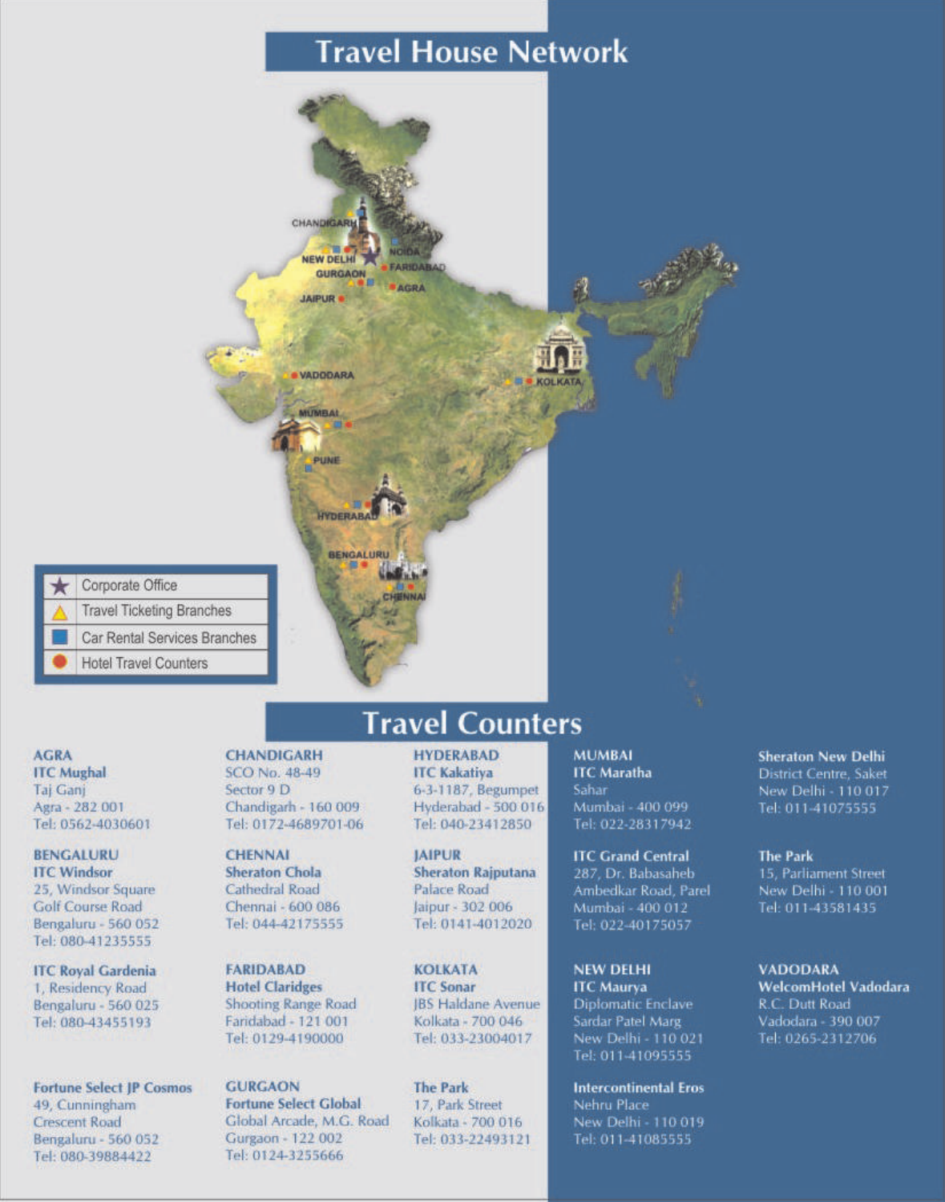# Travel House Network

- ★ Corporate Office
- △ Travel Ticketing Branches
- ■ Car Rental Services Branches
- ● Hotel Travel Counters

CHANDIGARH, NEW DELHI, NOIDA, FARIDABAD, GURGAON, JAIPUR, AGRA, VADODARA, KOLKATA, MUMBAI, PUNE, HYDERABAD, BENGALURU, CHENNAI

# Travel Counters

**AGRA**
**ITC Mughal**
Taj Ganj
Agra - 282 001
Tel: 0562-4030601

**BENGALURU**
**ITC Windsor**
25, Windsor Square
Golf Course Road
Bengaluru - 560 052
Tel: 080-41235555

**ITC Royal Gardenia**
1, Residency Road
Bengaluru - 560 025
Tel: 080-43455193

**Fortune Select JP Cosmos**
49, Cunningham
Crescent Road
Bengaluru - 560 052
Tel: 080-39884422

**CHANDIGARH**
SCO No. 48-49
Sector 9 D
Chandigarh - 160 009
Tel: 0172-4689701-06

**CHENNAI**
**Sheraton Chola**
Cathedral Road
Chennai - 600 086
Tel: 044-42175555

**FARIDABAD**
**Hotel Claridges**
Shooting Range Road
Faridabad - 121 001
Tel: 0129-4190000

**GURGAON**
**Fortune Select Global**
Global Arcade, M.G. Road
Gurgaon - 122 002
Tel: 0124-3255666

**HYDERABAD**
**ITC Kakatiya**
6-3-1187, Begumpet
Hyderabad - 500 016
Tel: 040-23412850

**JAIPUR**
**Sheraton Rajputana**
Palace Road
Jaipur - 302 006
Tel: 0141-4012020

**KOLKATA**
**ITC Sonar**
JBS Haldane Avenue
Kolkata - 700 046
Tel: 033-23004017

**The Park**
17, Park Street
Kolkata - 700 016
Tel: 033-22493121

**MUMBAI**
**ITC Maratha**
Sahar
Mumbai - 400 099
Tel: 022-28317942

**ITC Grand Central**
287, Dr. Babasaheb
Ambedkar Road, Parel
Mumbai - 400 012
Tel: 022-40175057

**NEW DELHI**
**ITC Maurya**
Diplomatic Enclave
Sardar Patel Marg
New Delhi - 110 021
Tel: 011-41095555

**Intercontinental Eros**
Nehru Place
New Delhi - 110 019
Tel: 011-41085555

**Sheraton New Delhi**
District Centre, Saket
New Delhi - 110 017
Tel: 011-41075555

**The Park**
15, Parliament Street
New Delhi - 110 001
Tel: 011-43581435

**VADODARA**
**WelcomHotel Vadodara**
R.C. Dutt Road
Vadodara - 390 007
Tel: 0265-2312706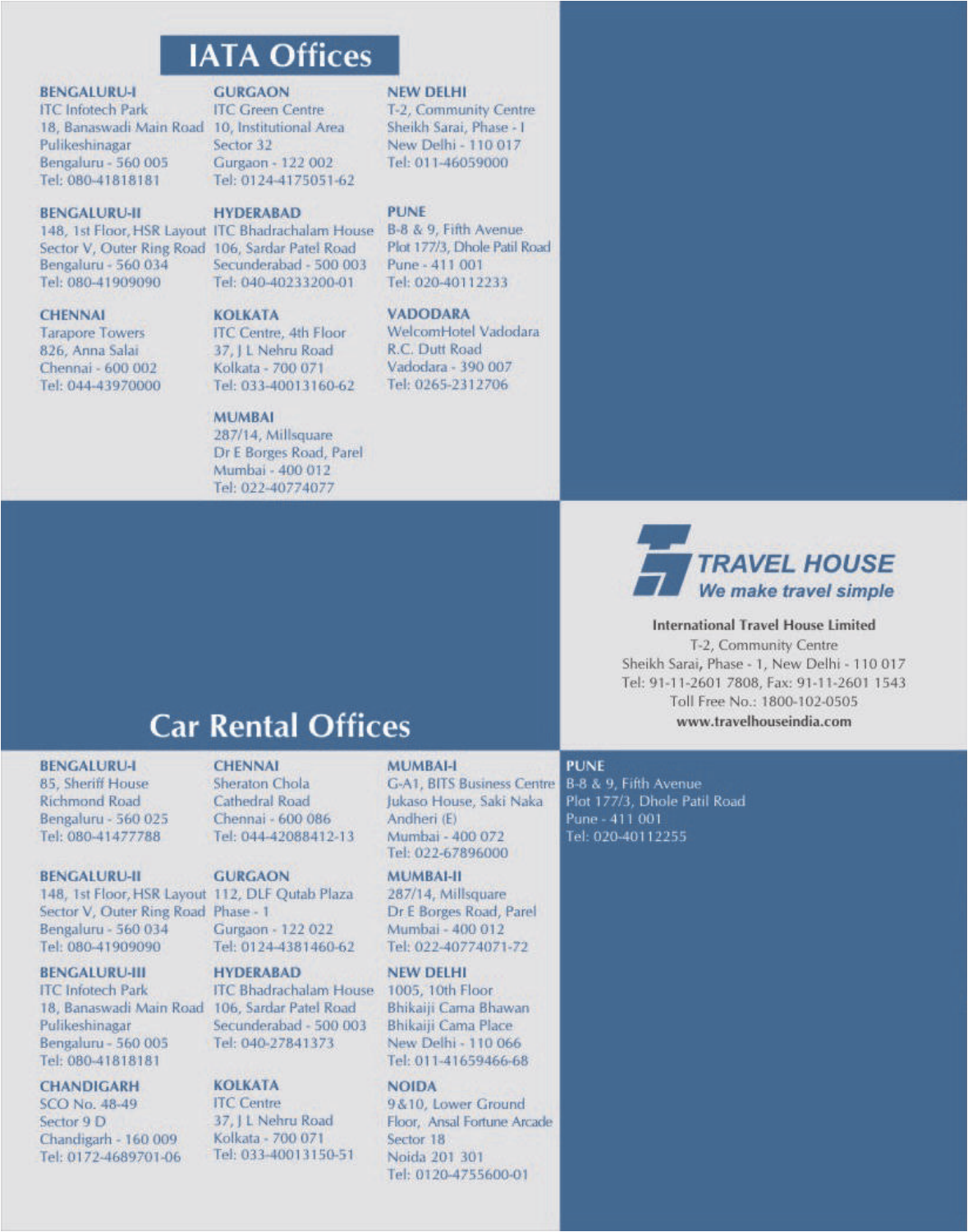## IATA Offices

**BENGALURU-I**
ITC Infotech Park
18, Banaswadi Main Road
Pulikeshinagar
Bengaluru - 560 005
Tel: 080-41818181

**BENGALURU-II**
148, 1st Floor, HSR Layout
Sector V, Outer Ring Road
Bengaluru - 560 034
Tel: 080-41909090

**CHENNAI**
Tarapore Towers
826, Anna Salai
Chennai - 600 002
Tel: 044-43970000

**GURGAON**
ITC Green Centre
10, Institutional Area
Sector 32
Gurgaon - 122 002
Tel: 0124-4175051-62

**HYDERABAD**
ITC Bhadrachalam House
106, Sardar Patel Road
Secunderabad - 500 003
Tel: 040-40233200-01

**KOLKATA**
ITC Centre, 4th Floor
37, J L Nehru Road
Kolkata - 700 071
Tel: 033-40013160-62

**MUMBAI**
287/14, Millsquare
Dr E Borges Road, Parel
Mumbai - 400 012
Tel: 022-40774077

**NEW DELHI**
T-2, Community Centre
Sheikh Sarai, Phase - I
New Delhi - 110 017
Tel: 011-46059000

**PUNE**
B-8 & 9, Fifth Avenue
Plot 177/3, Dhole Patil Road
Pune - 411 001
Tel: 020-40112233

**VADODARA**
WelcomHotel Vadodara
R.C. Dutt Road
Vadodara - 390 007
Tel: 0265-2312706

**TRAVEL HOUSE**
*We make travel simple*

**International Travel House Limited**
T-2, Community Centre
Sheikh Sarai, Phase - 1, New Delhi - 110 017
Tel: 91-11-2601 7808, Fax: 91-11-2601 1543
Toll Free No.: 1800-102-0505
**www.travelhouseindia.com**

## Car Rental Offices

**BENGALURU-I**
85, Sheriff House
Richmond Road
Bengaluru - 560 025
Tel: 080-41477788

**BENGALURU-II**
148, 1st Floor, HSR Layout
Sector V, Outer Ring Road
Bengaluru - 560 034
Tel: 080-41909090

**BENGALURU-III**
ITC Infotech Park
18, Banaswadi Main Road
Pulikeshinagar
Bengaluru - 560 005
Tel: 080-41818181

**CHANDIGARH**
SCO No. 48-49
Sector 9 D
Chandigarh - 160 009
Tel: 0172-4689701-06

**CHENNAI**
Sheraton Chola
Cathedral Road
Chennai - 600 086
Tel: 044-42088412-13

**GURGAON**
112, DLF Qutab Plaza
Phase - 1
Gurgaon - 122 022
Tel: 0124-4381460-62

**HYDERABAD**
ITC Bhadrachalam House
106, Sardar Patel Road
Secunderabad - 500 003
Tel: 040-27841373

**KOLKATA**
ITC Centre
37, J L Nehru Road
Kolkata - 700 071
Tel: 033-40013150-51

**MUMBAI-I**
G-A1, BITS Business Centre
Jukaso House, Saki Naka
Andheri (E)
Mumbai - 400 072
Tel: 022-67896000

**MUMBAI-II**
287/14, Millsquare
Dr E Borges Road, Parel
Mumbai - 400 012
Tel: 022-40774071-72

**NEW DELHI**
1005, 10th Floor
Bhikaiji Cama Bhawan
Bhikaiji Cama Place
New Delhi - 110 066
Tel: 011-41659466-68

**NOIDA**
9&10, Lower Ground
Floor, Ansal Fortune Arcade
Sector 18
Noida 201 301
Tel: 0120-4755600-01

**PUNE**
B-8 & 9, Fifth Avenue
Plot 177/3, Dhole Patil Road
Pune - 411 001
Tel: 020-40112255